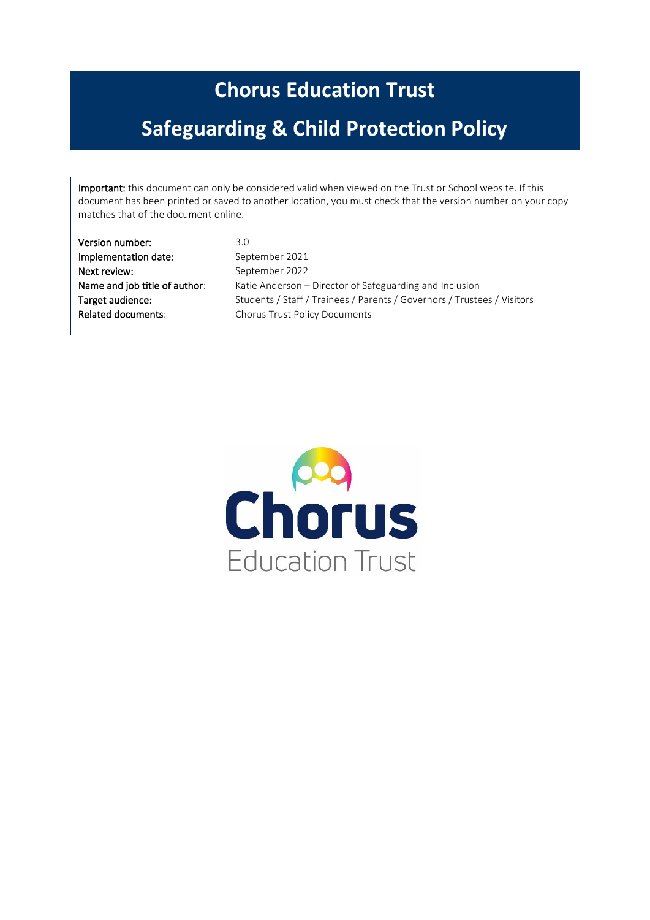# Chorus Education Trust

# Safeguarding & Child Protection Policy

**Important:** this document can only be considered valid when viewed on the Trust or School website. If this document has been printed or saved to another location, you must check that the version number on your copy matches that of the document online.

| | |
|---|---|
| **Version number:** | 3.0 |
| **Implementation date:** | September 2021 |
| **Next review:** | September 2022 |
| **Name and job title of author:** | Katie Anderson – Director of Safeguarding and Inclusion |
| **Target audience:** | Students / Staff / Trainees / Parents / Governors / Trustees / Visitors |
| **Related documents:** | Chorus Trust Policy Documents |

Chorus
Education Trust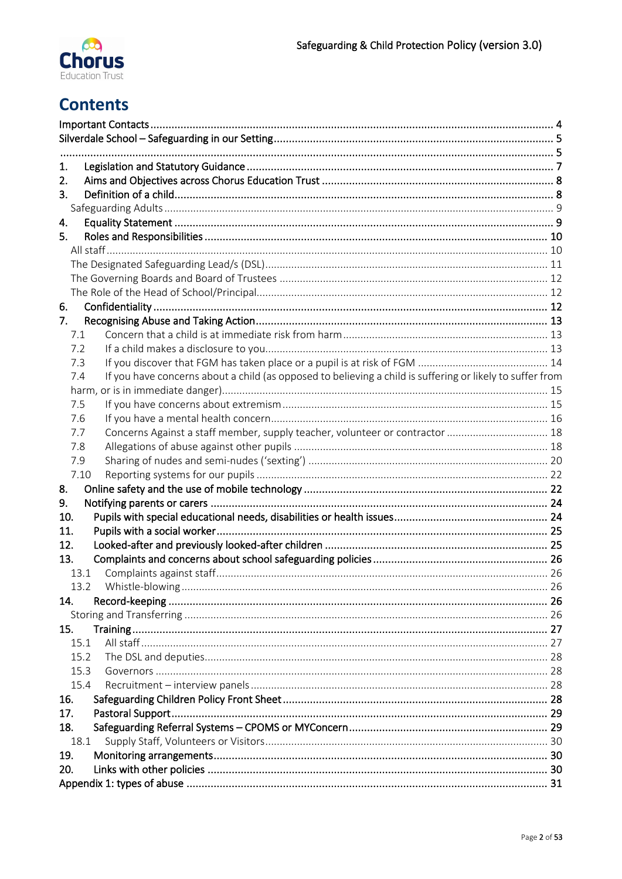# Contents

Important Contacts ........................................................................ 4
Silverdale School – Safeguarding in our Setting ........................................................................ 5
........................................................................ 5

1. Legislation and Statutory Guidance ........................................................................ 7
2. Aims and Objectives across Chorus Education Trust ........................................................................ 8
3. Definition of a child ........................................................................ 8
   - Safeguarding Adults ........................................................................ 9
4. Equality Statement ........................................................................ 9
5. Roles and Responsibilities ........................................................................ 10
   - All staff ........................................................................ 10
   - The Designated Safeguarding Lead/s (DSL) ........................................................................ 11
   - The Governing Boards and Board of Trustees ........................................................................ 12
   - The Role of the Head of School/Principal ........................................................................ 12
6. Confidentiality ........................................................................ 12
7. Recognising Abuse and Taking Action ........................................................................ 13
   - 7.1 Concern that a child is at immediate risk from harm ........................................................................ 13
   - 7.2 If a child makes a disclosure to you ........................................................................ 13
   - 7.3 If you discover that FGM has taken place or a pupil is at risk of FGM ........................................................................ 14
   - 7.4 If you have concerns about a child (as opposed to believing a child is suffering or likely to suffer from harm, or is in immediate danger) ........................................................................ 15
   - 7.5 If you have concerns about extremism ........................................................................ 15
   - 7.6 If you have a mental health concern ........................................................................ 16
   - 7.7 Concerns Against a staff member, supply teacher, volunteer or contractor ........................................................................ 18
   - 7.8 Allegations of abuse against other pupils ........................................................................ 18
   - 7.9 Sharing of nudes and semi-nudes ('sexting') ........................................................................ 20
   - 7.10 Reporting systems for our pupils ........................................................................ 22
8. Online safety and the use of mobile technology ........................................................................ 22
9. Notifying parents or carers ........................................................................ 24
10. Pupils with special educational needs, disabilities or health issues ........................................................................ 24
11. Pupils with a social worker ........................................................................ 25
12. Looked-after and previously looked-after children ........................................................................ 25
13. Complaints and concerns about school safeguarding policies ........................................................................ 26
    - 13.1 Complaints against staff ........................................................................ 26
    - 13.2 Whistle-blowing ........................................................................ 26
14. Record-keeping ........................................................................ 26
    - Storing and Transferring ........................................................................ 26
15. Training ........................................................................ 27
    - 15.1 All staff ........................................................................ 27
    - 15.2 The DSL and deputies ........................................................................ 28
    - 15.3 Governors ........................................................................ 28
    - 15.4 Recruitment – interview panels ........................................................................ 28
16. Safeguarding Children Policy Front Sheet ........................................................................ 28
17. Pastoral Support ........................................................................ 29
18. Safeguarding Referral Systems – CPOMS or MYConcern ........................................................................ 29
    - 18.1 Supply Staff, Volunteers or Visitors ........................................................................ 30
19. Monitoring arrangements ........................................................................ 30
20. Links with other policies ........................................................................ 30

Appendix 1: types of abuse ........................................................................ 31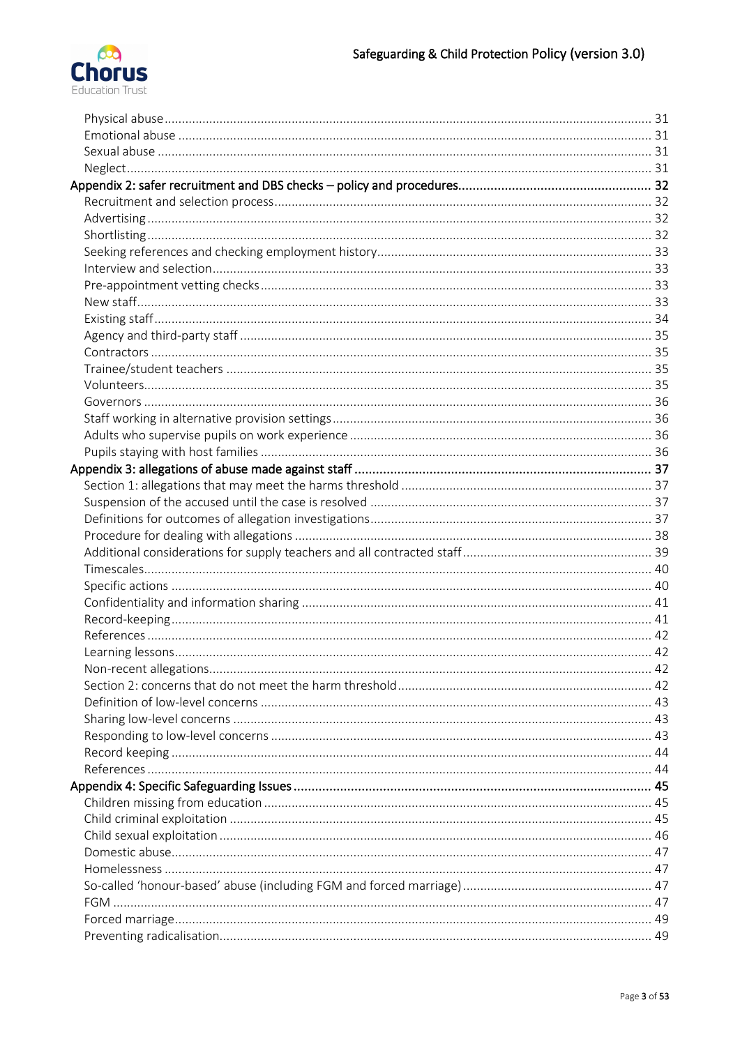- Physical abuse ... 31
- Emotional abuse ... 31
- Sexual abuse ... 31
- Neglect ... 31

**Appendix 2: safer recruitment and DBS checks – policy and procedures ... 32**

- Recruitment and selection process ... 32
- Advertising ... 32
- Shortlisting ... 32
- Seeking references and checking employment history ... 33
- Interview and selection ... 33
- Pre-appointment vetting checks ... 33
- New staff ... 33
- Existing staff ... 34
- Agency and third-party staff ... 35
- Contractors ... 35
- Trainee/student teachers ... 35
- Volunteers ... 35
- Governors ... 36
- Staff working in alternative provision settings ... 36
- Adults who supervise pupils on work experience ... 36
- Pupils staying with host families ... 36

**Appendix 3: allegations of abuse made against staff ... 37**

- Section 1: allegations that may meet the harms threshold ... 37
- Suspension of the accused until the case is resolved ... 37
- Definitions for outcomes of allegation investigations ... 37
- Procedure for dealing with allegations ... 38
- Additional considerations for supply teachers and all contracted staff ... 39
- Timescales ... 40
- Specific actions ... 40
- Confidentiality and information sharing ... 41
- Record-keeping ... 41
- References ... 42
- Learning lessons ... 42
- Non-recent allegations ... 42
- Section 2: concerns that do not meet the harm threshold ... 42
- Definition of low-level concerns ... 43
- Sharing low-level concerns ... 43
- Responding to low-level concerns ... 43
- Record keeping ... 44
- References ... 44

**Appendix 4: Specific Safeguarding Issues ... 45**

- Children missing from education ... 45
- Child criminal exploitation ... 45
- Child sexual exploitation ... 46
- Domestic abuse ... 47
- Homelessness ... 47
- So-called 'honour-based' abuse (including FGM and forced marriage) ... 47
- FGM ... 47
- Forced marriage ... 49
- Preventing radicalisation ... 49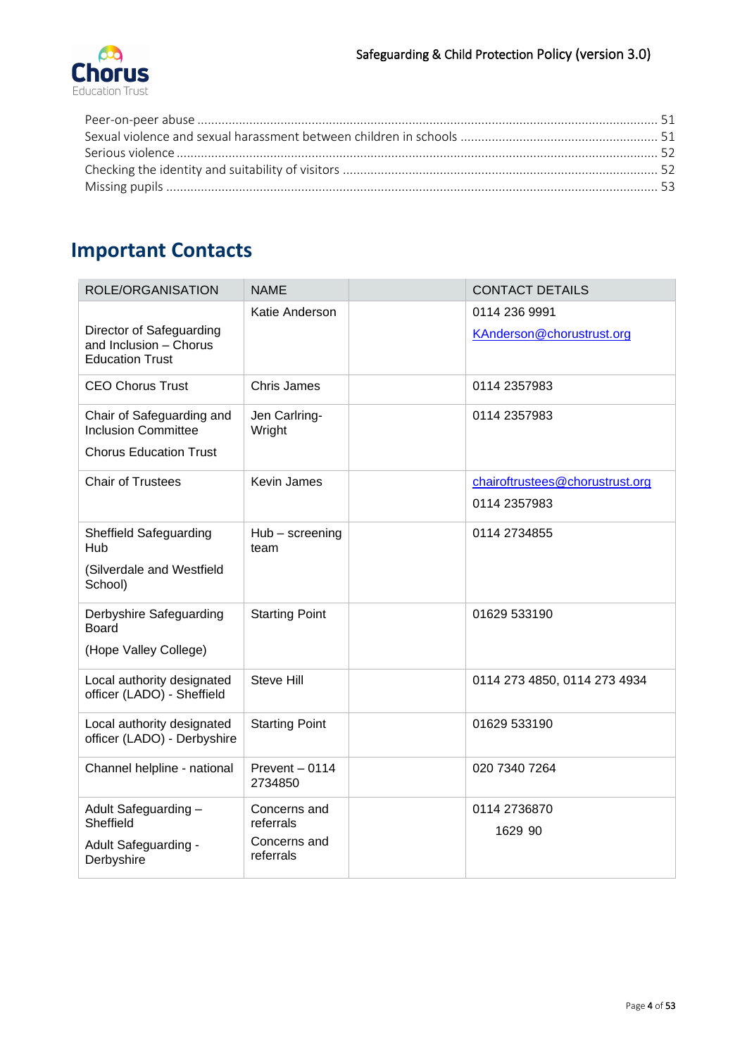Peer-on-peer abuse ........................................................................................................................................ 51
Sexual violence and sexual harassment between children in schools ........................................................ 51
Serious violence ............................................................................................................................................ 52
Checking the identity and suitability of visitors ........................................................................................... 52
Missing pupils ................................................................................................................................................ 53

# Important Contacts

| ROLE/ORGANISATION | NAME | | CONTACT DETAILS |
|---|---|---|---|
| Director of Safeguarding and Inclusion – Chorus Education Trust | Katie Anderson | | 0114 236 9991<br>KAnderson@chorustrust.org |
| CEO Chorus Trust | Chris James | | 0114 2357983 |
| Chair of Safeguarding and Inclusion Committee<br>Chorus Education Trust | Jen Carlring-Wright | | 0114 2357983 |
| Chair of Trustees | Kevin James | | chairoftrustees@chorustrust.org<br>0114 2357983 |
| Sheffield Safeguarding Hub<br>(Silverdale and Westfield School) | Hub – screening team | | 0114 2734855 |
| Derbyshire Safeguarding Board<br>(Hope Valley College) | Starting Point | | 01629 533190 |
| Local authority designated officer (LADO) - Sheffield | Steve Hill | | 0114 273 4850, 0114 273 4934 |
| Local authority designated officer (LADO) - Derbyshire | Starting Point | | 01629 533190 |
| Channel helpline - national | Prevent – 0114 2734850 | | 020 7340 7264 |
| Adult Safeguarding – Sheffield<br>Adult Safeguarding - Derbyshire | Concerns and referrals<br>Concerns and referrals | | 0114 2736870<br>1629 90 |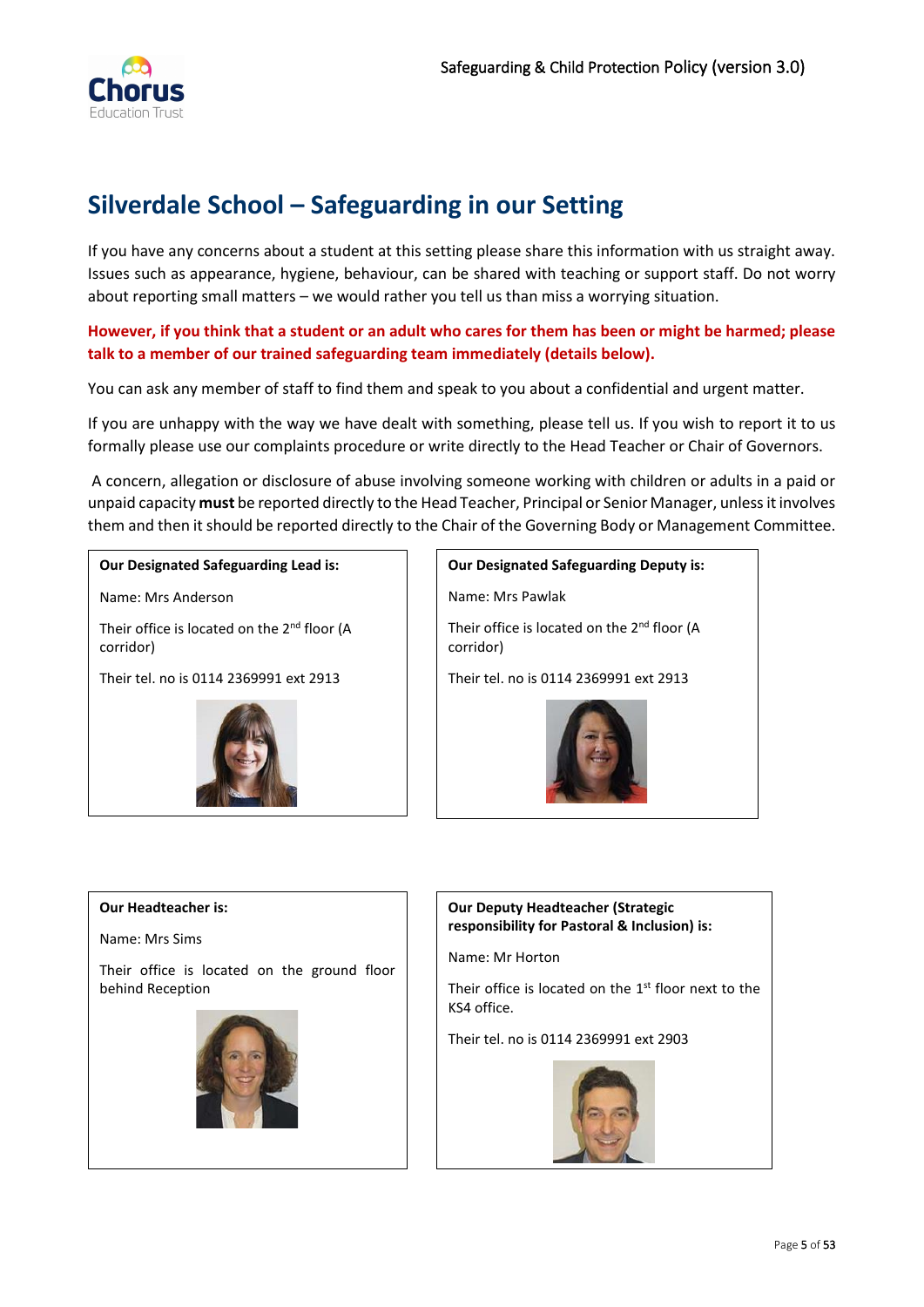## Silverdale School – Safeguarding in our Setting

If you have any concerns about a student at this setting please share this information with us straight away. Issues such as appearance, hygiene, behaviour, can be shared with teaching or support staff. Do not worry about reporting small matters – we would rather you tell us than miss a worrying situation.

**However, if you think that a student or an adult who cares for them has been or might be harmed; please talk to a member of our trained safeguarding team immediately (details below).**

You can ask any member of staff to find them and speak to you about a confidential and urgent matter.

If you are unhappy with the way we have dealt with something, please tell us. If you wish to report it to us formally please use our complaints procedure or write directly to the Head Teacher or Chair of Governors.

A concern, allegation or disclosure of abuse involving someone working with children or adults in a paid or unpaid capacity **must** be reported directly to the Head Teacher, Principal or Senior Manager, unless it involves them and then it should be reported directly to the Chair of the Governing Body or Management Committee.

**Our Designated Safeguarding Lead is:**

Name: Mrs Anderson

Their office is located on the 2nd floor (A corridor)

Their tel. no is 0114 2369991 ext 2913

**Our Designated Safeguarding Deputy is:**

Name: Mrs Pawlak

Their office is located on the 2nd floor (A corridor)

Their tel. no is 0114 2369991 ext 2913

**Our Headteacher is:**

Name: Mrs Sims

Their office is located on the ground floor behind Reception

**Our Deputy Headteacher (Strategic responsibility for Pastoral & Inclusion) is:**

Name: Mr Horton

Their office is located on the 1st floor next to the KS4 office.

Their tel. no is 0114 2369991 ext 2903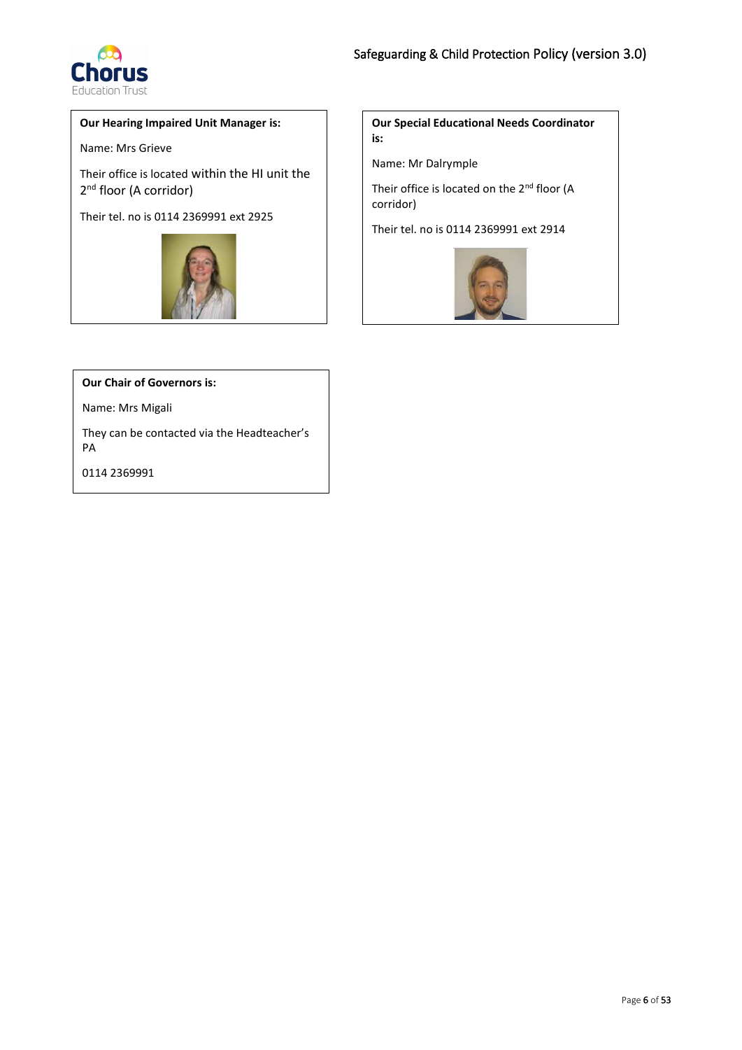**Our Hearing Impaired Unit Manager is:**

Name: Mrs Grieve

Their office is located within the HI unit the 2nd floor (A corridor)

Their tel. no is 0114 2369991 ext 2925

**Our Special Educational Needs Coordinator is:**

Name: Mr Dalrymple

Their office is located on the 2nd floor (A corridor)

Their tel. no is 0114 2369991 ext 2914

**Our Chair of Governors is:**

Name: Mrs Migali

They can be contacted via the Headteacher's PA

0114 2369991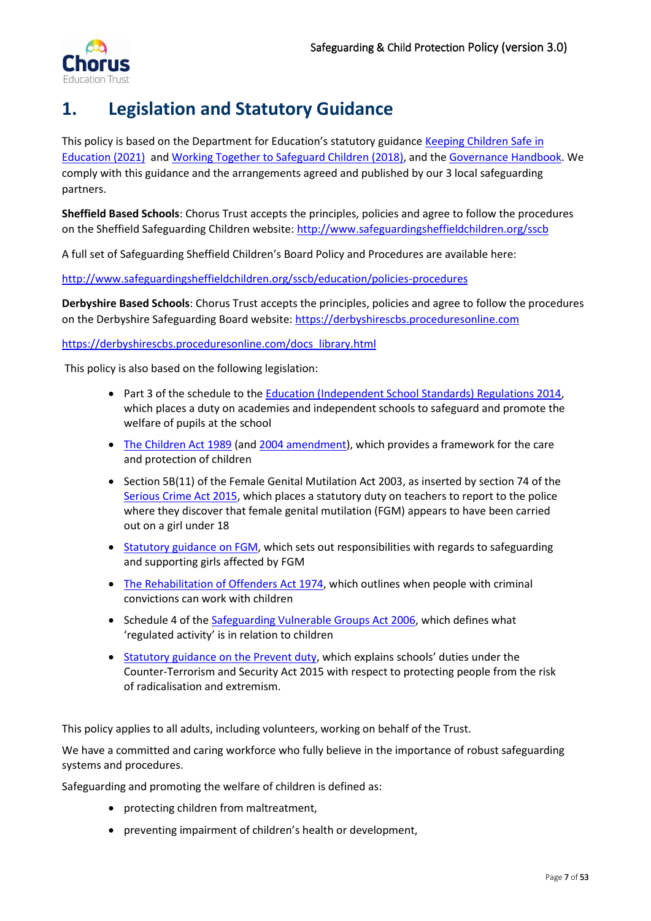# 1. Legislation and Statutory Guidance

This policy is based on the Department for Education's statutory guidance Keeping Children Safe in Education (2021) and Working Together to Safeguard Children (2018), and the Governance Handbook. We comply with this guidance and the arrangements agreed and published by our 3 local safeguarding partners.

**Sheffield Based Schools**: Chorus Trust accepts the principles, policies and agree to follow the procedures on the Sheffield Safeguarding Children website: http://www.safeguardingsheffieldchildren.org/sscb

A full set of Safeguarding Sheffield Children's Board Policy and Procedures are available here:

http://www.safeguardingsheffieldchildren.org/sscb/education/policies-procedures

**Derbyshire Based Schools**: Chorus Trust accepts the principles, policies and agree to follow the procedures on the Derbyshire Safeguarding Board website: https://derbyshirescbs.proceduresonline.com

https://derbyshirescbs.proceduresonline.com/docs_library.html

This policy is also based on the following legislation:

- Part 3 of the schedule to the Education (Independent School Standards) Regulations 2014, which places a duty on academies and independent schools to safeguard and promote the welfare of pupils at the school
- The Children Act 1989 (and 2004 amendment), which provides a framework for the care and protection of children
- Section 5B(11) of the Female Genital Mutilation Act 2003, as inserted by section 74 of the Serious Crime Act 2015, which places a statutory duty on teachers to report to the police where they discover that female genital mutilation (FGM) appears to have been carried out on a girl under 18
- Statutory guidance on FGM, which sets out responsibilities with regards to safeguarding and supporting girls affected by FGM
- The Rehabilitation of Offenders Act 1974, which outlines when people with criminal convictions can work with children
- Schedule 4 of the Safeguarding Vulnerable Groups Act 2006, which defines what 'regulated activity' is in relation to children
- Statutory guidance on the Prevent duty, which explains schools' duties under the Counter-Terrorism and Security Act 2015 with respect to protecting people from the risk of radicalisation and extremism.

This policy applies to all adults, including volunteers, working on behalf of the Trust.

We have a committed and caring workforce who fully believe in the importance of robust safeguarding systems and procedures.

Safeguarding and promoting the welfare of children is defined as:

- protecting children from maltreatment,
- preventing impairment of children's health or development,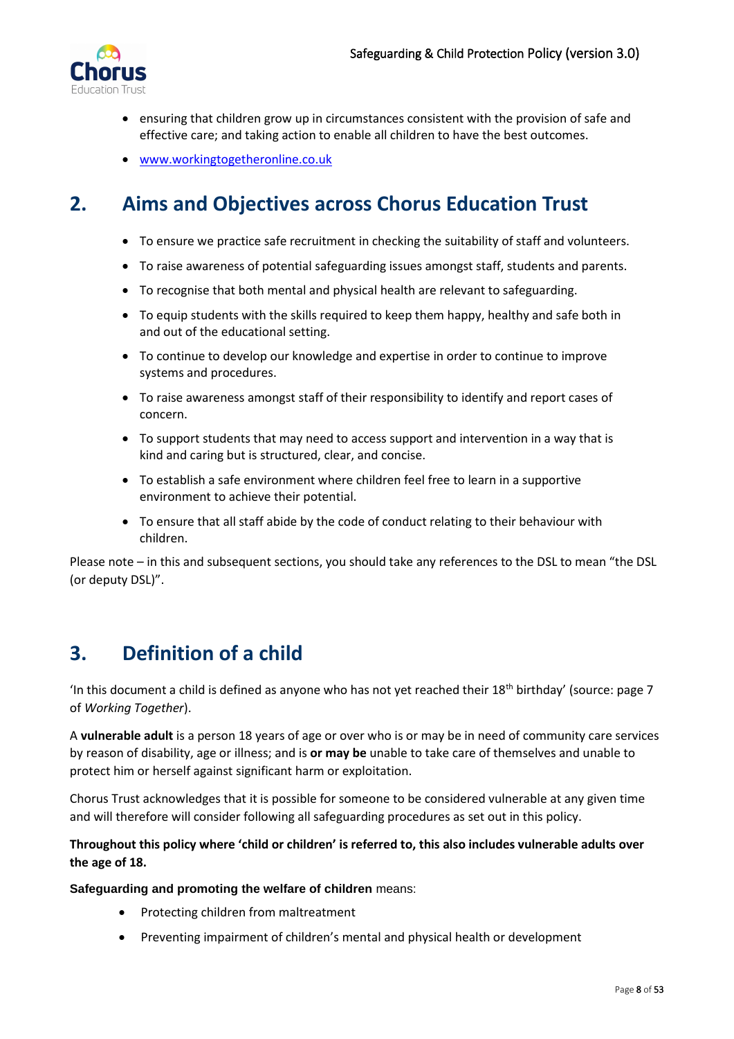- ensuring that children grow up in circumstances consistent with the provision of safe and effective care; and taking action to enable all children to have the best outcomes.
- [www.workingtogetheronline.co.uk](www.workingtogetheronline.co.uk)

## 2. Aims and Objectives across Chorus Education Trust

- To ensure we practice safe recruitment in checking the suitability of staff and volunteers.
- To raise awareness of potential safeguarding issues amongst staff, students and parents.
- To recognise that both mental and physical health are relevant to safeguarding.
- To equip students with the skills required to keep them happy, healthy and safe both in and out of the educational setting.
- To continue to develop our knowledge and expertise in order to continue to improve systems and procedures.
- To raise awareness amongst staff of their responsibility to identify and report cases of concern.
- To support students that may need to access support and intervention in a way that is kind and caring but is structured, clear, and concise.
- To establish a safe environment where children feel free to learn in a supportive environment to achieve their potential.
- To ensure that all staff abide by the code of conduct relating to their behaviour with children.

Please note – in this and subsequent sections, you should take any references to the DSL to mean "the DSL (or deputy DSL)".

## 3. Definition of a child

'In this document a child is defined as anyone who has not yet reached their 18th birthday' (source: page 7 of *Working Together*).

A **vulnerable adult** is a person 18 years of age or over who is or may be in need of community care services by reason of disability, age or illness; and is **or may be** unable to take care of themselves and unable to protect him or herself against significant harm or exploitation.

Chorus Trust acknowledges that it is possible for someone to be considered vulnerable at any given time and will therefore will consider following all safeguarding procedures as set out in this policy.

**Throughout this policy where 'child or children' is referred to, this also includes vulnerable adults over the age of 18.**

**Safeguarding and promoting the welfare of children** means:

- Protecting children from maltreatment
- Preventing impairment of children's mental and physical health or development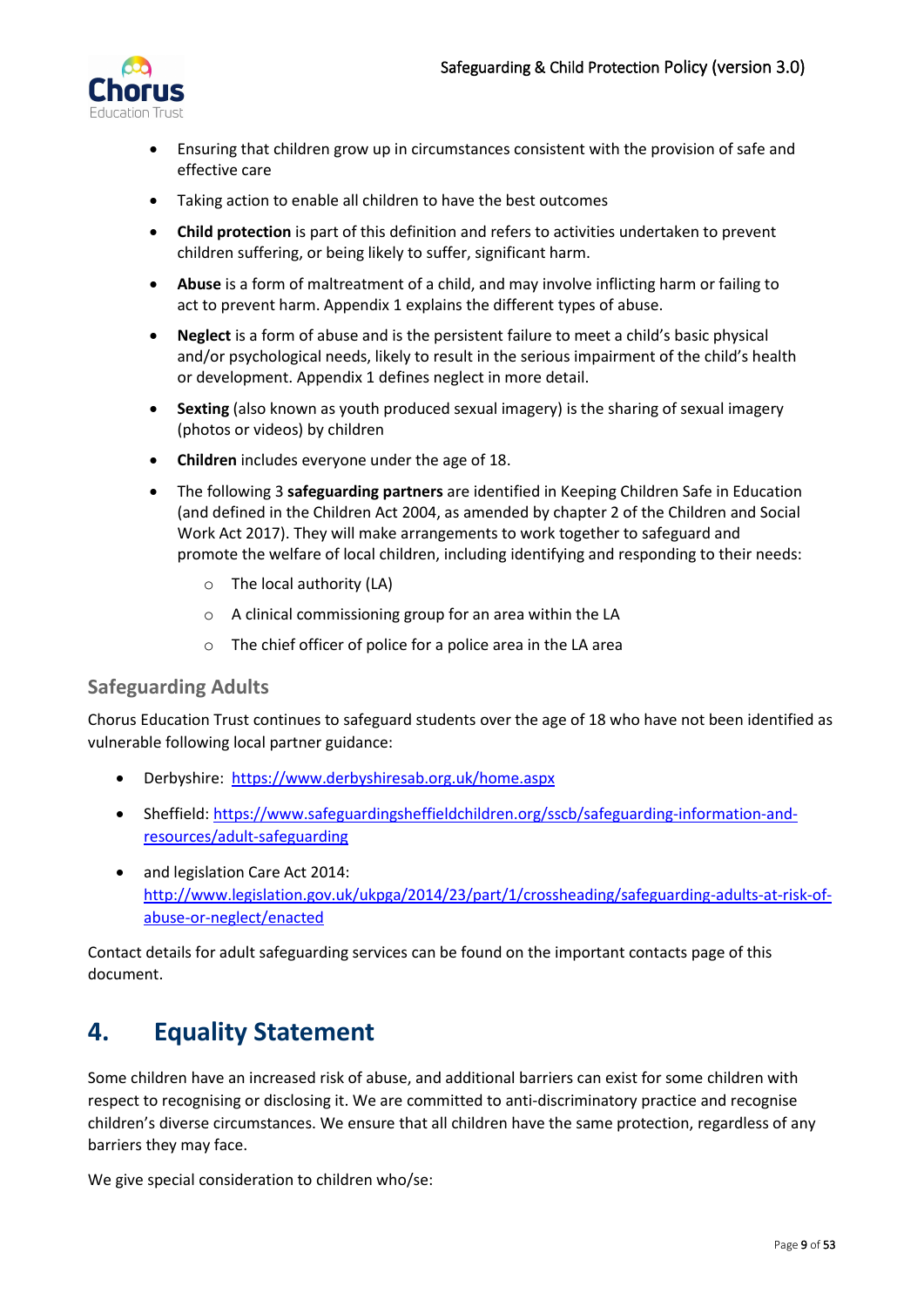- Ensuring that children grow up in circumstances consistent with the provision of safe and effective care
- Taking action to enable all children to have the best outcomes
- **Child protection** is part of this definition and refers to activities undertaken to prevent children suffering, or being likely to suffer, significant harm.
- **Abuse** is a form of maltreatment of a child, and may involve inflicting harm or failing to act to prevent harm. Appendix 1 explains the different types of abuse.
- **Neglect** is a form of abuse and is the persistent failure to meet a child's basic physical and/or psychological needs, likely to result in the serious impairment of the child's health or development. Appendix 1 defines neglect in more detail.
- **Sexting** (also known as youth produced sexual imagery) is the sharing of sexual imagery (photos or videos) by children
- **Children** includes everyone under the age of 18.
- The following 3 **safeguarding partners** are identified in Keeping Children Safe in Education (and defined in the Children Act 2004, as amended by chapter 2 of the Children and Social Work Act 2017). They will make arrangements to work together to safeguard and promote the welfare of local children, including identifying and responding to their needs:
    - The local authority (LA)
    - A clinical commissioning group for an area within the LA
    - The chief officer of police for a police area in the LA area

### Safeguarding Adults

Chorus Education Trust continues to safeguard students over the age of 18 who have not been identified as vulnerable following local partner guidance:

- Derbyshire: https://www.derbyshiresab.org.uk/home.aspx
- Sheffield: https://www.safeguardingsheffieldchildren.org/sscb/safeguarding-information-and-resources/adult-safeguarding
- and legislation Care Act 2014: http://www.legislation.gov.uk/ukpga/2014/23/part/1/crossheading/safeguarding-adults-at-risk-of-abuse-or-neglect/enacted

Contact details for adult safeguarding services can be found on the important contacts page of this document.

## 4. Equality Statement

Some children have an increased risk of abuse, and additional barriers can exist for some children with respect to recognising or disclosing it. We are committed to anti-discriminatory practice and recognise children's diverse circumstances. We ensure that all children have the same protection, regardless of any barriers they may face.

We give special consideration to children who/se: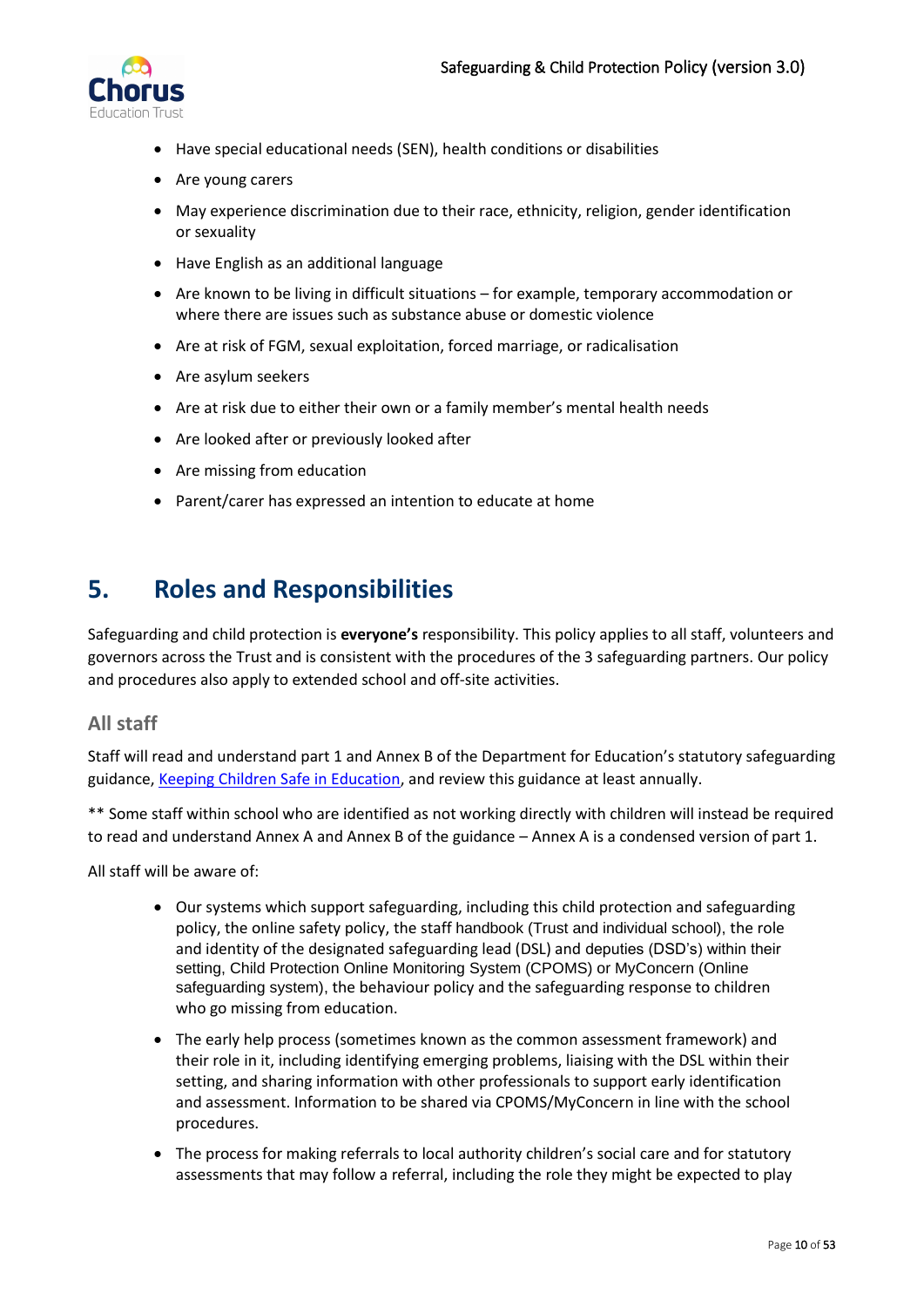- Have special educational needs (SEN), health conditions or disabilities
- Are young carers
- May experience discrimination due to their race, ethnicity, religion, gender identification or sexuality
- Have English as an additional language
- Are known to be living in difficult situations – for example, temporary accommodation or where there are issues such as substance abuse or domestic violence
- Are at risk of FGM, sexual exploitation, forced marriage, or radicalisation
- Are asylum seekers
- Are at risk due to either their own or a family member's mental health needs
- Are looked after or previously looked after
- Are missing from education
- Parent/carer has expressed an intention to educate at home

# 5. Roles and Responsibilities

Safeguarding and child protection is **everyone's** responsibility. This policy applies to all staff, volunteers and governors across the Trust and is consistent with the procedures of the 3 safeguarding partners. Our policy and procedures also apply to extended school and off-site activities.

## All staff

Staff will read and understand part 1 and Annex B of the Department for Education's statutory safeguarding guidance, [Keeping Children Safe in Education](), and review this guidance at least annually.

** Some staff within school who are identified as not working directly with children will instead be required to read and understand Annex A and Annex B of the guidance – Annex A is a condensed version of part 1.

All staff will be aware of:

- Our systems which support safeguarding, including this child protection and safeguarding policy, the online safety policy, the staff handbook (Trust and individual school), the role and identity of the designated safeguarding lead (DSL) and deputies (DSD's) within their setting, Child Protection Online Monitoring System (CPOMS) or MyConcern (Online safeguarding system), the behaviour policy and the safeguarding response to children who go missing from education.
- The early help process (sometimes known as the common assessment framework) and their role in it, including identifying emerging problems, liaising with the DSL within their setting, and sharing information with other professionals to support early identification and assessment. Information to be shared via CPOMS/MyConcern in line with the school procedures.
- The process for making referrals to local authority children's social care and for statutory assessments that may follow a referral, including the role they might be expected to play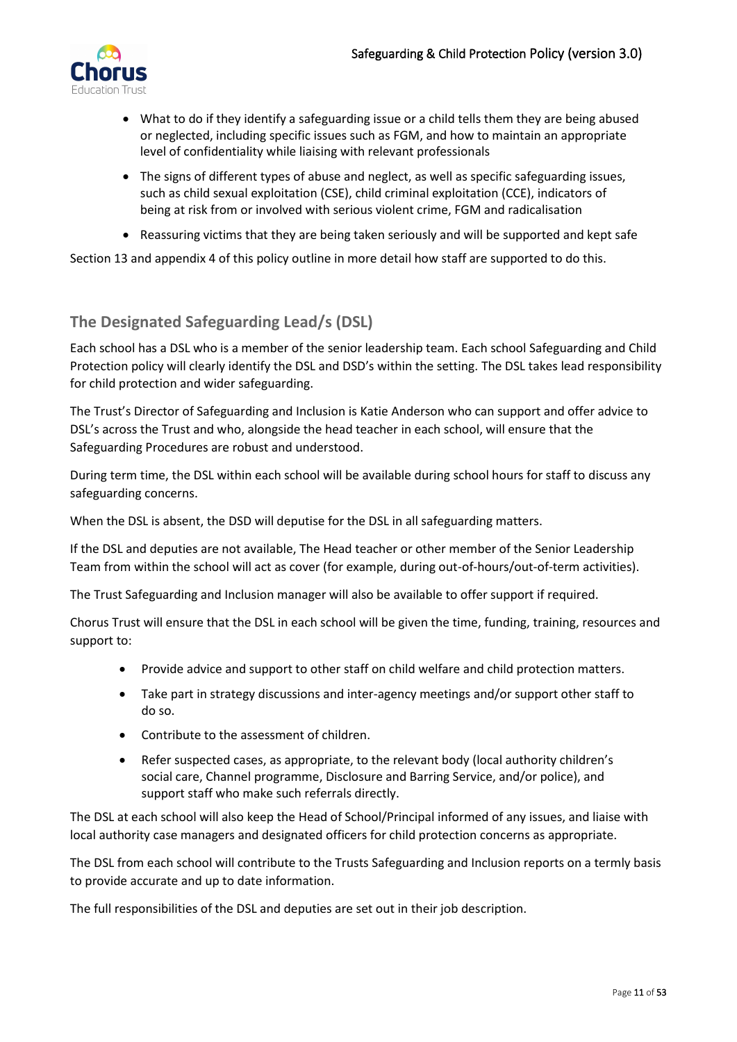- What to do if they identify a safeguarding issue or a child tells them they are being abused or neglected, including specific issues such as FGM, and how to maintain an appropriate level of confidentiality while liaising with relevant professionals
- The signs of different types of abuse and neglect, as well as specific safeguarding issues, such as child sexual exploitation (CSE), child criminal exploitation (CCE), indicators of being at risk from or involved with serious violent crime, FGM and radicalisation
- Reassuring victims that they are being taken seriously and will be supported and kept safe

Section 13 and appendix 4 of this policy outline in more detail how staff are supported to do this.

## The Designated Safeguarding Lead/s (DSL)

Each school has a DSL who is a member of the senior leadership team. Each school Safeguarding and Child Protection policy will clearly identify the DSL and DSD's within the setting. The DSL takes lead responsibility for child protection and wider safeguarding.

The Trust's Director of Safeguarding and Inclusion is Katie Anderson who can support and offer advice to DSL's across the Trust and who, alongside the head teacher in each school, will ensure that the Safeguarding Procedures are robust and understood.

During term time, the DSL within each school will be available during school hours for staff to discuss any safeguarding concerns.

When the DSL is absent, the DSD will deputise for the DSL in all safeguarding matters.

If the DSL and deputies are not available, The Head teacher or other member of the Senior Leadership Team from within the school will act as cover (for example, during out-of-hours/out-of-term activities).

The Trust Safeguarding and Inclusion manager will also be available to offer support if required.

Chorus Trust will ensure that the DSL in each school will be given the time, funding, training, resources and support to:

- Provide advice and support to other staff on child welfare and child protection matters.
- Take part in strategy discussions and inter-agency meetings and/or support other staff to do so.
- Contribute to the assessment of children.
- Refer suspected cases, as appropriate, to the relevant body (local authority children's social care, Channel programme, Disclosure and Barring Service, and/or police), and support staff who make such referrals directly.

The DSL at each school will also keep the Head of School/Principal informed of any issues, and liaise with local authority case managers and designated officers for child protection concerns as appropriate.

The DSL from each school will contribute to the Trusts Safeguarding and Inclusion reports on a termly basis to provide accurate and up to date information.

The full responsibilities of the DSL and deputies are set out in their job description.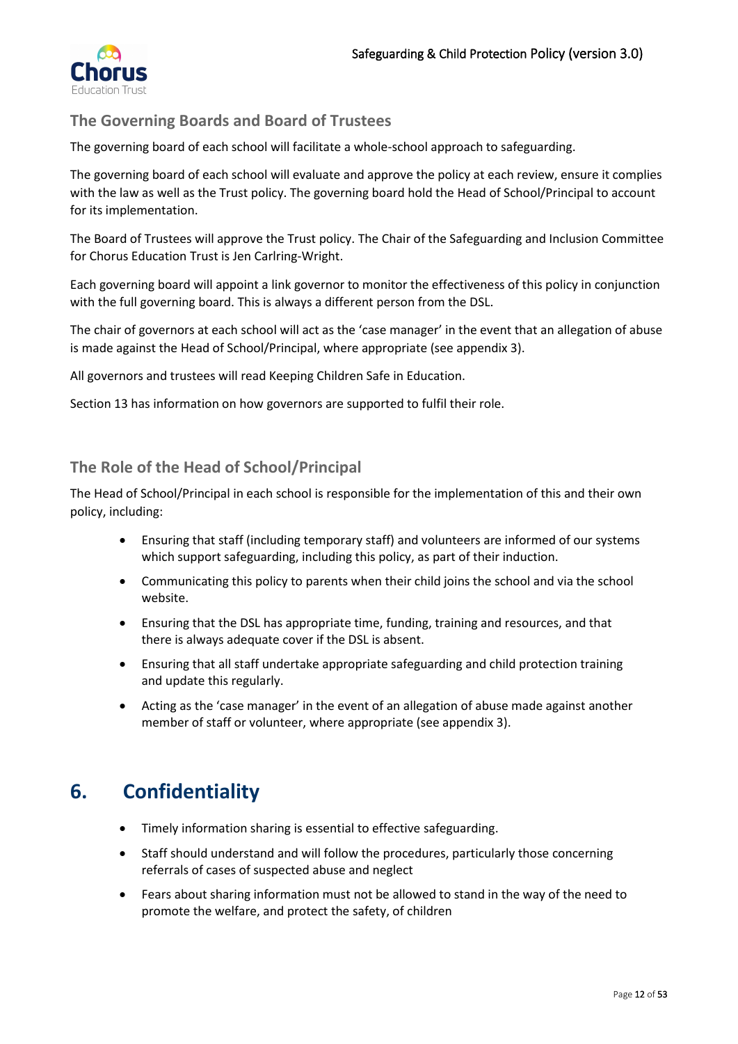### The Governing Boards and Board of Trustees

The governing board of each school will facilitate a whole-school approach to safeguarding.

The governing board of each school will evaluate and approve the policy at each review, ensure it complies with the law as well as the Trust policy. The governing board hold the Head of School/Principal to account for its implementation.

The Board of Trustees will approve the Trust policy. The Chair of the Safeguarding and Inclusion Committee for Chorus Education Trust is Jen Carlring-Wright.

Each governing board will appoint a link governor to monitor the effectiveness of this policy in conjunction with the full governing board. This is always a different person from the DSL.

The chair of governors at each school will act as the 'case manager' in the event that an allegation of abuse is made against the Head of School/Principal, where appropriate (see appendix 3).

All governors and trustees will read Keeping Children Safe in Education.

Section 13 has information on how governors are supported to fulfil their role.

### The Role of the Head of School/Principal

The Head of School/Principal in each school is responsible for the implementation of this and their own policy, including:

- Ensuring that staff (including temporary staff) and volunteers are informed of our systems which support safeguarding, including this policy, as part of their induction.
- Communicating this policy to parents when their child joins the school and via the school website.
- Ensuring that the DSL has appropriate time, funding, training and resources, and that there is always adequate cover if the DSL is absent.
- Ensuring that all staff undertake appropriate safeguarding and child protection training and update this regularly.
- Acting as the 'case manager' in the event of an allegation of abuse made against another member of staff or volunteer, where appropriate (see appendix 3).

## 6. Confidentiality

- Timely information sharing is essential to effective safeguarding.
- Staff should understand and will follow the procedures, particularly those concerning referrals of cases of suspected abuse and neglect
- Fears about sharing information must not be allowed to stand in the way of the need to promote the welfare, and protect the safety, of children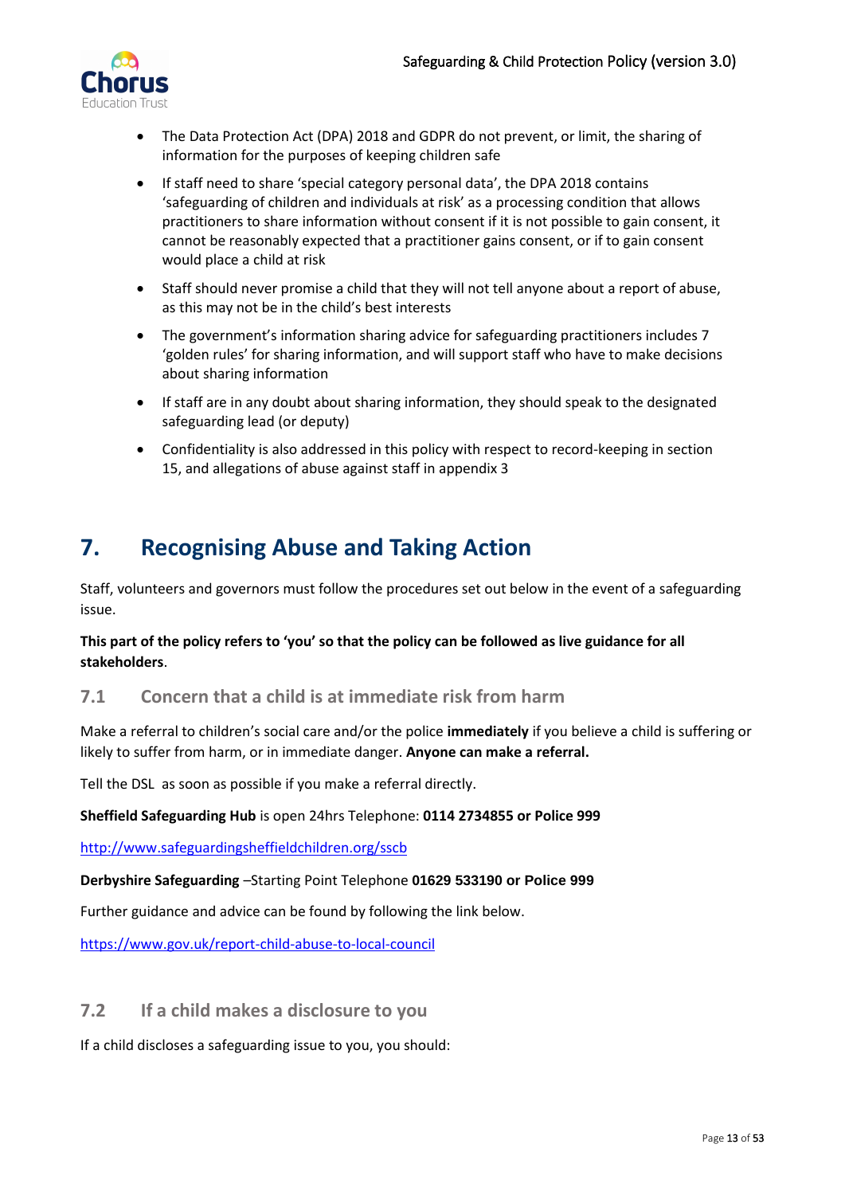- The Data Protection Act (DPA) 2018 and GDPR do not prevent, or limit, the sharing of information for the purposes of keeping children safe
- If staff need to share 'special category personal data', the DPA 2018 contains 'safeguarding of children and individuals at risk' as a processing condition that allows practitioners to share information without consent if it is not possible to gain consent, it cannot be reasonably expected that a practitioner gains consent, or if to gain consent would place a child at risk
- Staff should never promise a child that they will not tell anyone about a report of abuse, as this may not be in the child's best interests
- The government's information sharing advice for safeguarding practitioners includes 7 'golden rules' for sharing information, and will support staff who have to make decisions about sharing information
- If staff are in any doubt about sharing information, they should speak to the designated safeguarding lead (or deputy)
- Confidentiality is also addressed in this policy with respect to record-keeping in section 15, and allegations of abuse against staff in appendix 3

# 7. Recognising Abuse and Taking Action

Staff, volunteers and governors must follow the procedures set out below in the event of a safeguarding issue.

**This part of the policy refers to 'you' so that the policy can be followed as live guidance for all stakeholders**.

## 7.1 Concern that a child is at immediate risk from harm

Make a referral to children's social care and/or the police **immediately** if you believe a child is suffering or likely to suffer from harm, or in immediate danger. **Anyone can make a referral.**

Tell the DSL as soon as possible if you make a referral directly.

**Sheffield Safeguarding Hub** is open 24hrs Telephone: **0114 2734855 or Police 999**

http://www.safeguardingsheffieldchildren.org/sscb

**Derbyshire Safeguarding** –Starting Point Telephone **01629 533190 or Police 999**

Further guidance and advice can be found by following the link below.

https://www.gov.uk/report-child-abuse-to-local-council

## 7.2 If a child makes a disclosure to you

If a child discloses a safeguarding issue to you, you should: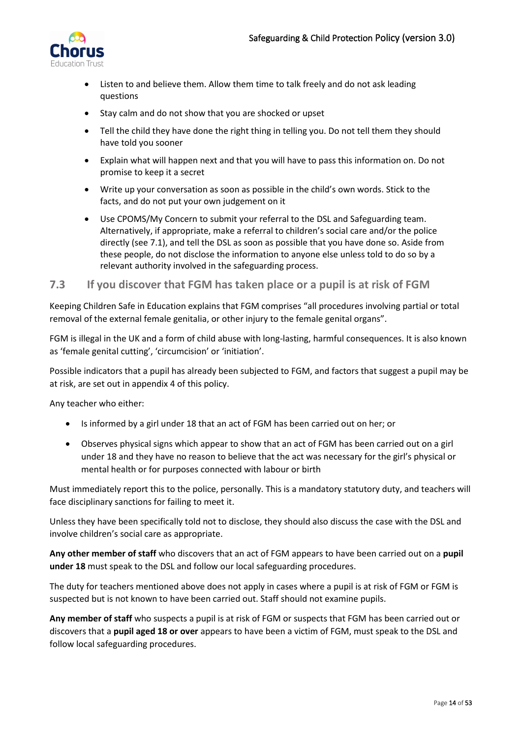- Listen to and believe them. Allow them time to talk freely and do not ask leading questions
- Stay calm and do not show that you are shocked or upset
- Tell the child they have done the right thing in telling you. Do not tell them they should have told you sooner
- Explain what will happen next and that you will have to pass this information on. Do not promise to keep it a secret
- Write up your conversation as soon as possible in the child's own words. Stick to the facts, and do not put your own judgement on it
- Use CPOMS/My Concern to submit your referral to the DSL and Safeguarding team. Alternatively, if appropriate, make a referral to children's social care and/or the police directly (see 7.1), and tell the DSL as soon as possible that you have done so. Aside from these people, do not disclose the information to anyone else unless told to do so by a relevant authority involved in the safeguarding process.

## 7.3 If you discover that FGM has taken place or a pupil is at risk of FGM

Keeping Children Safe in Education explains that FGM comprises "all procedures involving partial or total removal of the external female genitalia, or other injury to the female genital organs".

FGM is illegal in the UK and a form of child abuse with long-lasting, harmful consequences. It is also known as 'female genital cutting', 'circumcision' or 'initiation'.

Possible indicators that a pupil has already been subjected to FGM, and factors that suggest a pupil may be at risk, are set out in appendix 4 of this policy.

Any teacher who either:

- Is informed by a girl under 18 that an act of FGM has been carried out on her; or
- Observes physical signs which appear to show that an act of FGM has been carried out on a girl under 18 and they have no reason to believe that the act was necessary for the girl's physical or mental health or for purposes connected with labour or birth

Must immediately report this to the police, personally. This is a mandatory statutory duty, and teachers will face disciplinary sanctions for failing to meet it.

Unless they have been specifically told not to disclose, they should also discuss the case with the DSL and involve children's social care as appropriate.

**Any other member of staff** who discovers that an act of FGM appears to have been carried out on a **pupil under 18** must speak to the DSL and follow our local safeguarding procedures.

The duty for teachers mentioned above does not apply in cases where a pupil is at risk of FGM or FGM is suspected but is not known to have been carried out. Staff should not examine pupils.

**Any member of staff** who suspects a pupil is at risk of FGM or suspects that FGM has been carried out or discovers that a **pupil aged 18 or over** appears to have been a victim of FGM, must speak to the DSL and follow local safeguarding procedures.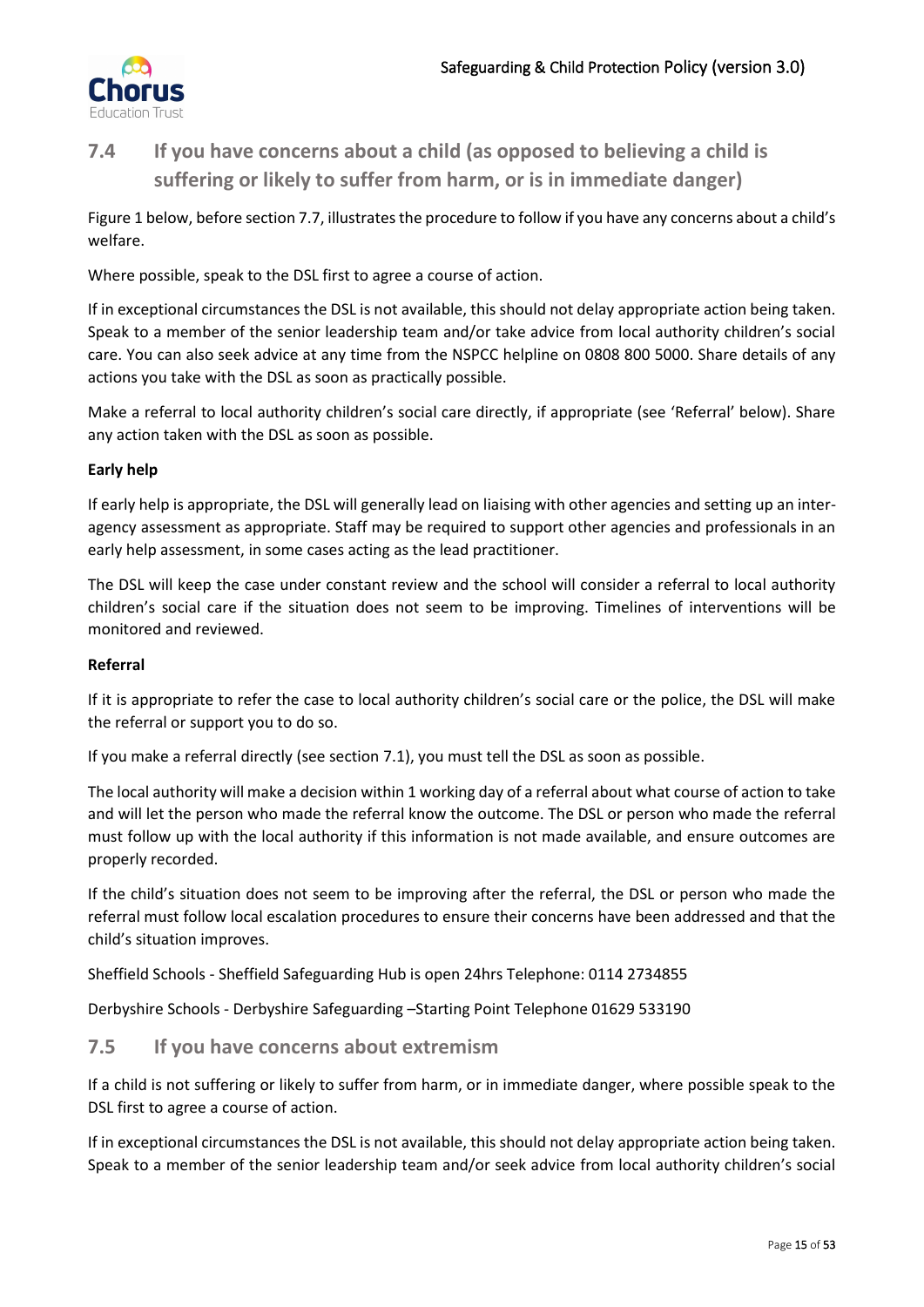## 7.4 If you have concerns about a child (as opposed to believing a child is suffering or likely to suffer from harm, or is in immediate danger)

Figure 1 below, before section 7.7, illustrates the procedure to follow if you have any concerns about a child's welfare.

Where possible, speak to the DSL first to agree a course of action.

If in exceptional circumstances the DSL is not available, this should not delay appropriate action being taken. Speak to a member of the senior leadership team and/or take advice from local authority children's social care. You can also seek advice at any time from the NSPCC helpline on 0808 800 5000. Share details of any actions you take with the DSL as soon as practically possible.

Make a referral to local authority children's social care directly, if appropriate (see 'Referral' below). Share any action taken with the DSL as soon as possible.

**Early help**

If early help is appropriate, the DSL will generally lead on liaising with other agencies and setting up an inter-agency assessment as appropriate. Staff may be required to support other agencies and professionals in an early help assessment, in some cases acting as the lead practitioner.

The DSL will keep the case under constant review and the school will consider a referral to local authority children's social care if the situation does not seem to be improving. Timelines of interventions will be monitored and reviewed.

**Referral**

If it is appropriate to refer the case to local authority children's social care or the police, the DSL will make the referral or support you to do so.

If you make a referral directly (see section 7.1), you must tell the DSL as soon as possible.

The local authority will make a decision within 1 working day of a referral about what course of action to take and will let the person who made the referral know the outcome. The DSL or person who made the referral must follow up with the local authority if this information is not made available, and ensure outcomes are properly recorded.

If the child's situation does not seem to be improving after the referral, the DSL or person who made the referral must follow local escalation procedures to ensure their concerns have been addressed and that the child's situation improves.

Sheffield Schools - Sheffield Safeguarding Hub is open 24hrs Telephone: 0114 2734855

Derbyshire Schools - Derbyshire Safeguarding –Starting Point Telephone 01629 533190

## 7.5 If you have concerns about extremism

If a child is not suffering or likely to suffer from harm, or in immediate danger, where possible speak to the DSL first to agree a course of action.

If in exceptional circumstances the DSL is not available, this should not delay appropriate action being taken. Speak to a member of the senior leadership team and/or seek advice from local authority children's social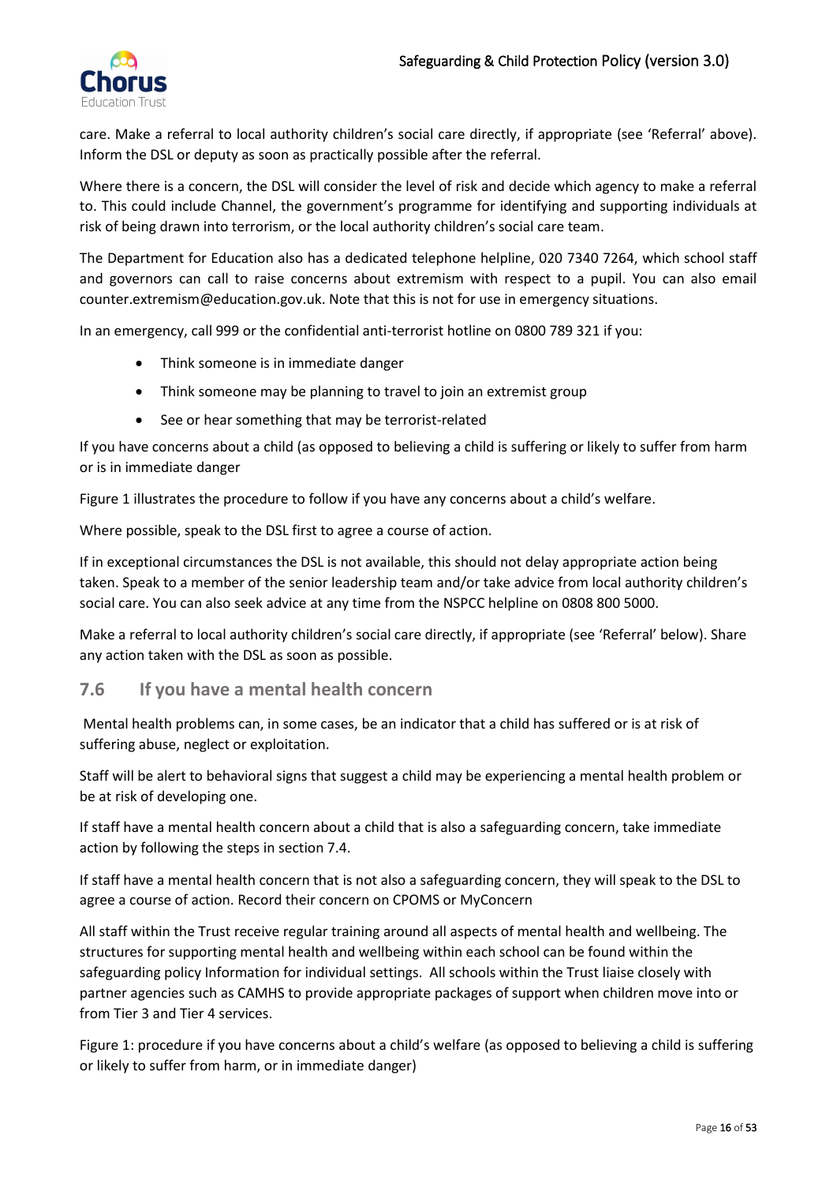care. Make a referral to local authority children's social care directly, if appropriate (see 'Referral' above). Inform the DSL or deputy as soon as practically possible after the referral.

Where there is a concern, the DSL will consider the level of risk and decide which agency to make a referral to. This could include Channel, the government's programme for identifying and supporting individuals at risk of being drawn into terrorism, or the local authority children's social care team.

The Department for Education also has a dedicated telephone helpline, 020 7340 7264, which school staff and governors can call to raise concerns about extremism with respect to a pupil. You can also email counter.extremism@education.gov.uk. Note that this is not for use in emergency situations.

In an emergency, call 999 or the confidential anti-terrorist hotline on 0800 789 321 if you:

- Think someone is in immediate danger
- Think someone may be planning to travel to join an extremist group
- See or hear something that may be terrorist-related

If you have concerns about a child (as opposed to believing a child is suffering or likely to suffer from harm or is in immediate danger

Figure 1 illustrates the procedure to follow if you have any concerns about a child's welfare.

Where possible, speak to the DSL first to agree a course of action.

If in exceptional circumstances the DSL is not available, this should not delay appropriate action being taken. Speak to a member of the senior leadership team and/or take advice from local authority children's social care. You can also seek advice at any time from the NSPCC helpline on 0808 800 5000.

Make a referral to local authority children's social care directly, if appropriate (see 'Referral' below). Share any action taken with the DSL as soon as possible.

## 7.6 If you have a mental health concern

Mental health problems can, in some cases, be an indicator that a child has suffered or is at risk of suffering abuse, neglect or exploitation.

Staff will be alert to behavioral signs that suggest a child may be experiencing a mental health problem or be at risk of developing one.

If staff have a mental health concern about a child that is also a safeguarding concern, take immediate action by following the steps in section 7.4.

If staff have a mental health concern that is not also a safeguarding concern, they will speak to the DSL to agree a course of action. Record their concern on CPOMS or MyConcern

All staff within the Trust receive regular training around all aspects of mental health and wellbeing. The structures for supporting mental health and wellbeing within each school can be found within the safeguarding policy Information for individual settings. All schools within the Trust liaise closely with partner agencies such as CAMHS to provide appropriate packages of support when children move into or from Tier 3 and Tier 4 services.

Figure 1: procedure if you have concerns about a child's welfare (as opposed to believing a child is suffering or likely to suffer from harm, or in immediate danger)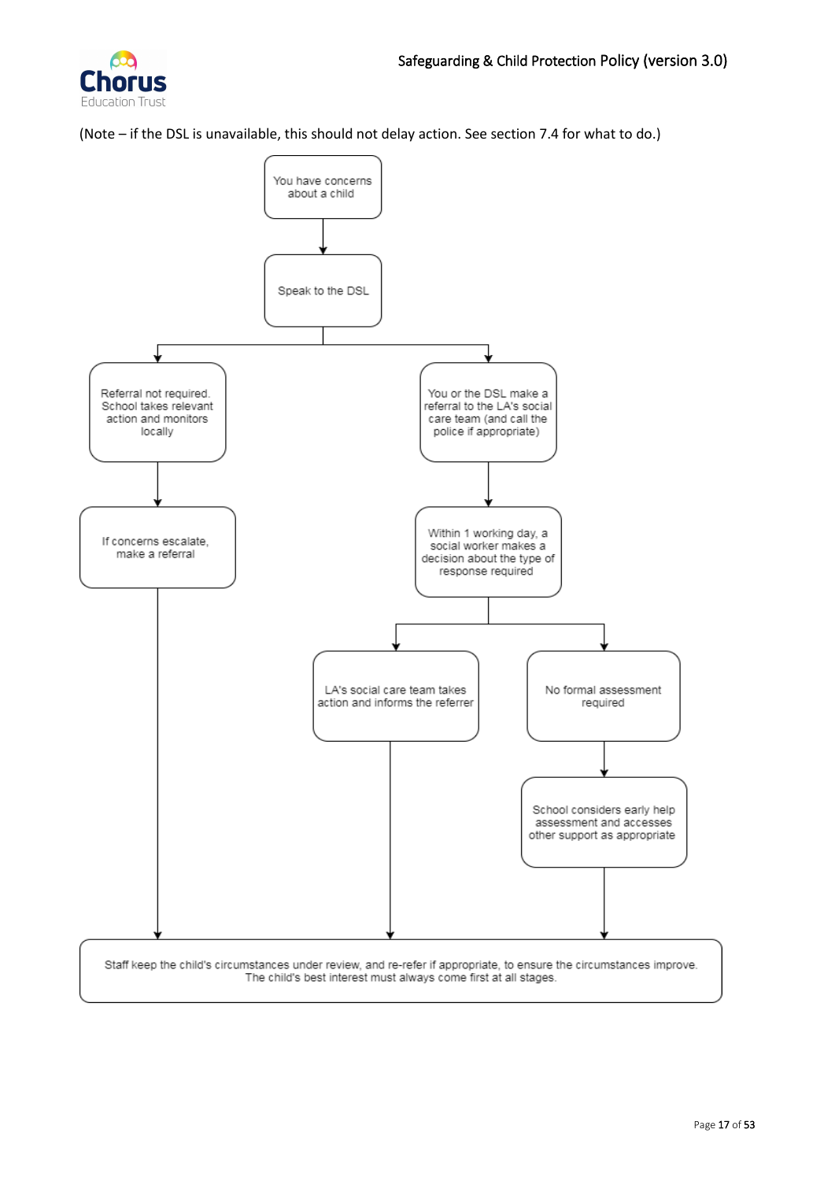(Note – if the DSL is unavailable, this should not delay action. See section 7.4 for what to do.)

You have concerns about a child

↓

Speak to the DSL

↓

- **Referral not required. School takes relevant action and monitors locally**
  - ↓ If concerns escalate, make a referral
  - ↓ Staff keep the child's circumstances under review, and re-refer if appropriate, to ensure the circumstances improve. The child's best interest must always come first at all stages.
- **You or the DSL make a referral to the LA's social care team (and call the police if appropriate)**
  - ↓ Within 1 working day, a social worker makes a decision about the type of response required
    - LA's social care team takes action and informs the referrer
      - ↓ Staff keep the child's circumstances under review, and re-refer if appropriate, to ensure the circumstances improve. The child's best interest must always come first at all stages.
    - No formal assessment required
      - ↓ School considers early help assessment and accesses other support as appropriate
      - ↓ Staff keep the child's circumstances under review, and re-refer if appropriate, to ensure the circumstances improve. The child's best interest must always come first at all stages.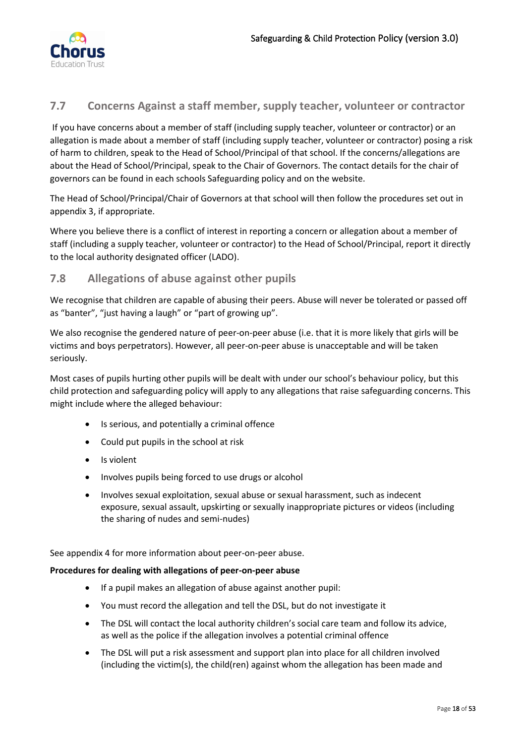## 7.7 Concerns Against a staff member, supply teacher, volunteer or contractor

If you have concerns about a member of staff (including supply teacher, volunteer or contractor) or an allegation is made about a member of staff (including supply teacher, volunteer or contractor) posing a risk of harm to children, speak to the Head of School/Principal of that school. If the concerns/allegations are about the Head of School/Principal, speak to the Chair of Governors. The contact details for the chair of governors can be found in each schools Safeguarding policy and on the website.

The Head of School/Principal/Chair of Governors at that school will then follow the procedures set out in appendix 3, if appropriate.

Where you believe there is a conflict of interest in reporting a concern or allegation about a member of staff (including a supply teacher, volunteer or contractor) to the Head of School/Principal, report it directly to the local authority designated officer (LADO).

## 7.8 Allegations of abuse against other pupils

We recognise that children are capable of abusing their peers. Abuse will never be tolerated or passed off as "banter", "just having a laugh" or "part of growing up".

We also recognise the gendered nature of peer-on-peer abuse (i.e. that it is more likely that girls will be victims and boys perpetrators). However, all peer-on-peer abuse is unacceptable and will be taken seriously.

Most cases of pupils hurting other pupils will be dealt with under our school's behaviour policy, but this child protection and safeguarding policy will apply to any allegations that raise safeguarding concerns. This might include where the alleged behaviour:

- Is serious, and potentially a criminal offence
- Could put pupils in the school at risk
- Is violent
- Involves pupils being forced to use drugs or alcohol
- Involves sexual exploitation, sexual abuse or sexual harassment, such as indecent exposure, sexual assault, upskirting or sexually inappropriate pictures or videos (including the sharing of nudes and semi-nudes)

See appendix 4 for more information about peer-on-peer abuse.

**Procedures for dealing with allegations of peer-on-peer abuse**

- If a pupil makes an allegation of abuse against another pupil:
- You must record the allegation and tell the DSL, but do not investigate it
- The DSL will contact the local authority children's social care team and follow its advice, as well as the police if the allegation involves a potential criminal offence
- The DSL will put a risk assessment and support plan into place for all children involved (including the victim(s), the child(ren) against whom the allegation has been made and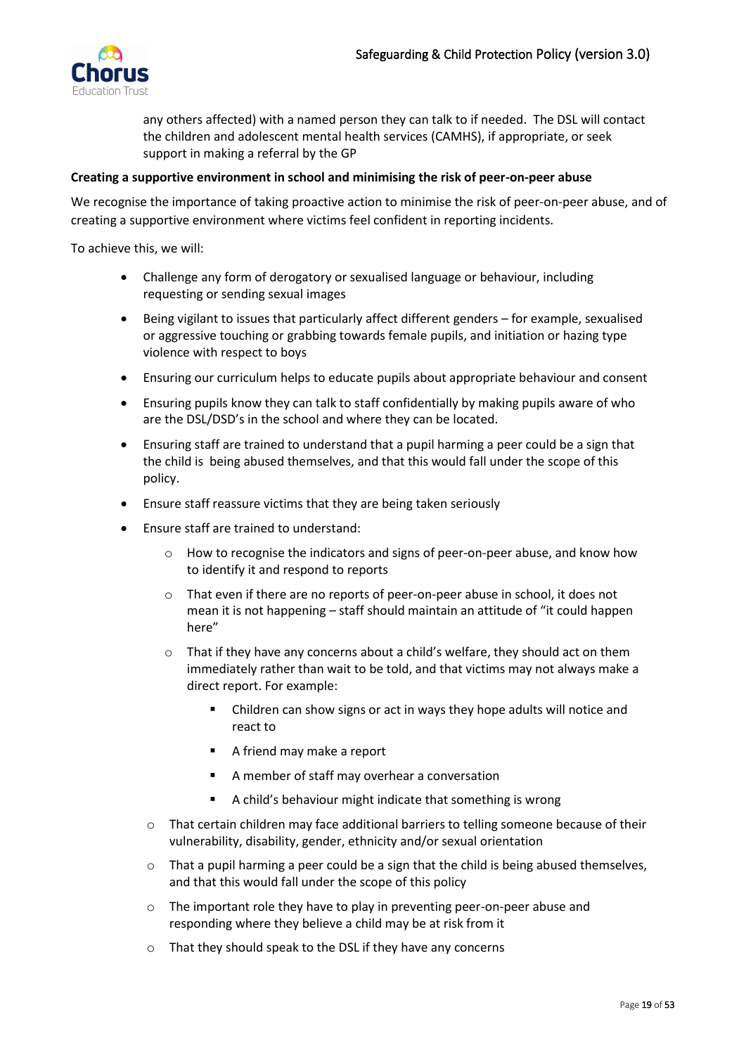any others affected) with a named person they can talk to if needed. The DSL will contact the children and adolescent mental health services (CAMHS), if appropriate, or seek support in making a referral by the GP

**Creating a supportive environment in school and minimising the risk of peer-on-peer abuse**

We recognise the importance of taking proactive action to minimise the risk of peer-on-peer abuse, and of creating a supportive environment where victims feel confident in reporting incidents.

To achieve this, we will:

- Challenge any form of derogatory or sexualised language or behaviour, including requesting or sending sexual images
- Being vigilant to issues that particularly affect different genders – for example, sexualised or aggressive touching or grabbing towards female pupils, and initiation or hazing type violence with respect to boys
- Ensuring our curriculum helps to educate pupils about appropriate behaviour and consent
- Ensuring pupils know they can talk to staff confidentially by making pupils aware of who are the DSL/DSD's in the school and where they can be located.
- Ensuring staff are trained to understand that a pupil harming a peer could be a sign that the child is being abused themselves, and that this would fall under the scope of this policy.
- Ensure staff reassure victims that they are being taken seriously
- Ensure staff are trained to understand:
    - How to recognise the indicators and signs of peer-on-peer abuse, and know how to identify it and respond to reports
    - That even if there are no reports of peer-on-peer abuse in school, it does not mean it is not happening – staff should maintain an attitude of "it could happen here"
    - That if they have any concerns about a child's welfare, they should act on them immediately rather than wait to be told, and that victims may not always make a direct report. For example:
        - Children can show signs or act in ways they hope adults will notice and react to
        - A friend may make a report
        - A member of staff may overhear a conversation
        - A child's behaviour might indicate that something is wrong
    - That certain children may face additional barriers to telling someone because of their vulnerability, disability, gender, ethnicity and/or sexual orientation
    - That a pupil harming a peer could be a sign that the child is being abused themselves, and that this would fall under the scope of this policy
    - The important role they have to play in preventing peer-on-peer abuse and responding where they believe a child may be at risk from it
    - That they should speak to the DSL if they have any concerns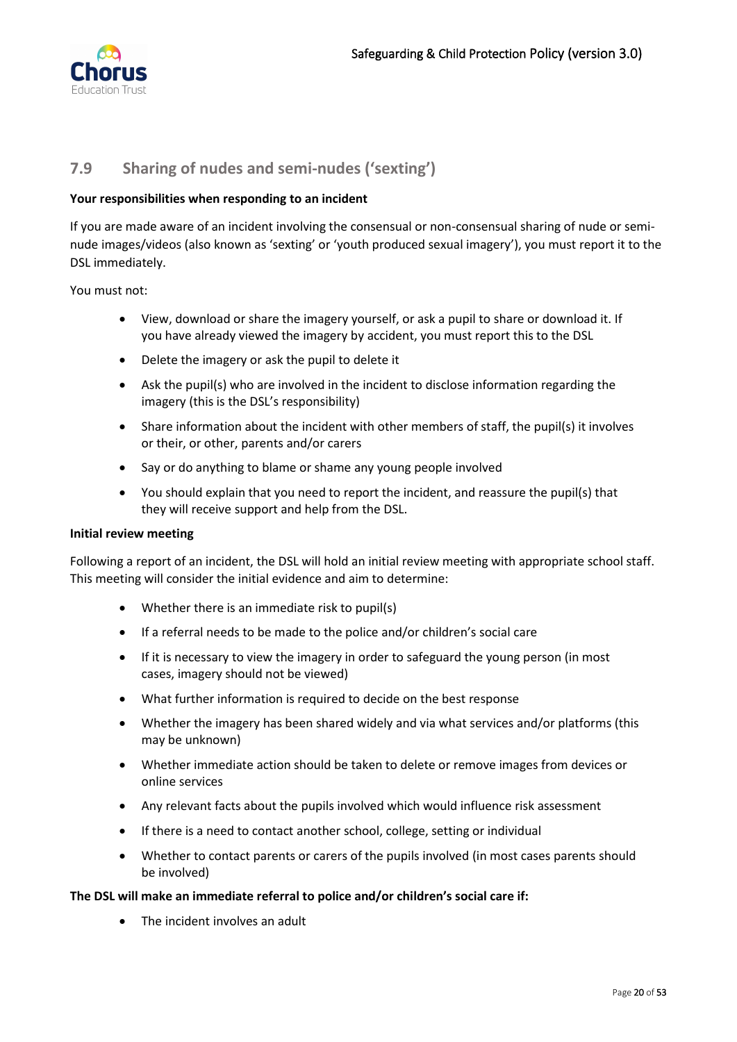## 7.9 Sharing of nudes and semi-nudes ('sexting')

**Your responsibilities when responding to an incident**

If you are made aware of an incident involving the consensual or non-consensual sharing of nude or semi-nude images/videos (also known as 'sexting' or 'youth produced sexual imagery'), you must report it to the DSL immediately.

You must not:

- View, download or share the imagery yourself, or ask a pupil to share or download it. If you have already viewed the imagery by accident, you must report this to the DSL
- Delete the imagery or ask the pupil to delete it
- Ask the pupil(s) who are involved in the incident to disclose information regarding the imagery (this is the DSL's responsibility)
- Share information about the incident with other members of staff, the pupil(s) it involves or their, or other, parents and/or carers
- Say or do anything to blame or shame any young people involved
- You should explain that you need to report the incident, and reassure the pupil(s) that they will receive support and help from the DSL.

**Initial review meeting**

Following a report of an incident, the DSL will hold an initial review meeting with appropriate school staff. This meeting will consider the initial evidence and aim to determine:

- Whether there is an immediate risk to pupil(s)
- If a referral needs to be made to the police and/or children's social care
- If it is necessary to view the imagery in order to safeguard the young person (in most cases, imagery should not be viewed)
- What further information is required to decide on the best response
- Whether the imagery has been shared widely and via what services and/or platforms (this may be unknown)
- Whether immediate action should be taken to delete or remove images from devices or online services
- Any relevant facts about the pupils involved which would influence risk assessment
- If there is a need to contact another school, college, setting or individual
- Whether to contact parents or carers of the pupils involved (in most cases parents should be involved)

**The DSL will make an immediate referral to police and/or children's social care if:**

- The incident involves an adult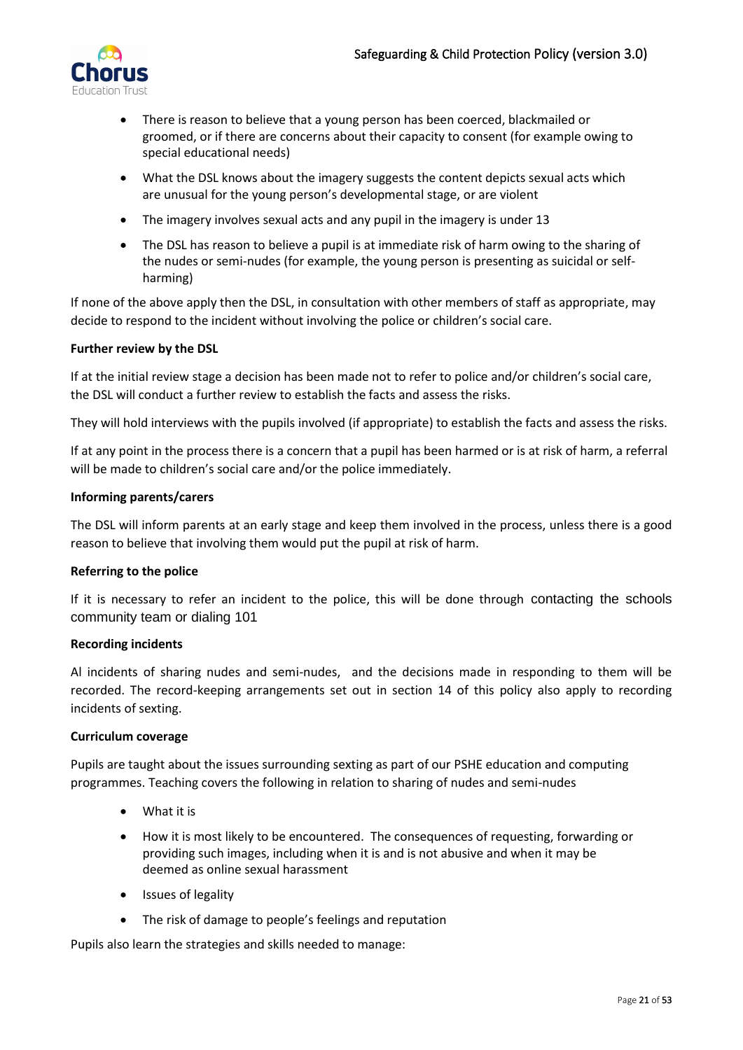- There is reason to believe that a young person has been coerced, blackmailed or groomed, or if there are concerns about their capacity to consent (for example owing to special educational needs)
- What the DSL knows about the imagery suggests the content depicts sexual acts which are unusual for the young person's developmental stage, or are violent
- The imagery involves sexual acts and any pupil in the imagery is under 13
- The DSL has reason to believe a pupil is at immediate risk of harm owing to the sharing of the nudes or semi-nudes (for example, the young person is presenting as suicidal or self-harming)

If none of the above apply then the DSL, in consultation with other members of staff as appropriate, may decide to respond to the incident without involving the police or children's social care.

**Further review by the DSL**

If at the initial review stage a decision has been made not to refer to police and/or children's social care, the DSL will conduct a further review to establish the facts and assess the risks.

They will hold interviews with the pupils involved (if appropriate) to establish the facts and assess the risks.

If at any point in the process there is a concern that a pupil has been harmed or is at risk of harm, a referral will be made to children's social care and/or the police immediately.

**Informing parents/carers**

The DSL will inform parents at an early stage and keep them involved in the process, unless there is a good reason to believe that involving them would put the pupil at risk of harm.

**Referring to the police**

If it is necessary to refer an incident to the police, this will be done through contacting the schools community team or dialing 101

**Recording incidents**

Al incidents of sharing nudes and semi-nudes, and the decisions made in responding to them will be recorded. The record-keeping arrangements set out in section 14 of this policy also apply to recording incidents of sexting.

**Curriculum coverage**

Pupils are taught about the issues surrounding sexting as part of our PSHE education and computing programmes. Teaching covers the following in relation to sharing of nudes and semi-nudes

- What it is
- How it is most likely to be encountered. The consequences of requesting, forwarding or providing such images, including when it is and is not abusive and when it may be deemed as online sexual harassment
- Issues of legality
- The risk of damage to people's feelings and reputation

Pupils also learn the strategies and skills needed to manage: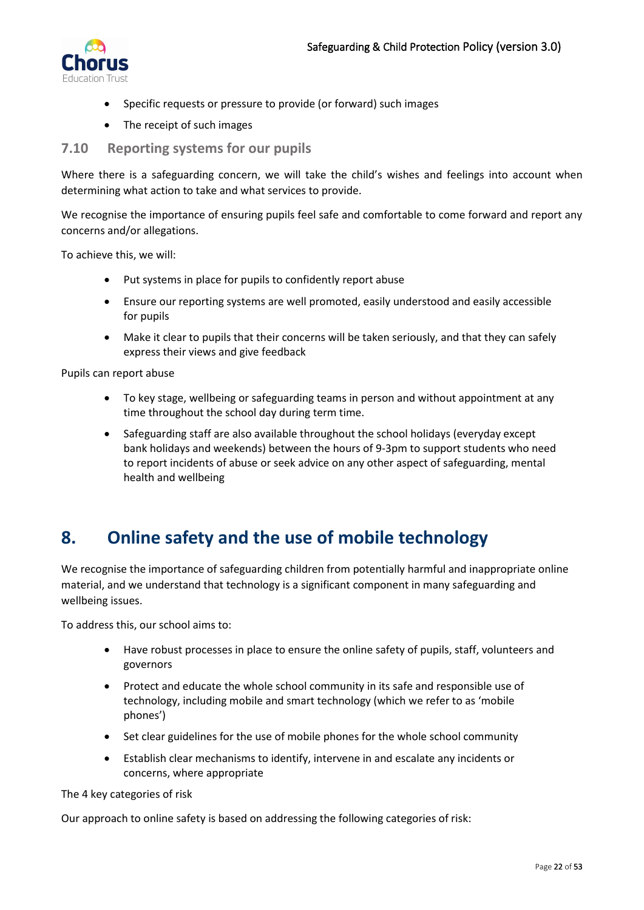- Specific requests or pressure to provide (or forward) such images
- The receipt of such images

### 7.10 Reporting systems for our pupils

Where there is a safeguarding concern, we will take the child's wishes and feelings into account when determining what action to take and what services to provide.

We recognise the importance of ensuring pupils feel safe and comfortable to come forward and report any concerns and/or allegations.

To achieve this, we will:

- Put systems in place for pupils to confidently report abuse
- Ensure our reporting systems are well promoted, easily understood and easily accessible for pupils
- Make it clear to pupils that their concerns will be taken seriously, and that they can safely express their views and give feedback

Pupils can report abuse

- To key stage, wellbeing or safeguarding teams in person and without appointment at any time throughout the school day during term time.
- Safeguarding staff are also available throughout the school holidays (everyday except bank holidays and weekends) between the hours of 9-3pm to support students who need to report incidents of abuse or seek advice on any other aspect of safeguarding, mental health and wellbeing

## 8. Online safety and the use of mobile technology

We recognise the importance of safeguarding children from potentially harmful and inappropriate online material, and we understand that technology is a significant component in many safeguarding and wellbeing issues.

To address this, our school aims to:

- Have robust processes in place to ensure the online safety of pupils, staff, volunteers and governors
- Protect and educate the whole school community in its safe and responsible use of technology, including mobile and smart technology (which we refer to as 'mobile phones')
- Set clear guidelines for the use of mobile phones for the whole school community
- Establish clear mechanisms to identify, intervene in and escalate any incidents or concerns, where appropriate

The 4 key categories of risk

Our approach to online safety is based on addressing the following categories of risk: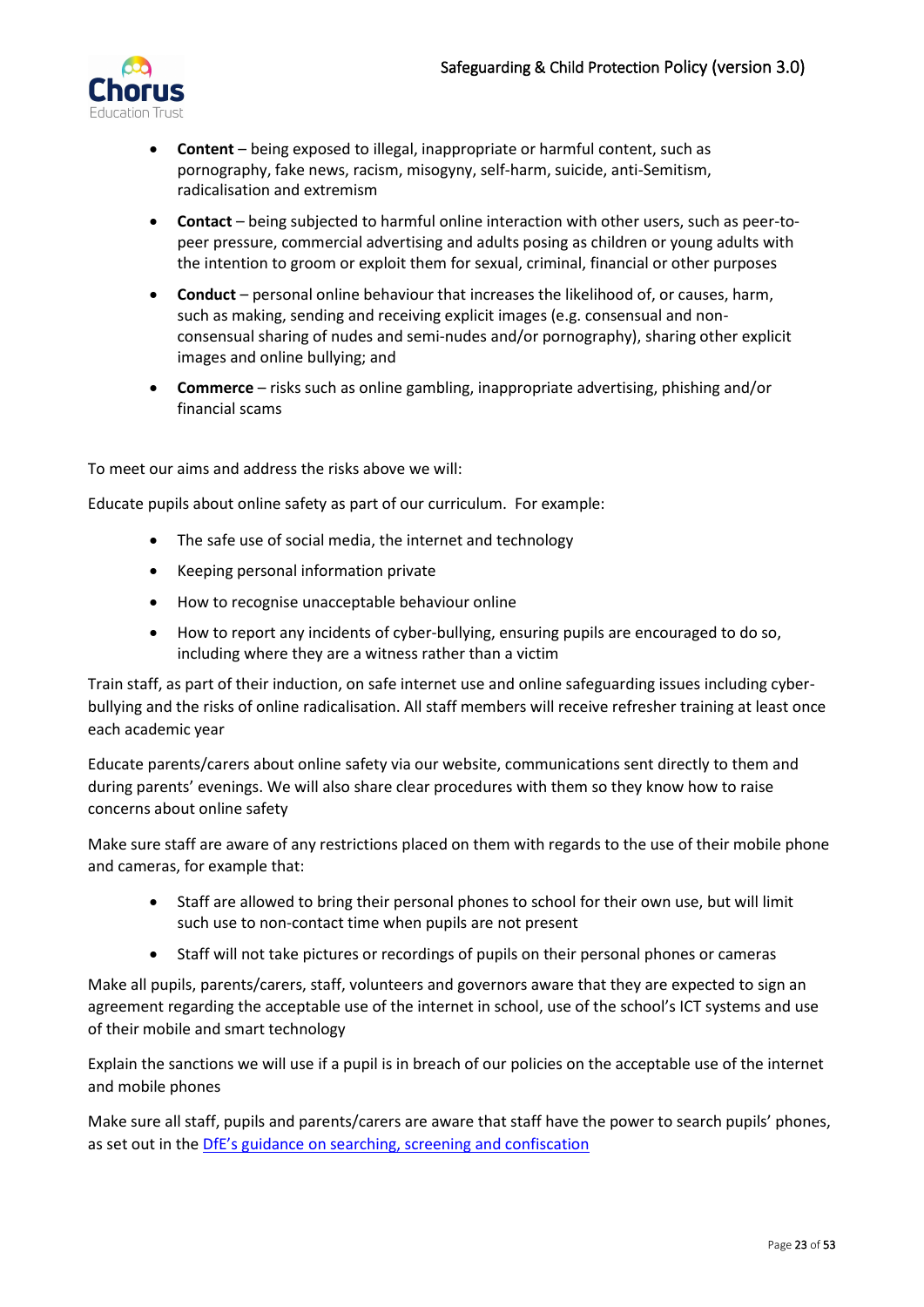- **Content** – being exposed to illegal, inappropriate or harmful content, such as pornography, fake news, racism, misogyny, self-harm, suicide, anti-Semitism, radicalisation and extremism
- **Contact** – being subjected to harmful online interaction with other users, such as peer-to-peer pressure, commercial advertising and adults posing as children or young adults with the intention to groom or exploit them for sexual, criminal, financial or other purposes
- **Conduct** – personal online behaviour that increases the likelihood of, or causes, harm, such as making, sending and receiving explicit images (e.g. consensual and non-consensual sharing of nudes and semi-nudes and/or pornography), sharing other explicit images and online bullying; and
- **Commerce** – risks such as online gambling, inappropriate advertising, phishing and/or financial scams

To meet our aims and address the risks above we will:

Educate pupils about online safety as part of our curriculum. For example:

- The safe use of social media, the internet and technology
- Keeping personal information private
- How to recognise unacceptable behaviour online
- How to report any incidents of cyber-bullying, ensuring pupils are encouraged to do so, including where they are a witness rather than a victim

Train staff, as part of their induction, on safe internet use and online safeguarding issues including cyber-bullying and the risks of online radicalisation. All staff members will receive refresher training at least once each academic year

Educate parents/carers about online safety via our website, communications sent directly to them and during parents' evenings. We will also share clear procedures with them so they know how to raise concerns about online safety

Make sure staff are aware of any restrictions placed on them with regards to the use of their mobile phone and cameras, for example that:

- Staff are allowed to bring their personal phones to school for their own use, but will limit such use to non-contact time when pupils are not present
- Staff will not take pictures or recordings of pupils on their personal phones or cameras

Make all pupils, parents/carers, staff, volunteers and governors aware that they are expected to sign an agreement regarding the acceptable use of the internet in school, use of the school's ICT systems and use of their mobile and smart technology

Explain the sanctions we will use if a pupil is in breach of our policies on the acceptable use of the internet and mobile phones

Make sure all staff, pupils and parents/carers are aware that staff have the power to search pupils' phones, as set out in the DfE's guidance on searching, screening and confiscation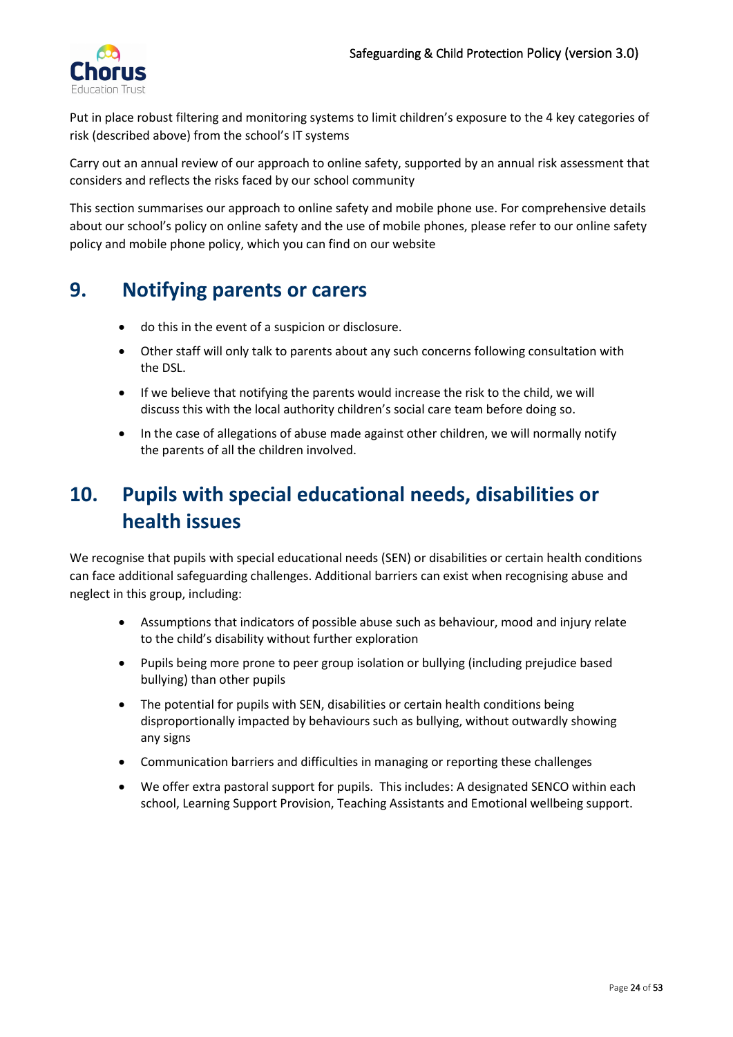Put in place robust filtering and monitoring systems to limit children's exposure to the 4 key categories of risk (described above) from the school's IT systems

Carry out an annual review of our approach to online safety, supported by an annual risk assessment that considers and reflects the risks faced by our school community

This section summarises our approach to online safety and mobile phone use. For comprehensive details about our school's policy on online safety and the use of mobile phones, please refer to our online safety policy and mobile phone policy, which you can find on our website

## 9. Notifying parents or carers

- do this in the event of a suspicion or disclosure.
- Other staff will only talk to parents about any such concerns following consultation with the DSL.
- If we believe that notifying the parents would increase the risk to the child, we will discuss this with the local authority children's social care team before doing so.
- In the case of allegations of abuse made against other children, we will normally notify the parents of all the children involved.

## 10. Pupils with special educational needs, disabilities or health issues

We recognise that pupils with special educational needs (SEN) or disabilities or certain health conditions can face additional safeguarding challenges. Additional barriers can exist when recognising abuse and neglect in this group, including:

- Assumptions that indicators of possible abuse such as behaviour, mood and injury relate to the child's disability without further exploration
- Pupils being more prone to peer group isolation or bullying (including prejudice based bullying) than other pupils
- The potential for pupils with SEN, disabilities or certain health conditions being disproportionally impacted by behaviours such as bullying, without outwardly showing any signs
- Communication barriers and difficulties in managing or reporting these challenges
- We offer extra pastoral support for pupils. This includes: A designated SENCO within each school, Learning Support Provision, Teaching Assistants and Emotional wellbeing support.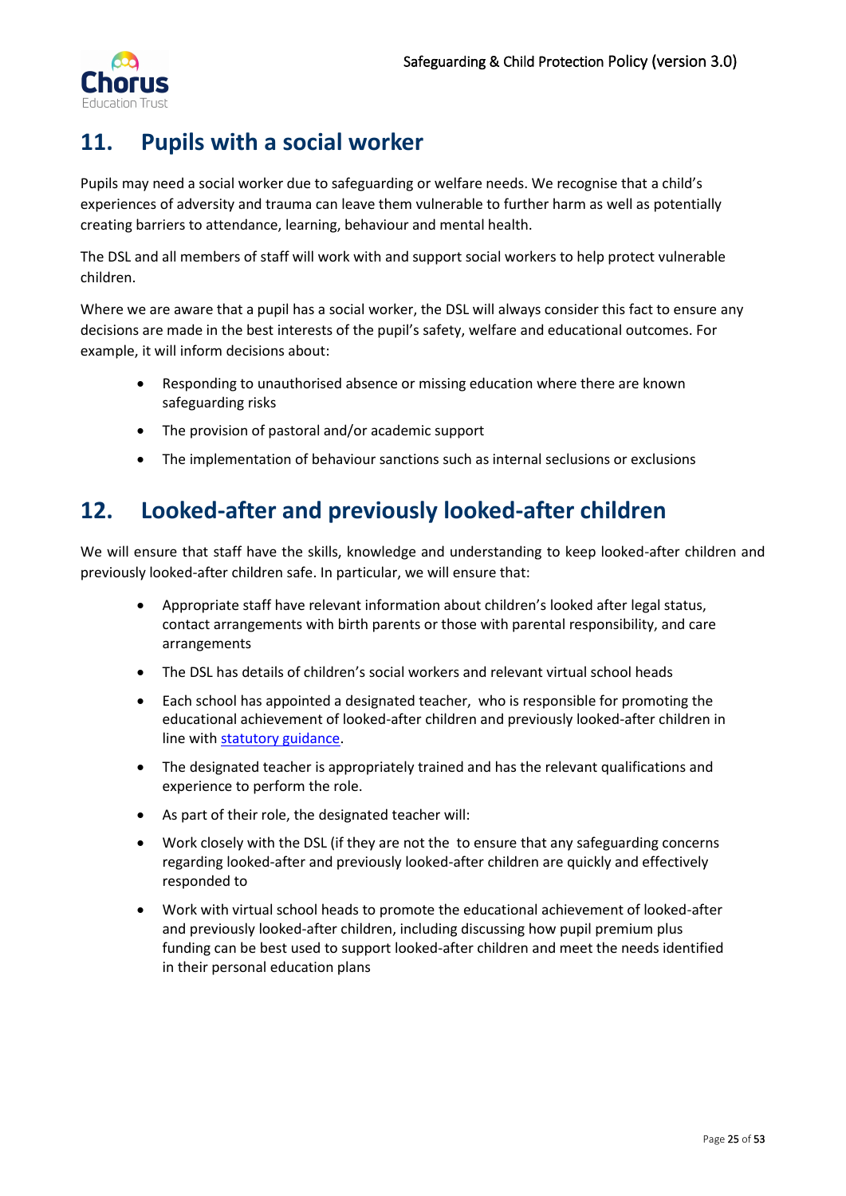## 11. Pupils with a social worker

Pupils may need a social worker due to safeguarding or welfare needs. We recognise that a child's experiences of adversity and trauma can leave them vulnerable to further harm as well as potentially creating barriers to attendance, learning, behaviour and mental health.

The DSL and all members of staff will work with and support social workers to help protect vulnerable children.

Where we are aware that a pupil has a social worker, the DSL will always consider this fact to ensure any decisions are made in the best interests of the pupil's safety, welfare and educational outcomes. For example, it will inform decisions about:

- Responding to unauthorised absence or missing education where there are known safeguarding risks
- The provision of pastoral and/or academic support
- The implementation of behaviour sanctions such as internal seclusions or exclusions

## 12. Looked-after and previously looked-after children

We will ensure that staff have the skills, knowledge and understanding to keep looked-after children and previously looked-after children safe. In particular, we will ensure that:

- Appropriate staff have relevant information about children's looked after legal status, contact arrangements with birth parents or those with parental responsibility, and care arrangements
- The DSL has details of children's social workers and relevant virtual school heads
- Each school has appointed a designated teacher, who is responsible for promoting the educational achievement of looked-after children and previously looked-after children in line with [statutory guidance](statutory guidance).
- The designated teacher is appropriately trained and has the relevant qualifications and experience to perform the role.
- As part of their role, the designated teacher will:
- Work closely with the DSL (if they are not the to ensure that any safeguarding concerns regarding looked-after and previously looked-after children are quickly and effectively responded to
- Work with virtual school heads to promote the educational achievement of looked-after and previously looked-after children, including discussing how pupil premium plus funding can be best used to support looked-after children and meet the needs identified in their personal education plans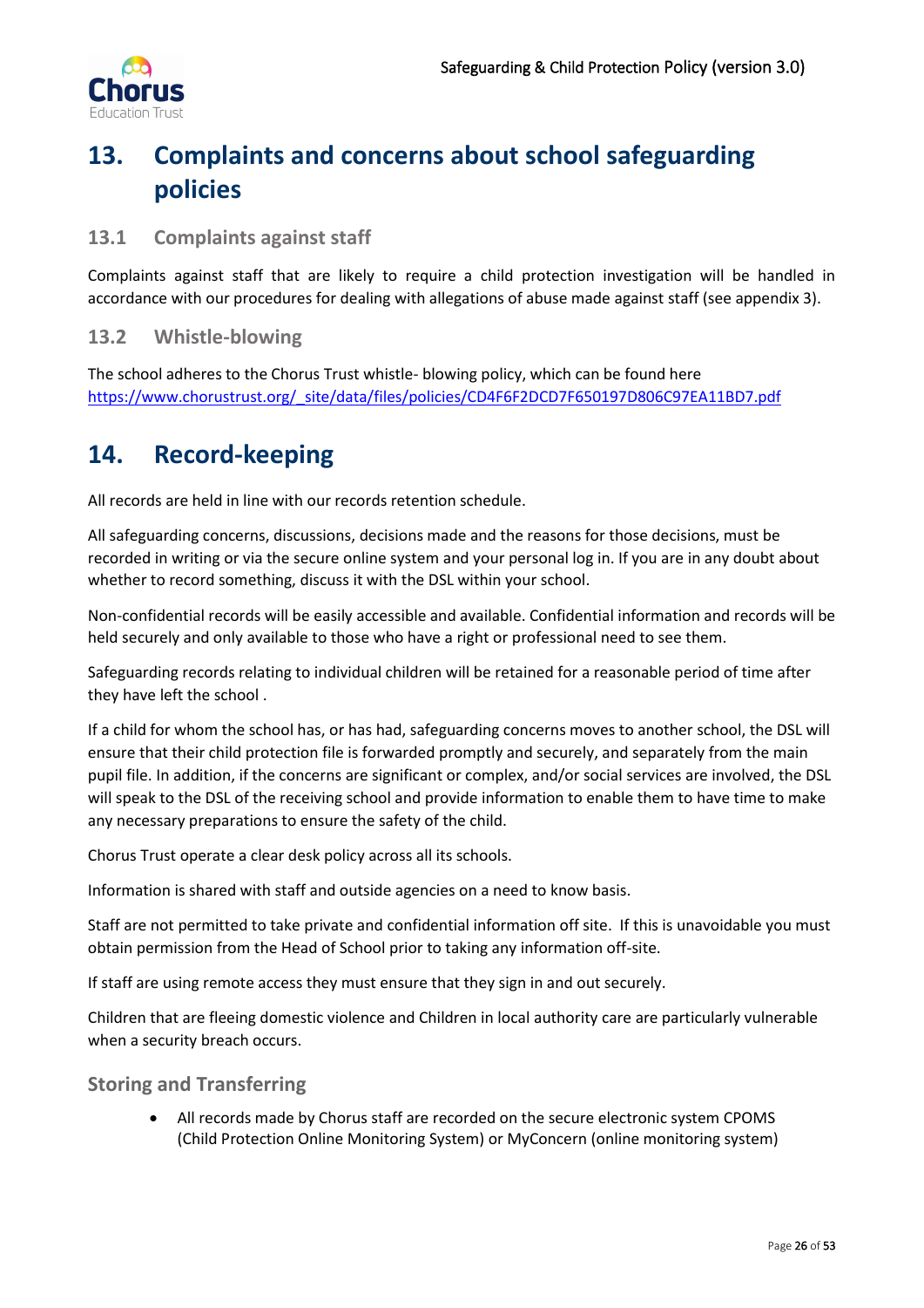## 13. Complaints and concerns about school safeguarding policies

### 13.1 Complaints against staff

Complaints against staff that are likely to require a child protection investigation will be handled in accordance with our procedures for dealing with allegations of abuse made against staff (see appendix 3).

### 13.2 Whistle-blowing

The school adheres to the Chorus Trust whistle- blowing policy, which can be found here https://www.chorustrust.org/_site/data/files/policies/CD4F6F2DCD7F650197D806C97EA11BD7.pdf

## 14. Record-keeping

All records are held in line with our records retention schedule.

All safeguarding concerns, discussions, decisions made and the reasons for those decisions, must be recorded in writing or via the secure online system and your personal log in. If you are in any doubt about whether to record something, discuss it with the DSL within your school.

Non-confidential records will be easily accessible and available. Confidential information and records will be held securely and only available to those who have a right or professional need to see them.

Safeguarding records relating to individual children will be retained for a reasonable period of time after they have left the school .

If a child for whom the school has, or has had, safeguarding concerns moves to another school, the DSL will ensure that their child protection file is forwarded promptly and securely, and separately from the main pupil file. In addition, if the concerns are significant or complex, and/or social services are involved, the DSL will speak to the DSL of the receiving school and provide information to enable them to have time to make any necessary preparations to ensure the safety of the child.

Chorus Trust operate a clear desk policy across all its schools.

Information is shared with staff and outside agencies on a need to know basis.

Staff are not permitted to take private and confidential information off site. If this is unavoidable you must obtain permission from the Head of School prior to taking any information off-site.

If staff are using remote access they must ensure that they sign in and out securely.

Children that are fleeing domestic violence and Children in local authority care are particularly vulnerable when a security breach occurs.

### Storing and Transferring

- All records made by Chorus staff are recorded on the secure electronic system CPOMS (Child Protection Online Monitoring System) or MyConcern (online monitoring system)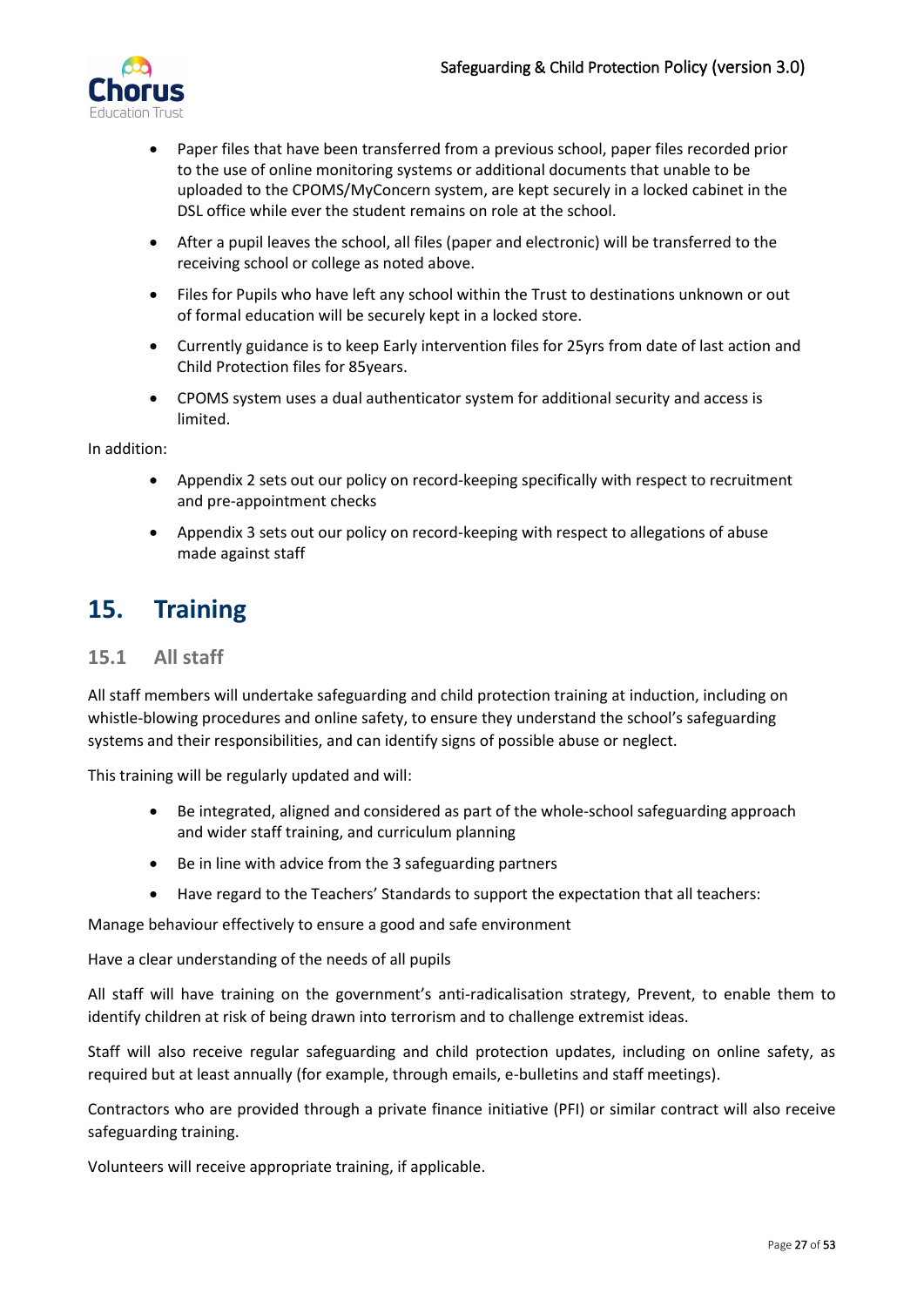- Paper files that have been transferred from a previous school, paper files recorded prior to the use of online monitoring systems or additional documents that unable to be uploaded to the CPOMS/MyConcern system, are kept securely in a locked cabinet in the DSL office while ever the student remains on role at the school.
- After a pupil leaves the school, all files (paper and electronic) will be transferred to the receiving school or college as noted above.
- Files for Pupils who have left any school within the Trust to destinations unknown or out of formal education will be securely kept in a locked store.
- Currently guidance is to keep Early intervention files for 25yrs from date of last action and Child Protection files for 85years.
- CPOMS system uses a dual authenticator system for additional security and access is limited.

In addition:

- Appendix 2 sets out our policy on record-keeping specifically with respect to recruitment and pre-appointment checks
- Appendix 3 sets out our policy on record-keeping with respect to allegations of abuse made against staff

# 15. Training

## 15.1 All staff

All staff members will undertake safeguarding and child protection training at induction, including on whistle-blowing procedures and online safety, to ensure they understand the school's safeguarding systems and their responsibilities, and can identify signs of possible abuse or neglect.

This training will be regularly updated and will:

- Be integrated, aligned and considered as part of the whole-school safeguarding approach and wider staff training, and curriculum planning
- Be in line with advice from the 3 safeguarding partners
- Have regard to the Teachers' Standards to support the expectation that all teachers:

Manage behaviour effectively to ensure a good and safe environment

Have a clear understanding of the needs of all pupils

All staff will have training on the government's anti-radicalisation strategy, Prevent, to enable them to identify children at risk of being drawn into terrorism and to challenge extremist ideas.

Staff will also receive regular safeguarding and child protection updates, including on online safety, as required but at least annually (for example, through emails, e-bulletins and staff meetings).

Contractors who are provided through a private finance initiative (PFI) or similar contract will also receive safeguarding training.

Volunteers will receive appropriate training, if applicable.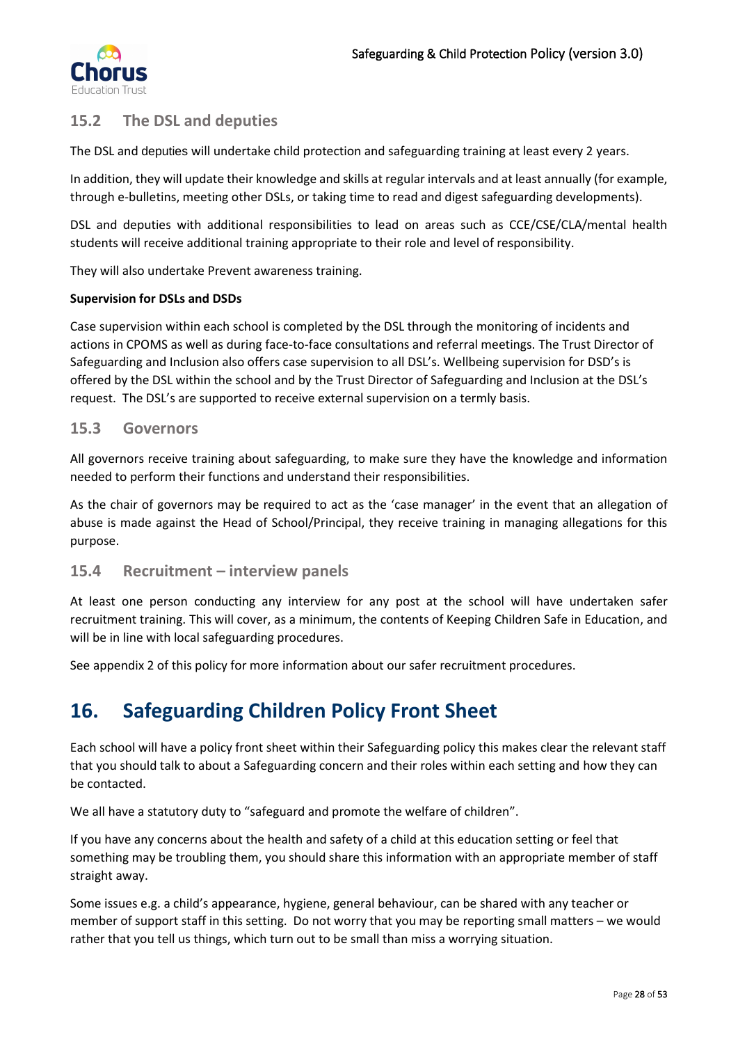### 15.2 The DSL and deputies

The DSL and deputies will undertake child protection and safeguarding training at least every 2 years.

In addition, they will update their knowledge and skills at regular intervals and at least annually (for example, through e-bulletins, meeting other DSLs, or taking time to read and digest safeguarding developments).

DSL and deputies with additional responsibilities to lead on areas such as CCE/CSE/CLA/mental health students will receive additional training appropriate to their role and level of responsibility.

They will also undertake Prevent awareness training.

**Supervision for DSLs and DSDs**

Case supervision within each school is completed by the DSL through the monitoring of incidents and actions in CPOMS as well as during face-to-face consultations and referral meetings. The Trust Director of Safeguarding and Inclusion also offers case supervision to all DSL's. Wellbeing supervision for DSD's is offered by the DSL within the school and by the Trust Director of Safeguarding and Inclusion at the DSL's request. The DSL's are supported to receive external supervision on a termly basis.

### 15.3 Governors

All governors receive training about safeguarding, to make sure they have the knowledge and information needed to perform their functions and understand their responsibilities.

As the chair of governors may be required to act as the 'case manager' in the event that an allegation of abuse is made against the Head of School/Principal, they receive training in managing allegations for this purpose.

### 15.4 Recruitment – interview panels

At least one person conducting any interview for any post at the school will have undertaken safer recruitment training. This will cover, as a minimum, the contents of Keeping Children Safe in Education, and will be in line with local safeguarding procedures.

See appendix 2 of this policy for more information about our safer recruitment procedures.

## 16. Safeguarding Children Policy Front Sheet

Each school will have a policy front sheet within their Safeguarding policy this makes clear the relevant staff that you should talk to about a Safeguarding concern and their roles within each setting and how they can be contacted.

We all have a statutory duty to "safeguard and promote the welfare of children".

If you have any concerns about the health and safety of a child at this education setting or feel that something may be troubling them, you should share this information with an appropriate member of staff straight away.

Some issues e.g. a child's appearance, hygiene, general behaviour, can be shared with any teacher or member of support staff in this setting. Do not worry that you may be reporting small matters – we would rather that you tell us things, which turn out to be small than miss a worrying situation.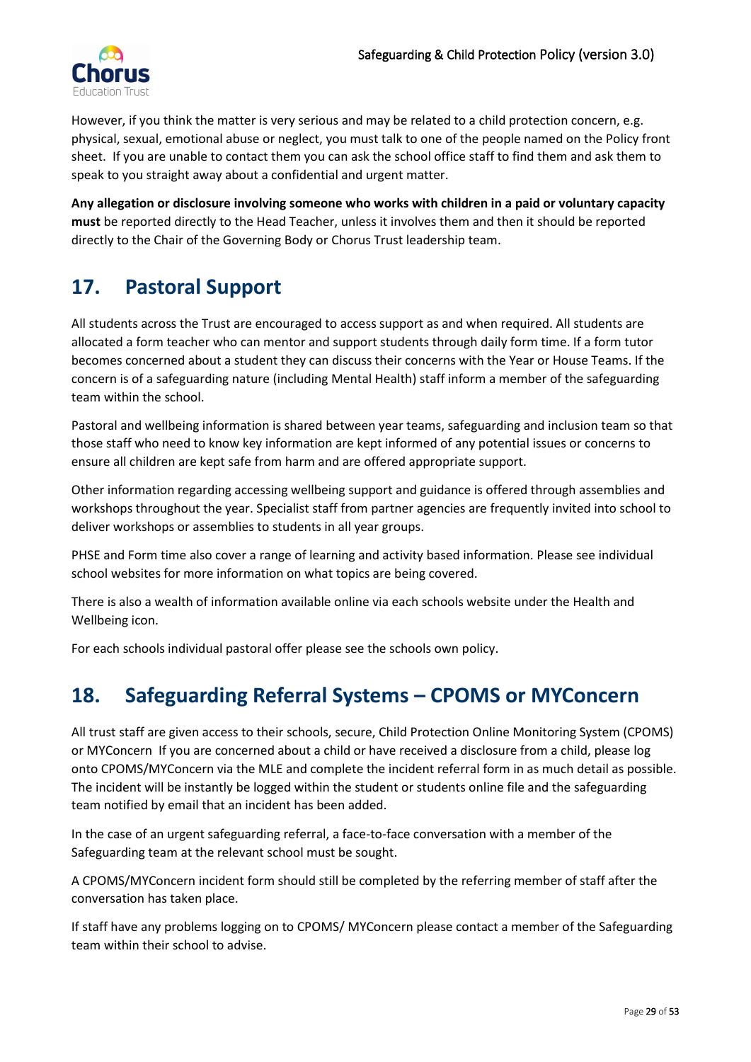However, if you think the matter is very serious and may be related to a child protection concern, e.g. physical, sexual, emotional abuse or neglect, you must talk to one of the people named on the Policy front sheet. If you are unable to contact them you can ask the school office staff to find them and ask them to speak to you straight away about a confidential and urgent matter.

**Any allegation or disclosure involving someone who works with children in a paid or voluntary capacity must** be reported directly to the Head Teacher, unless it involves them and then it should be reported directly to the Chair of the Governing Body or Chorus Trust leadership team.

## 17. Pastoral Support

All students across the Trust are encouraged to access support as and when required. All students are allocated a form teacher who can mentor and support students through daily form time. If a form tutor becomes concerned about a student they can discuss their concerns with the Year or House Teams. If the concern is of a safeguarding nature (including Mental Health) staff inform a member of the safeguarding team within the school.

Pastoral and wellbeing information is shared between year teams, safeguarding and inclusion team so that those staff who need to know key information are kept informed of any potential issues or concerns to ensure all children are kept safe from harm and are offered appropriate support.

Other information regarding accessing wellbeing support and guidance is offered through assemblies and workshops throughout the year. Specialist staff from partner agencies are frequently invited into school to deliver workshops or assemblies to students in all year groups.

PHSE and Form time also cover a range of learning and activity based information. Please see individual school websites for more information on what topics are being covered.

There is also a wealth of information available online via each schools website under the Health and Wellbeing icon.

For each schools individual pastoral offer please see the schools own policy.

## 18. Safeguarding Referral Systems – CPOMS or MYConcern

All trust staff are given access to their schools, secure, Child Protection Online Monitoring System (CPOMS) or MYConcern If you are concerned about a child or have received a disclosure from a child, please log onto CPOMS/MYConcern via the MLE and complete the incident referral form in as much detail as possible. The incident will be instantly be logged within the student or students online file and the safeguarding team notified by email that an incident has been added.

In the case of an urgent safeguarding referral, a face-to-face conversation with a member of the Safeguarding team at the relevant school must be sought.

A CPOMS/MYConcern incident form should still be completed by the referring member of staff after the conversation has taken place.

If staff have any problems logging on to CPOMS/ MYConcern please contact a member of the Safeguarding team within their school to advise.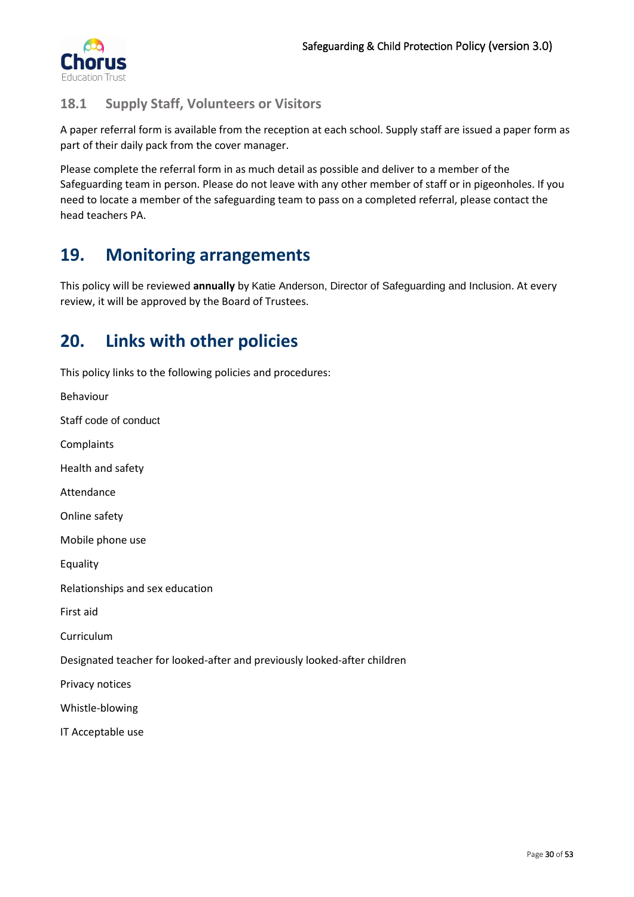### 18.1 Supply Staff, Volunteers or Visitors

A paper referral form is available from the reception at each school. Supply staff are issued a paper form as part of their daily pack from the cover manager.

Please complete the referral form in as much detail as possible and deliver to a member of the Safeguarding team in person. Please do not leave with any other member of staff or in pigeonholes. If you need to locate a member of the safeguarding team to pass on a completed referral, please contact the head teachers PA.

## 19. Monitoring arrangements

This policy will be reviewed **annually** by Katie Anderson, Director of Safeguarding and Inclusion. At every review, it will be approved by the Board of Trustees.

## 20. Links with other policies

This policy links to the following policies and procedures:

Behaviour

Staff code of conduct

Complaints

Health and safety

Attendance

Online safety

Mobile phone use

Equality

Relationships and sex education

First aid

Curriculum

Designated teacher for looked-after and previously looked-after children

Privacy notices

Whistle-blowing

IT Acceptable use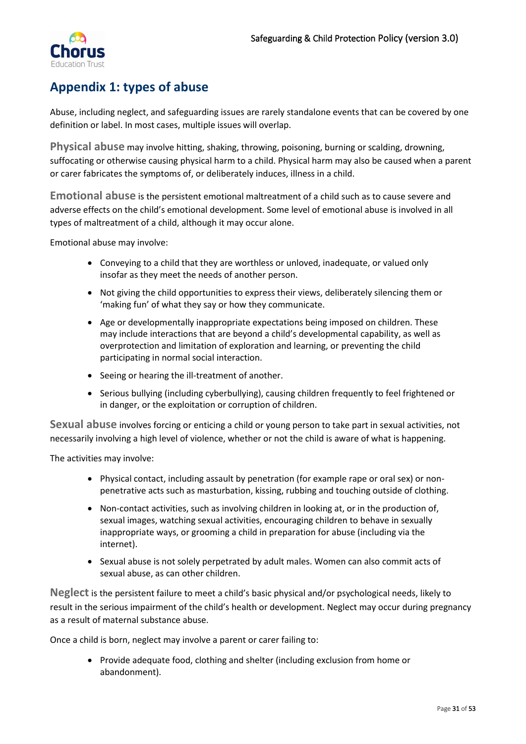## Appendix 1: types of abuse

Abuse, including neglect, and safeguarding issues are rarely standalone events that can be covered by one definition or label. In most cases, multiple issues will overlap.

**Physical abuse** may involve hitting, shaking, throwing, poisoning, burning or scalding, drowning, suffocating or otherwise causing physical harm to a child. Physical harm may also be caused when a parent or carer fabricates the symptoms of, or deliberately induces, illness in a child.

**Emotional abuse** is the persistent emotional maltreatment of a child such as to cause severe and adverse effects on the child's emotional development. Some level of emotional abuse is involved in all types of maltreatment of a child, although it may occur alone.

Emotional abuse may involve:

- Conveying to a child that they are worthless or unloved, inadequate, or valued only insofar as they meet the needs of another person.
- Not giving the child opportunities to express their views, deliberately silencing them or 'making fun' of what they say or how they communicate.
- Age or developmentally inappropriate expectations being imposed on children. These may include interactions that are beyond a child's developmental capability, as well as overprotection and limitation of exploration and learning, or preventing the child participating in normal social interaction.
- Seeing or hearing the ill-treatment of another.
- Serious bullying (including cyberbullying), causing children frequently to feel frightened or in danger, or the exploitation or corruption of children.

**Sexual abuse** involves forcing or enticing a child or young person to take part in sexual activities, not necessarily involving a high level of violence, whether or not the child is aware of what is happening.

The activities may involve:

- Physical contact, including assault by penetration (for example rape or oral sex) or non-penetrative acts such as masturbation, kissing, rubbing and touching outside of clothing.
- Non-contact activities, such as involving children in looking at, or in the production of, sexual images, watching sexual activities, encouraging children to behave in sexually inappropriate ways, or grooming a child in preparation for abuse (including via the internet).
- Sexual abuse is not solely perpetrated by adult males. Women can also commit acts of sexual abuse, as can other children.

**Neglect** is the persistent failure to meet a child's basic physical and/or psychological needs, likely to result in the serious impairment of the child's health or development. Neglect may occur during pregnancy as a result of maternal substance abuse.

Once a child is born, neglect may involve a parent or carer failing to:

- Provide adequate food, clothing and shelter (including exclusion from home or abandonment).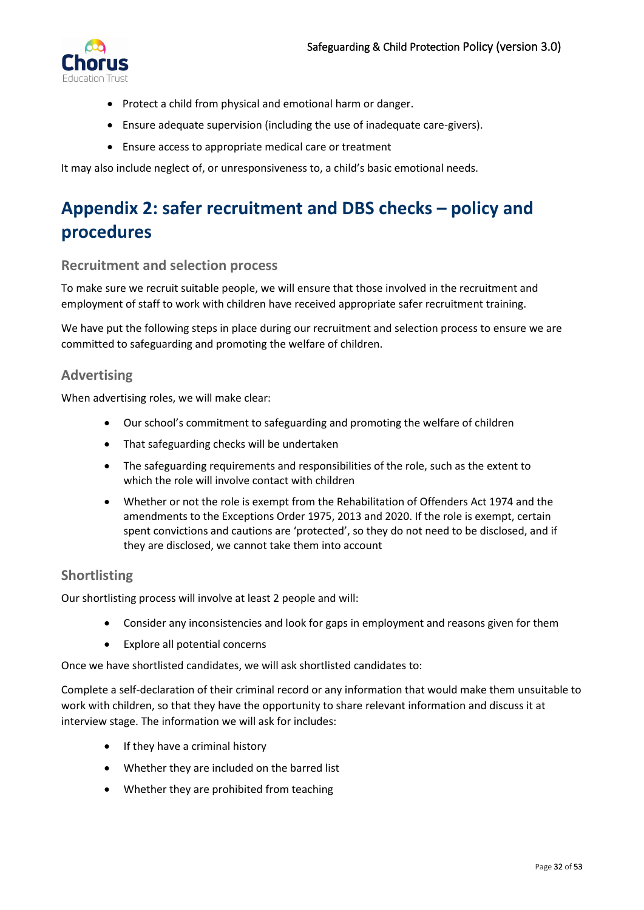- Protect a child from physical and emotional harm or danger.
- Ensure adequate supervision (including the use of inadequate care-givers).
- Ensure access to appropriate medical care or treatment

It may also include neglect of, or unresponsiveness to, a child's basic emotional needs.

# Appendix 2: safer recruitment and DBS checks – policy and procedures

### Recruitment and selection process

To make sure we recruit suitable people, we will ensure that those involved in the recruitment and employment of staff to work with children have received appropriate safer recruitment training.

We have put the following steps in place during our recruitment and selection process to ensure we are committed to safeguarding and promoting the welfare of children.

### Advertising

When advertising roles, we will make clear:

- Our school's commitment to safeguarding and promoting the welfare of children
- That safeguarding checks will be undertaken
- The safeguarding requirements and responsibilities of the role, such as the extent to which the role will involve contact with children
- Whether or not the role is exempt from the Rehabilitation of Offenders Act 1974 and the amendments to the Exceptions Order 1975, 2013 and 2020. If the role is exempt, certain spent convictions and cautions are 'protected', so they do not need to be disclosed, and if they are disclosed, we cannot take them into account

### Shortlisting

Our shortlisting process will involve at least 2 people and will:

- Consider any inconsistencies and look for gaps in employment and reasons given for them
- Explore all potential concerns

Once we have shortlisted candidates, we will ask shortlisted candidates to:

Complete a self-declaration of their criminal record or any information that would make them unsuitable to work with children, so that they have the opportunity to share relevant information and discuss it at interview stage. The information we will ask for includes:

- If they have a criminal history
- Whether they are included on the barred list
- Whether they are prohibited from teaching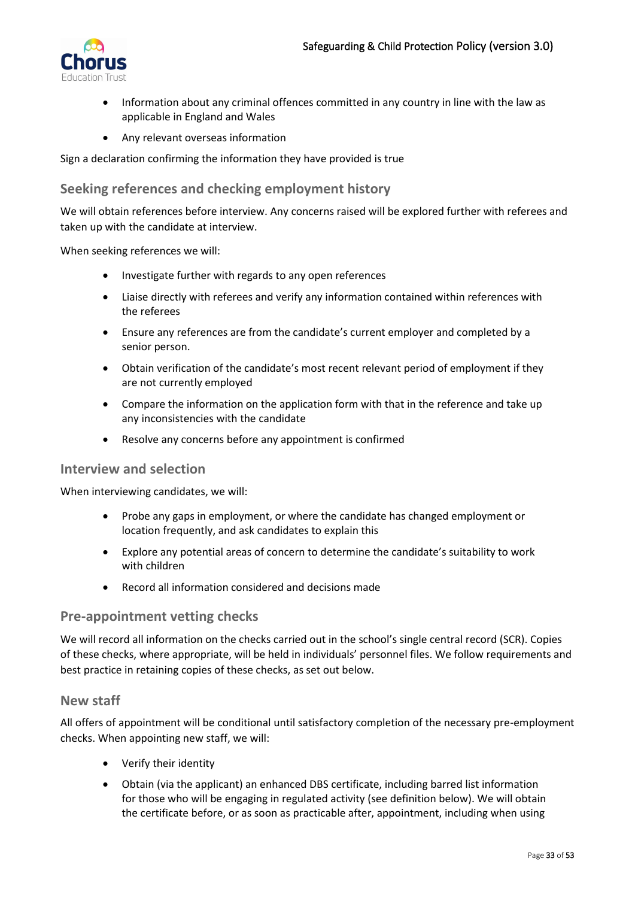- Information about any criminal offences committed in any country in line with the law as applicable in England and Wales
- Any relevant overseas information

Sign a declaration confirming the information they have provided is true

### Seeking references and checking employment history

We will obtain references before interview. Any concerns raised will be explored further with referees and taken up with the candidate at interview.

When seeking references we will:

- Investigate further with regards to any open references
- Liaise directly with referees and verify any information contained within references with the referees
- Ensure any references are from the candidate's current employer and completed by a senior person.
- Obtain verification of the candidate's most recent relevant period of employment if they are not currently employed
- Compare the information on the application form with that in the reference and take up any inconsistencies with the candidate
- Resolve any concerns before any appointment is confirmed

### Interview and selection

When interviewing candidates, we will:

- Probe any gaps in employment, or where the candidate has changed employment or location frequently, and ask candidates to explain this
- Explore any potential areas of concern to determine the candidate's suitability to work with children
- Record all information considered and decisions made

### Pre-appointment vetting checks

We will record all information on the checks carried out in the school's single central record (SCR). Copies of these checks, where appropriate, will be held in individuals' personnel files. We follow requirements and best practice in retaining copies of these checks, as set out below.

### New staff

All offers of appointment will be conditional until satisfactory completion of the necessary pre-employment checks. When appointing new staff, we will:

- Verify their identity
- Obtain (via the applicant) an enhanced DBS certificate, including barred list information for those who will be engaging in regulated activity (see definition below). We will obtain the certificate before, or as soon as practicable after, appointment, including when using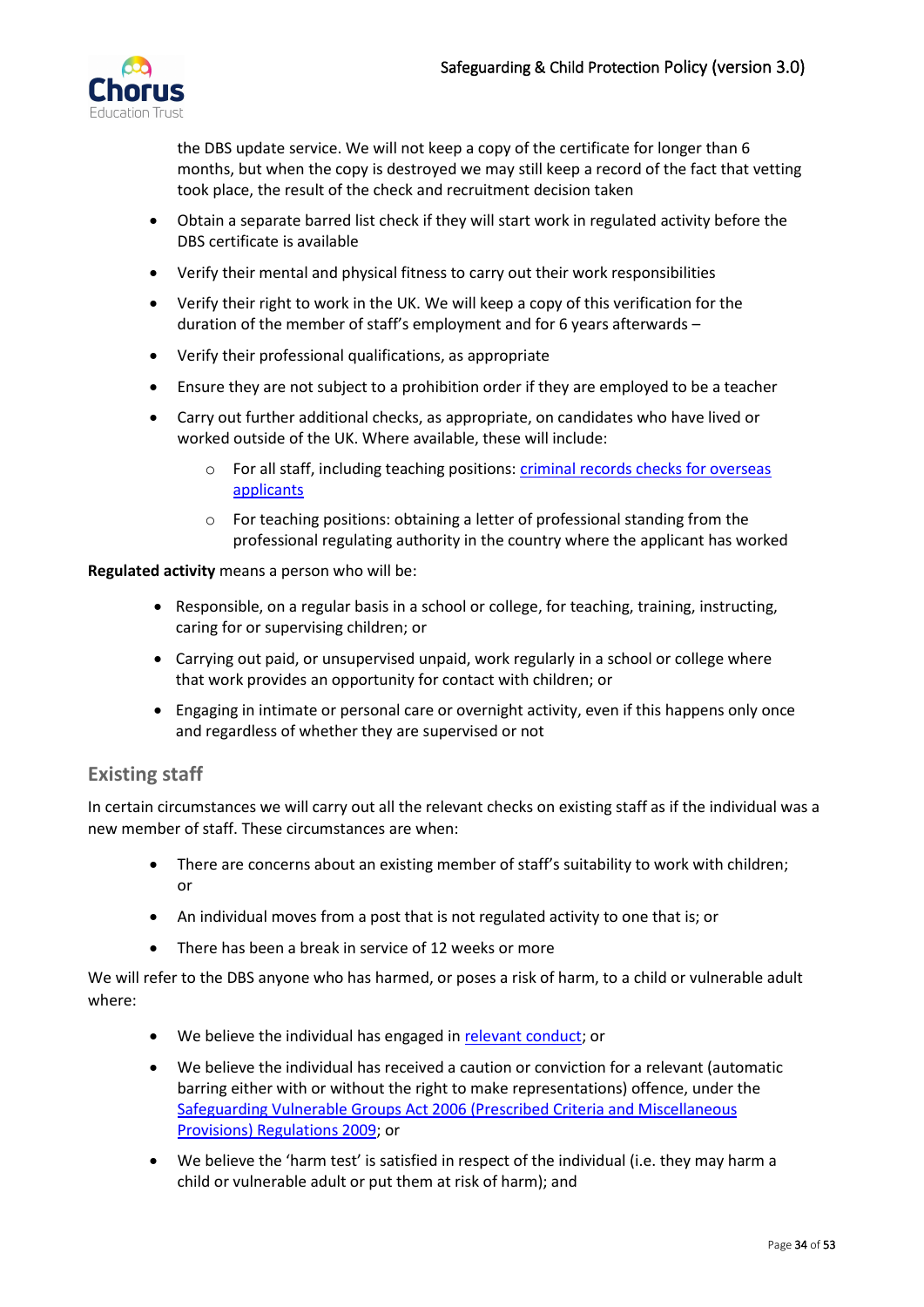the DBS update service. We will not keep a copy of the certificate for longer than 6 months, but when the copy is destroyed we may still keep a record of the fact that vetting took place, the result of the check and recruitment decision taken

- Obtain a separate barred list check if they will start work in regulated activity before the DBS certificate is available
- Verify their mental and physical fitness to carry out their work responsibilities
- Verify their right to work in the UK. We will keep a copy of this verification for the duration of the member of staff's employment and for 6 years afterwards –
- Verify their professional qualifications, as appropriate
- Ensure they are not subject to a prohibition order if they are employed to be a teacher
- Carry out further additional checks, as appropriate, on candidates who have lived or worked outside of the UK. Where available, these will include:
  - For all staff, including teaching positions: [criminal records checks for overseas applicants]
  - For teaching positions: obtaining a letter of professional standing from the professional regulating authority in the country where the applicant has worked

**Regulated activity** means a person who will be:

- Responsible, on a regular basis in a school or college, for teaching, training, instructing, caring for or supervising children; or
- Carrying out paid, or unsupervised unpaid, work regularly in a school or college where that work provides an opportunity for contact with children; or
- Engaging in intimate or personal care or overnight activity, even if this happens only once and regardless of whether they are supervised or not

## Existing staff

In certain circumstances we will carry out all the relevant checks on existing staff as if the individual was a new member of staff. These circumstances are when:

- There are concerns about an existing member of staff's suitability to work with children; or
- An individual moves from a post that is not regulated activity to one that is; or
- There has been a break in service of 12 weeks or more

We will refer to the DBS anyone who has harmed, or poses a risk of harm, to a child or vulnerable adult where:

- We believe the individual has engaged in [relevant conduct]; or
- We believe the individual has received a caution or conviction for a relevant (automatic barring either with or without the right to make representations) offence, under the [Safeguarding Vulnerable Groups Act 2006 (Prescribed Criteria and Miscellaneous Provisions) Regulations 2009]; or
- We believe the 'harm test' is satisfied in respect of the individual (i.e. they may harm a child or vulnerable adult or put them at risk of harm); and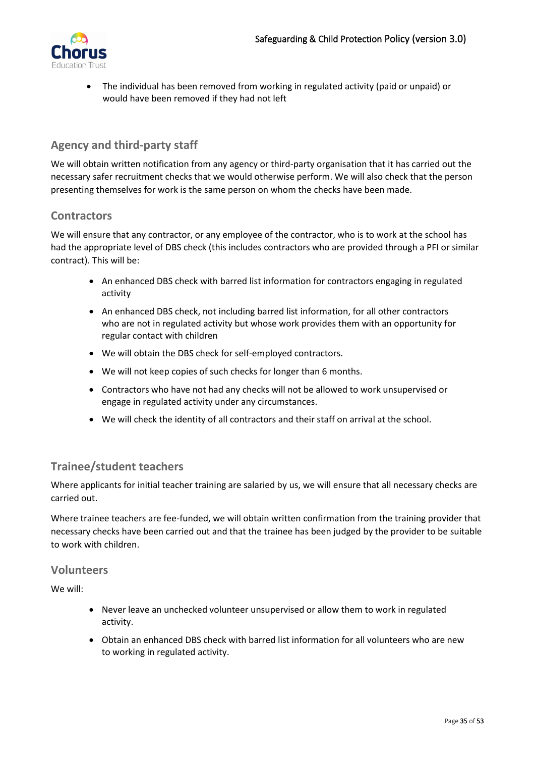- The individual has been removed from working in regulated activity (paid or unpaid) or would have been removed if they had not left

### Agency and third-party staff

We will obtain written notification from any agency or third-party organisation that it has carried out the necessary safer recruitment checks that we would otherwise perform. We will also check that the person presenting themselves for work is the same person on whom the checks have been made.

### Contractors

We will ensure that any contractor, or any employee of the contractor, who is to work at the school has had the appropriate level of DBS check (this includes contractors who are provided through a PFI or similar contract). This will be:

- An enhanced DBS check with barred list information for contractors engaging in regulated activity
- An enhanced DBS check, not including barred list information, for all other contractors who are not in regulated activity but whose work provides them with an opportunity for regular contact with children
- We will obtain the DBS check for self-employed contractors.
- We will not keep copies of such checks for longer than 6 months.
- Contractors who have not had any checks will not be allowed to work unsupervised or engage in regulated activity under any circumstances.
- We will check the identity of all contractors and their staff on arrival at the school.

### Trainee/student teachers

Where applicants for initial teacher training are salaried by us, we will ensure that all necessary checks are carried out.

Where trainee teachers are fee-funded, we will obtain written confirmation from the training provider that necessary checks have been carried out and that the trainee has been judged by the provider to be suitable to work with children.

### Volunteers

We will:

- Never leave an unchecked volunteer unsupervised or allow them to work in regulated activity.
- Obtain an enhanced DBS check with barred list information for all volunteers who are new to working in regulated activity.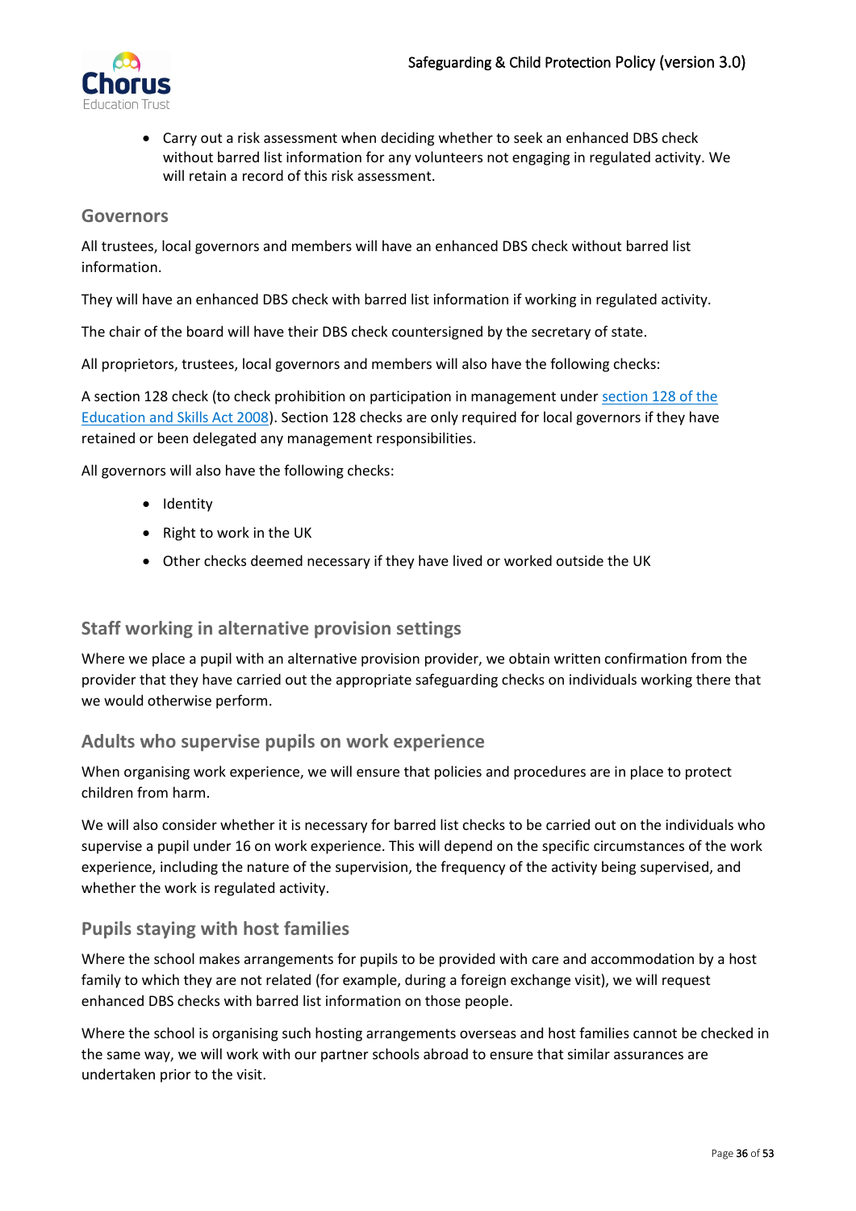- Carry out a risk assessment when deciding whether to seek an enhanced DBS check without barred list information for any volunteers not engaging in regulated activity. We will retain a record of this risk assessment.

### Governors

All trustees, local governors and members will have an enhanced DBS check without barred list information.

They will have an enhanced DBS check with barred list information if working in regulated activity.

The chair of the board will have their DBS check countersigned by the secretary of state.

All proprietors, trustees, local governors and members will also have the following checks:

A section 128 check (to check prohibition on participation in management under [section 128 of the Education and Skills Act 2008](section 128 of the Education and Skills Act 2008)). Section 128 checks are only required for local governors if they have retained or been delegated any management responsibilities.

All governors will also have the following checks:

- Identity
- Right to work in the UK
- Other checks deemed necessary if they have lived or worked outside the UK

### Staff working in alternative provision settings

Where we place a pupil with an alternative provision provider, we obtain written confirmation from the provider that they have carried out the appropriate safeguarding checks on individuals working there that we would otherwise perform.

### Adults who supervise pupils on work experience

When organising work experience, we will ensure that policies and procedures are in place to protect children from harm.

We will also consider whether it is necessary for barred list checks to be carried out on the individuals who supervise a pupil under 16 on work experience. This will depend on the specific circumstances of the work experience, including the nature of the supervision, the frequency of the activity being supervised, and whether the work is regulated activity.

### Pupils staying with host families

Where the school makes arrangements for pupils to be provided with care and accommodation by a host family to which they are not related (for example, during a foreign exchange visit), we will request enhanced DBS checks with barred list information on those people.

Where the school is organising such hosting arrangements overseas and host families cannot be checked in the same way, we will work with our partner schools abroad to ensure that similar assurances are undertaken prior to the visit.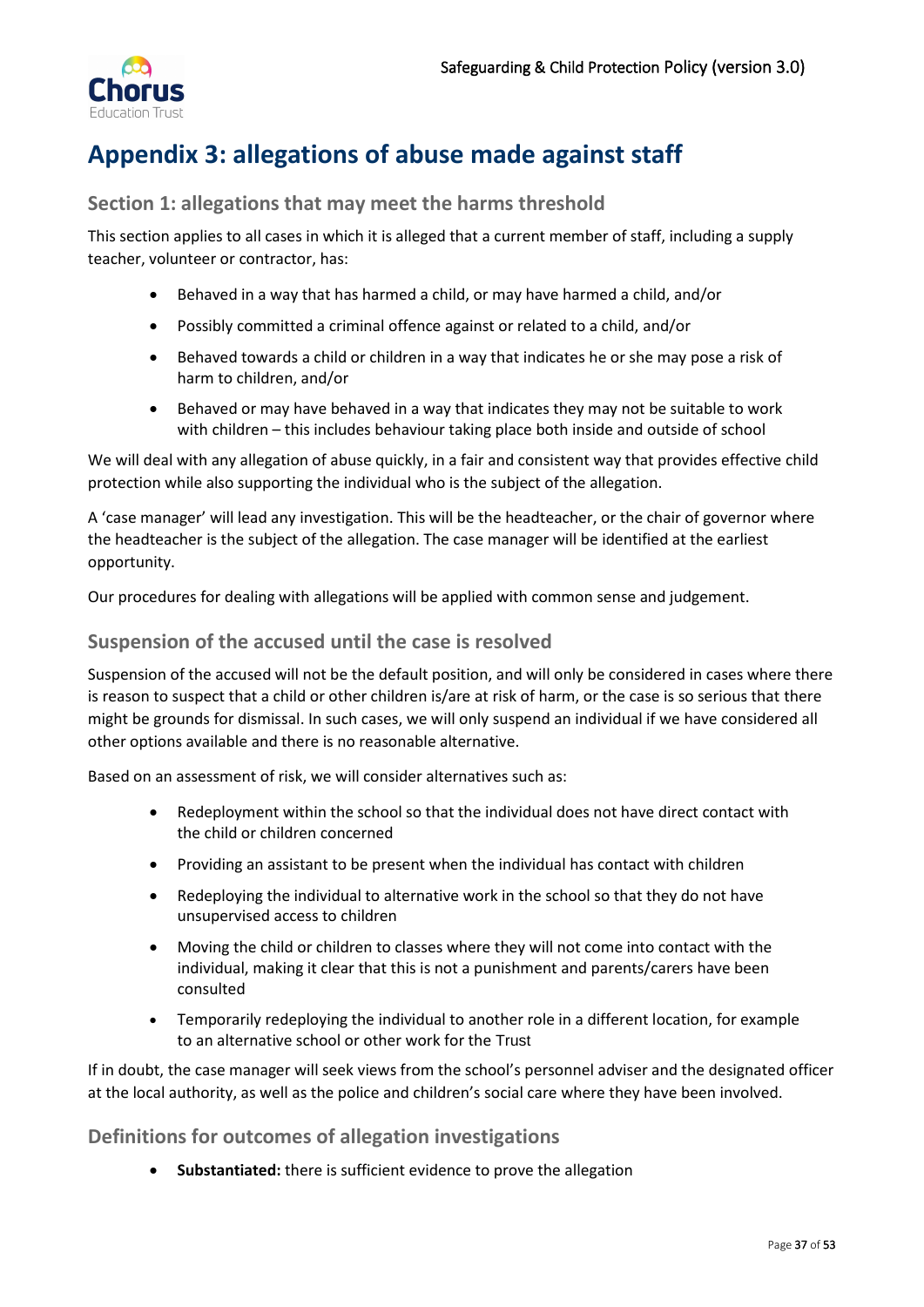# Appendix 3: allegations of abuse made against staff

## Section 1: allegations that may meet the harms threshold

This section applies to all cases in which it is alleged that a current member of staff, including a supply teacher, volunteer or contractor, has:

- Behaved in a way that has harmed a child, or may have harmed a child, and/or
- Possibly committed a criminal offence against or related to a child, and/or
- Behaved towards a child or children in a way that indicates he or she may pose a risk of harm to children, and/or
- Behaved or may have behaved in a way that indicates they may not be suitable to work with children – this includes behaviour taking place both inside and outside of school

We will deal with any allegation of abuse quickly, in a fair and consistent way that provides effective child protection while also supporting the individual who is the subject of the allegation.

A 'case manager' will lead any investigation. This will be the headteacher, or the chair of governor where the headteacher is the subject of the allegation. The case manager will be identified at the earliest opportunity.

Our procedures for dealing with allegations will be applied with common sense and judgement.

## Suspension of the accused until the case is resolved

Suspension of the accused will not be the default position, and will only be considered in cases where there is reason to suspect that a child or other children is/are at risk of harm, or the case is so serious that there might be grounds for dismissal. In such cases, we will only suspend an individual if we have considered all other options available and there is no reasonable alternative.

Based on an assessment of risk, we will consider alternatives such as:

- Redeployment within the school so that the individual does not have direct contact with the child or children concerned
- Providing an assistant to be present when the individual has contact with children
- Redeploying the individual to alternative work in the school so that they do not have unsupervised access to children
- Moving the child or children to classes where they will not come into contact with the individual, making it clear that this is not a punishment and parents/carers have been consulted
- Temporarily redeploying the individual to another role in a different location, for example to an alternative school or other work for the Trust

If in doubt, the case manager will seek views from the school's personnel adviser and the designated officer at the local authority, as well as the police and children's social care where they have been involved.

## Definitions for outcomes of allegation investigations

- **Substantiated:** there is sufficient evidence to prove the allegation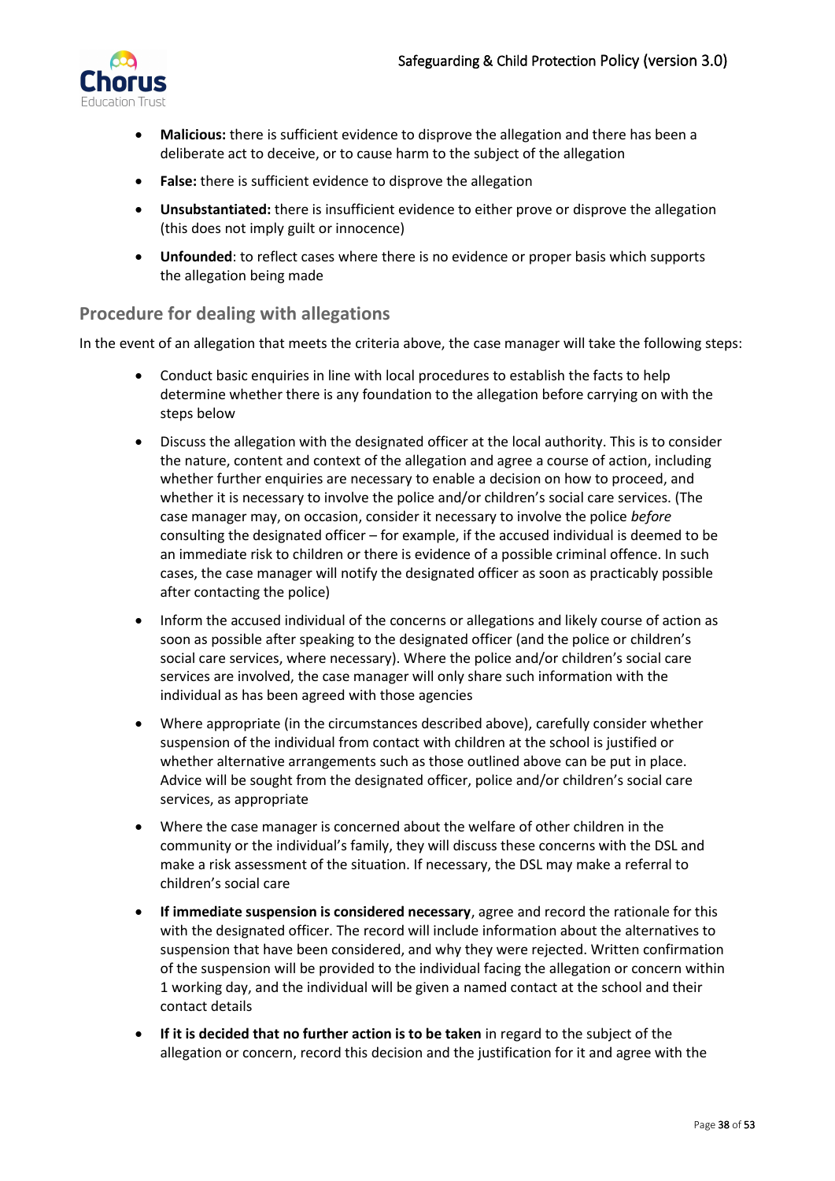- **Malicious:** there is sufficient evidence to disprove the allegation and there has been a deliberate act to deceive, or to cause harm to the subject of the allegation
- **False:** there is sufficient evidence to disprove the allegation
- **Unsubstantiated:** there is insufficient evidence to either prove or disprove the allegation (this does not imply guilt or innocence)
- **Unfounded**: to reflect cases where there is no evidence or proper basis which supports the allegation being made

## Procedure for dealing with allegations

In the event of an allegation that meets the criteria above, the case manager will take the following steps:

- Conduct basic enquiries in line with local procedures to establish the facts to help determine whether there is any foundation to the allegation before carrying on with the steps below
- Discuss the allegation with the designated officer at the local authority. This is to consider the nature, content and context of the allegation and agree a course of action, including whether further enquiries are necessary to enable a decision on how to proceed, and whether it is necessary to involve the police and/or children's social care services. (The case manager may, on occasion, consider it necessary to involve the police *before* consulting the designated officer – for example, if the accused individual is deemed to be an immediate risk to children or there is evidence of a possible criminal offence. In such cases, the case manager will notify the designated officer as soon as practicably possible after contacting the police)
- Inform the accused individual of the concerns or allegations and likely course of action as soon as possible after speaking to the designated officer (and the police or children's social care services, where necessary). Where the police and/or children's social care services are involved, the case manager will only share such information with the individual as has been agreed with those agencies
- Where appropriate (in the circumstances described above), carefully consider whether suspension of the individual from contact with children at the school is justified or whether alternative arrangements such as those outlined above can be put in place. Advice will be sought from the designated officer, police and/or children's social care services, as appropriate
- Where the case manager is concerned about the welfare of other children in the community or the individual's family, they will discuss these concerns with the DSL and make a risk assessment of the situation. If necessary, the DSL may make a referral to children's social care
- **If immediate suspension is considered necessary**, agree and record the rationale for this with the designated officer. The record will include information about the alternatives to suspension that have been considered, and why they were rejected. Written confirmation of the suspension will be provided to the individual facing the allegation or concern within 1 working day, and the individual will be given a named contact at the school and their contact details
- **If it is decided that no further action is to be taken** in regard to the subject of the allegation or concern, record this decision and the justification for it and agree with the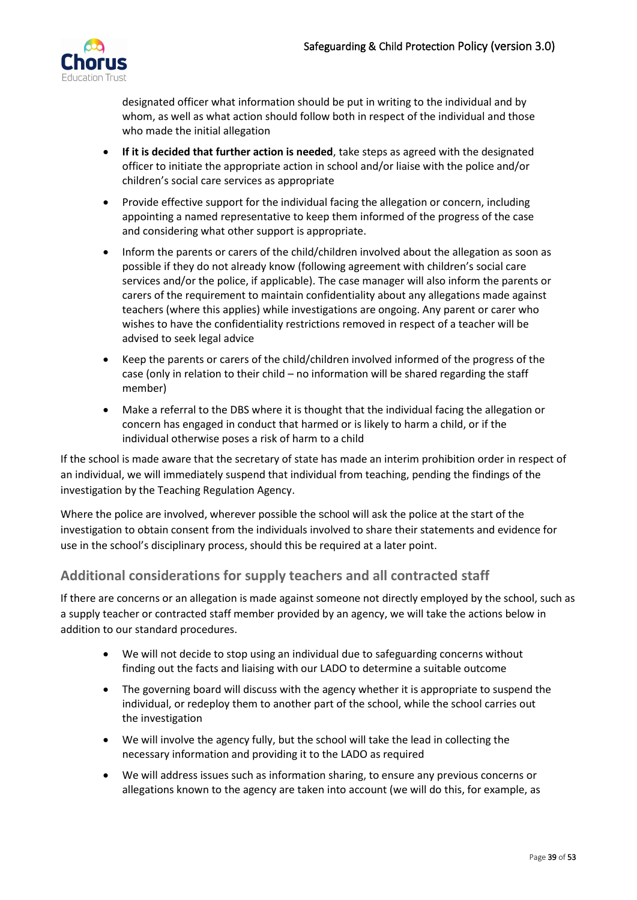designated officer what information should be put in writing to the individual and by whom, as well as what action should follow both in respect of the individual and those who made the initial allegation

- **If it is decided that further action is needed**, take steps as agreed with the designated officer to initiate the appropriate action in school and/or liaise with the police and/or children's social care services as appropriate
- Provide effective support for the individual facing the allegation or concern, including appointing a named representative to keep them informed of the progress of the case and considering what other support is appropriate.
- Inform the parents or carers of the child/children involved about the allegation as soon as possible if they do not already know (following agreement with children's social care services and/or the police, if applicable). The case manager will also inform the parents or carers of the requirement to maintain confidentiality about any allegations made against teachers (where this applies) while investigations are ongoing. Any parent or carer who wishes to have the confidentiality restrictions removed in respect of a teacher will be advised to seek legal advice
- Keep the parents or carers of the child/children involved informed of the progress of the case (only in relation to their child – no information will be shared regarding the staff member)
- Make a referral to the DBS where it is thought that the individual facing the allegation or concern has engaged in conduct that harmed or is likely to harm a child, or if the individual otherwise poses a risk of harm to a child

If the school is made aware that the secretary of state has made an interim prohibition order in respect of an individual, we will immediately suspend that individual from teaching, pending the findings of the investigation by the Teaching Regulation Agency.

Where the police are involved, wherever possible the school will ask the police at the start of the investigation to obtain consent from the individuals involved to share their statements and evidence for use in the school's disciplinary process, should this be required at a later point.

## Additional considerations for supply teachers and all contracted staff

If there are concerns or an allegation is made against someone not directly employed by the school, such as a supply teacher or contracted staff member provided by an agency, we will take the actions below in addition to our standard procedures.

- We will not decide to stop using an individual due to safeguarding concerns without finding out the facts and liaising with our LADO to determine a suitable outcome
- The governing board will discuss with the agency whether it is appropriate to suspend the individual, or redeploy them to another part of the school, while the school carries out the investigation
- We will involve the agency fully, but the school will take the lead in collecting the necessary information and providing it to the LADO as required
- We will address issues such as information sharing, to ensure any previous concerns or allegations known to the agency are taken into account (we will do this, for example, as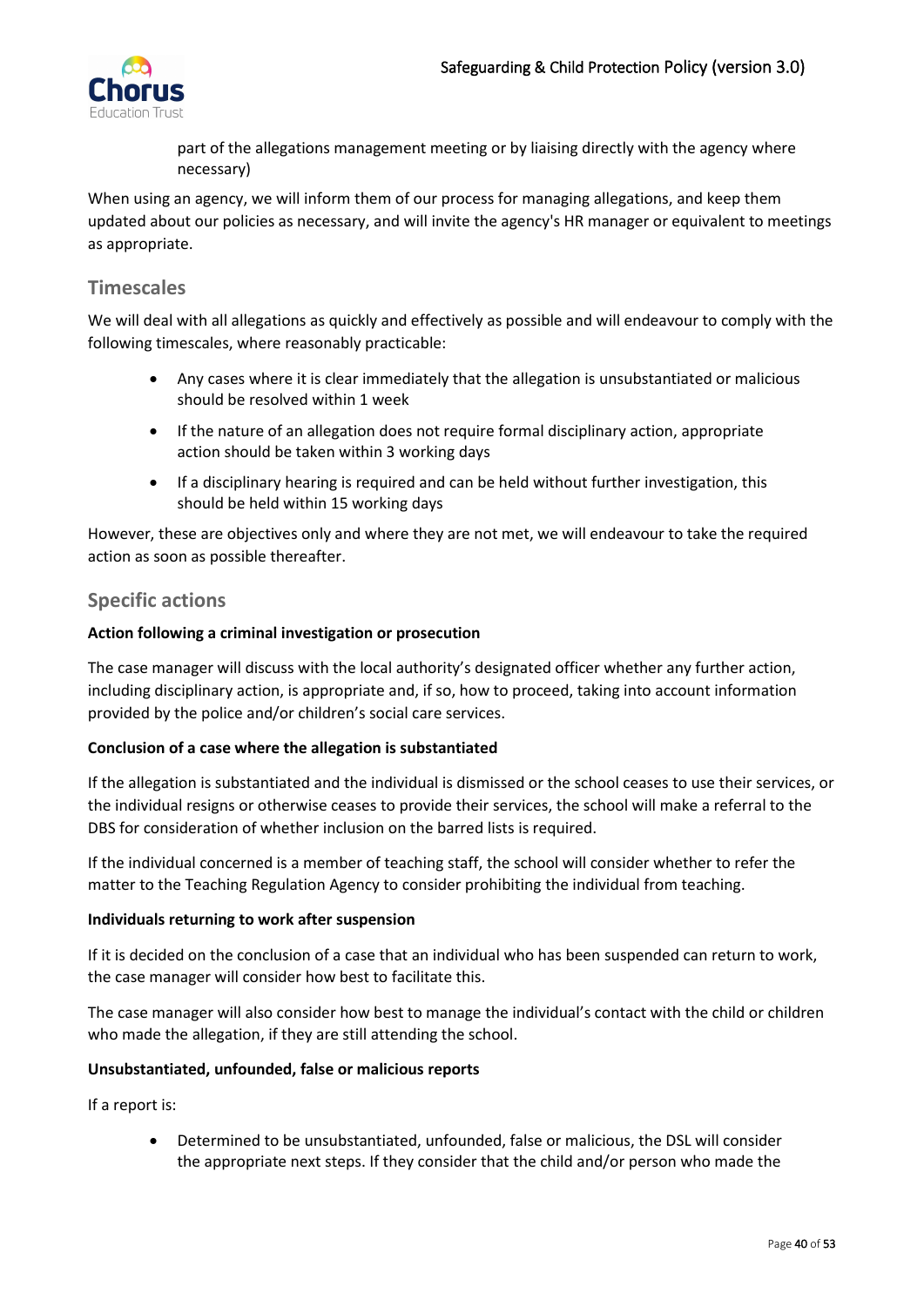part of the allegations management meeting or by liaising directly with the agency where necessary)

When using an agency, we will inform them of our process for managing allegations, and keep them updated about our policies as necessary, and will invite the agency's HR manager or equivalent to meetings as appropriate.

## Timescales

We will deal with all allegations as quickly and effectively as possible and will endeavour to comply with the following timescales, where reasonably practicable:

- Any cases where it is clear immediately that the allegation is unsubstantiated or malicious should be resolved within 1 week
- If the nature of an allegation does not require formal disciplinary action, appropriate action should be taken within 3 working days
- If a disciplinary hearing is required and can be held without further investigation, this should be held within 15 working days

However, these are objectives only and where they are not met, we will endeavour to take the required action as soon as possible thereafter.

## Specific actions

**Action following a criminal investigation or prosecution**

The case manager will discuss with the local authority's designated officer whether any further action, including disciplinary action, is appropriate and, if so, how to proceed, taking into account information provided by the police and/or children's social care services.

**Conclusion of a case where the allegation is substantiated**

If the allegation is substantiated and the individual is dismissed or the school ceases to use their services, or the individual resigns or otherwise ceases to provide their services, the school will make a referral to the DBS for consideration of whether inclusion on the barred lists is required.

If the individual concerned is a member of teaching staff, the school will consider whether to refer the matter to the Teaching Regulation Agency to consider prohibiting the individual from teaching.

**Individuals returning to work after suspension**

If it is decided on the conclusion of a case that an individual who has been suspended can return to work, the case manager will consider how best to facilitate this.

The case manager will also consider how best to manage the individual's contact with the child or children who made the allegation, if they are still attending the school.

**Unsubstantiated, unfounded, false or malicious reports**

If a report is:

- Determined to be unsubstantiated, unfounded, false or malicious, the DSL will consider the appropriate next steps. If they consider that the child and/or person who made the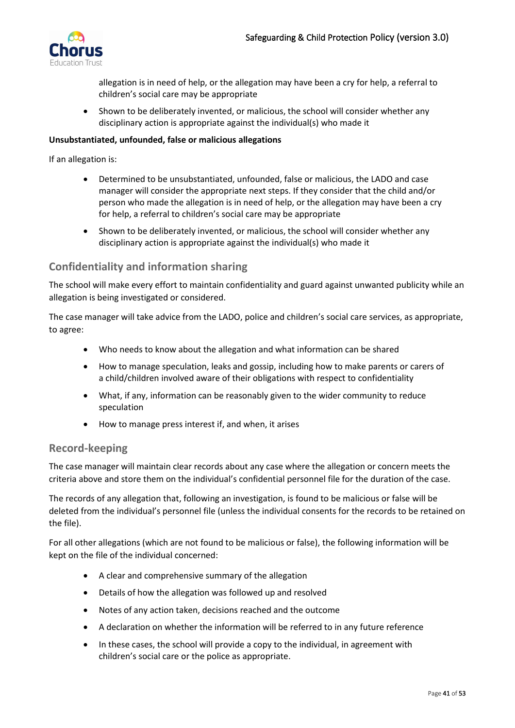allegation is in need of help, or the allegation may have been a cry for help, a referral to children's social care may be appropriate

- Shown to be deliberately invented, or malicious, the school will consider whether any disciplinary action is appropriate against the individual(s) who made it

**Unsubstantiated, unfounded, false or malicious allegations**

If an allegation is:

- Determined to be unsubstantiated, unfounded, false or malicious, the LADO and case manager will consider the appropriate next steps. If they consider that the child and/or person who made the allegation is in need of help, or the allegation may have been a cry for help, a referral to children's social care may be appropriate
- Shown to be deliberately invented, or malicious, the school will consider whether any disciplinary action is appropriate against the individual(s) who made it

## Confidentiality and information sharing

The school will make every effort to maintain confidentiality and guard against unwanted publicity while an allegation is being investigated or considered.

The case manager will take advice from the LADO, police and children's social care services, as appropriate, to agree:

- Who needs to know about the allegation and what information can be shared
- How to manage speculation, leaks and gossip, including how to make parents or carers of a child/children involved aware of their obligations with respect to confidentiality
- What, if any, information can be reasonably given to the wider community to reduce speculation
- How to manage press interest if, and when, it arises

## Record-keeping

The case manager will maintain clear records about any case where the allegation or concern meets the criteria above and store them on the individual's confidential personnel file for the duration of the case.

The records of any allegation that, following an investigation, is found to be malicious or false will be deleted from the individual's personnel file (unless the individual consents for the records to be retained on the file).

For all other allegations (which are not found to be malicious or false), the following information will be kept on the file of the individual concerned:

- A clear and comprehensive summary of the allegation
- Details of how the allegation was followed up and resolved
- Notes of any action taken, decisions reached and the outcome
- A declaration on whether the information will be referred to in any future reference
- In these cases, the school will provide a copy to the individual, in agreement with children's social care or the police as appropriate.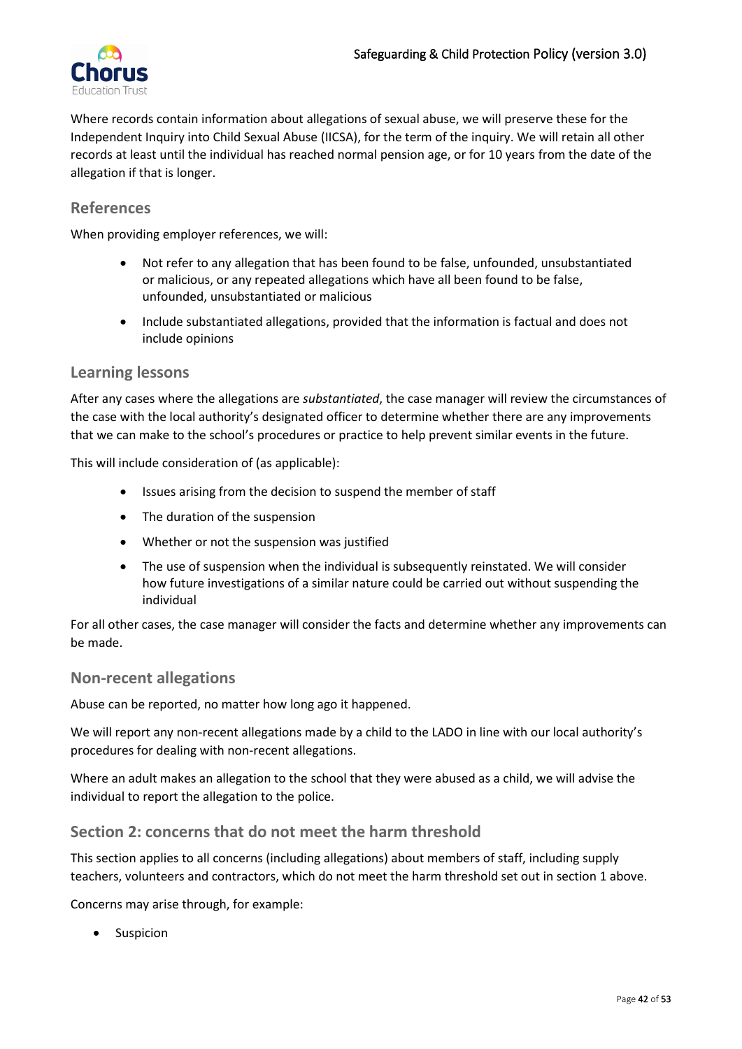Where records contain information about allegations of sexual abuse, we will preserve these for the Independent Inquiry into Child Sexual Abuse (IICSA), for the term of the inquiry. We will retain all other records at least until the individual has reached normal pension age, or for 10 years from the date of the allegation if that is longer.

### References

When providing employer references, we will:

- Not refer to any allegation that has been found to be false, unfounded, unsubstantiated or malicious, or any repeated allegations which have all been found to be false, unfounded, unsubstantiated or malicious
- Include substantiated allegations, provided that the information is factual and does not include opinions

### Learning lessons

After any cases where the allegations are *substantiated*, the case manager will review the circumstances of the case with the local authority's designated officer to determine whether there are any improvements that we can make to the school's procedures or practice to help prevent similar events in the future.

This will include consideration of (as applicable):

- Issues arising from the decision to suspend the member of staff
- The duration of the suspension
- Whether or not the suspension was justified
- The use of suspension when the individual is subsequently reinstated. We will consider how future investigations of a similar nature could be carried out without suspending the individual

For all other cases, the case manager will consider the facts and determine whether any improvements can be made.

### Non-recent allegations

Abuse can be reported, no matter how long ago it happened.

We will report any non-recent allegations made by a child to the LADO in line with our local authority's procedures for dealing with non-recent allegations.

Where an adult makes an allegation to the school that they were abused as a child, we will advise the individual to report the allegation to the police.

### Section 2: concerns that do not meet the harm threshold

This section applies to all concerns (including allegations) about members of staff, including supply teachers, volunteers and contractors, which do not meet the harm threshold set out in section 1 above.

Concerns may arise through, for example:

- Suspicion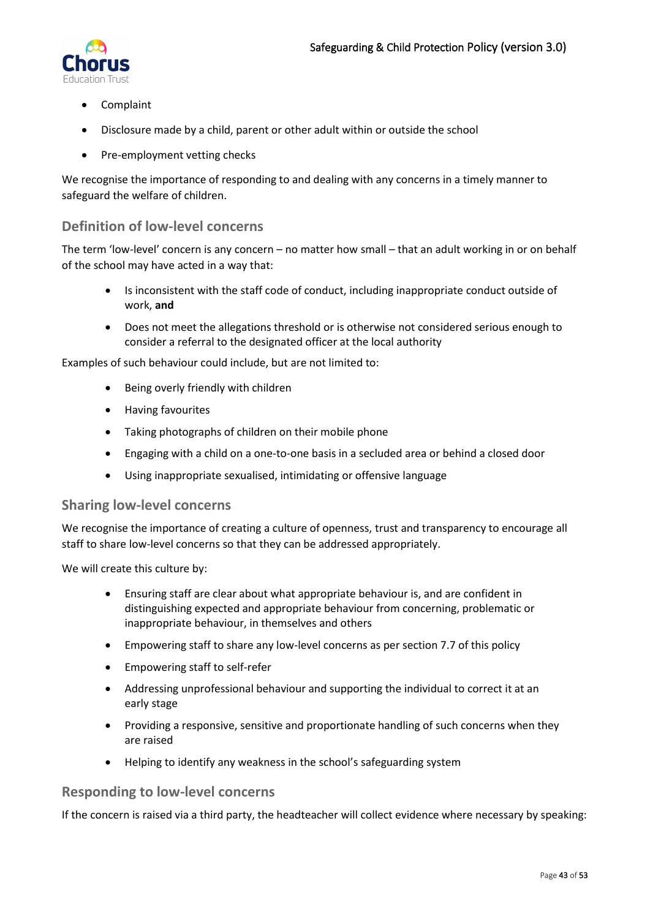- Complaint
- Disclosure made by a child, parent or other adult within or outside the school
- Pre-employment vetting checks

We recognise the importance of responding to and dealing with any concerns in a timely manner to safeguard the welfare of children.

### Definition of low-level concerns

The term 'low-level' concern is any concern – no matter how small – that an adult working in or on behalf of the school may have acted in a way that:

- Is inconsistent with the staff code of conduct, including inappropriate conduct outside of work, **and**
- Does not meet the allegations threshold or is otherwise not considered serious enough to consider a referral to the designated officer at the local authority

Examples of such behaviour could include, but are not limited to:

- Being overly friendly with children
- Having favourites
- Taking photographs of children on their mobile phone
- Engaging with a child on a one-to-one basis in a secluded area or behind a closed door
- Using inappropriate sexualised, intimidating or offensive language

### Sharing low-level concerns

We recognise the importance of creating a culture of openness, trust and transparency to encourage all staff to share low-level concerns so that they can be addressed appropriately.

We will create this culture by:

- Ensuring staff are clear about what appropriate behaviour is, and are confident in distinguishing expected and appropriate behaviour from concerning, problematic or inappropriate behaviour, in themselves and others
- Empowering staff to share any low-level concerns as per section 7.7 of this policy
- Empowering staff to self-refer
- Addressing unprofessional behaviour and supporting the individual to correct it at an early stage
- Providing a responsive, sensitive and proportionate handling of such concerns when they are raised
- Helping to identify any weakness in the school's safeguarding system

### Responding to low-level concerns

If the concern is raised via a third party, the headteacher will collect evidence where necessary by speaking: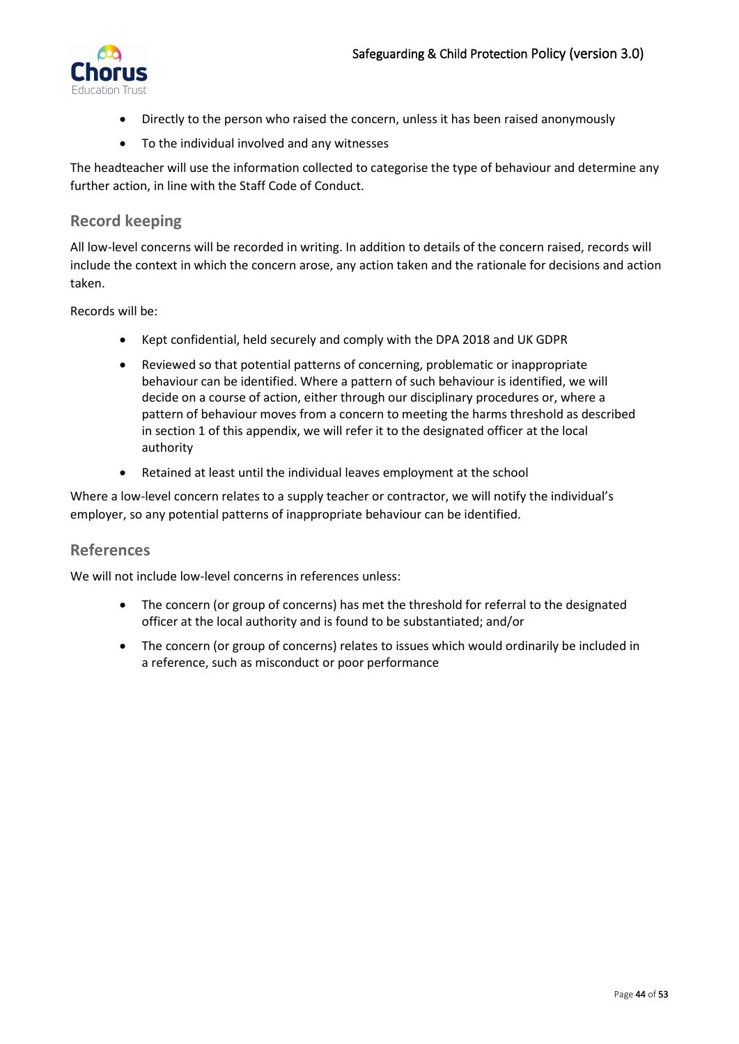- Directly to the person who raised the concern, unless it has been raised anonymously
- To the individual involved and any witnesses

The headteacher will use the information collected to categorise the type of behaviour and determine any further action, in line with the Staff Code of Conduct.

### Record keeping

All low-level concerns will be recorded in writing. In addition to details of the concern raised, records will include the context in which the concern arose, any action taken and the rationale for decisions and action taken.

Records will be:

- Kept confidential, held securely and comply with the DPA 2018 and UK GDPR
- Reviewed so that potential patterns of concerning, problematic or inappropriate behaviour can be identified. Where a pattern of such behaviour is identified, we will decide on a course of action, either through our disciplinary procedures or, where a pattern of behaviour moves from a concern to meeting the harms threshold as described in section 1 of this appendix, we will refer it to the designated officer at the local authority
- Retained at least until the individual leaves employment at the school

Where a low-level concern relates to a supply teacher or contractor, we will notify the individual's employer, so any potential patterns of inappropriate behaviour can be identified.

### References

We will not include low-level concerns in references unless:

- The concern (or group of concerns) has met the threshold for referral to the designated officer at the local authority and is found to be substantiated; and/or
- The concern (or group of concerns) relates to issues which would ordinarily be included in a reference, such as misconduct or poor performance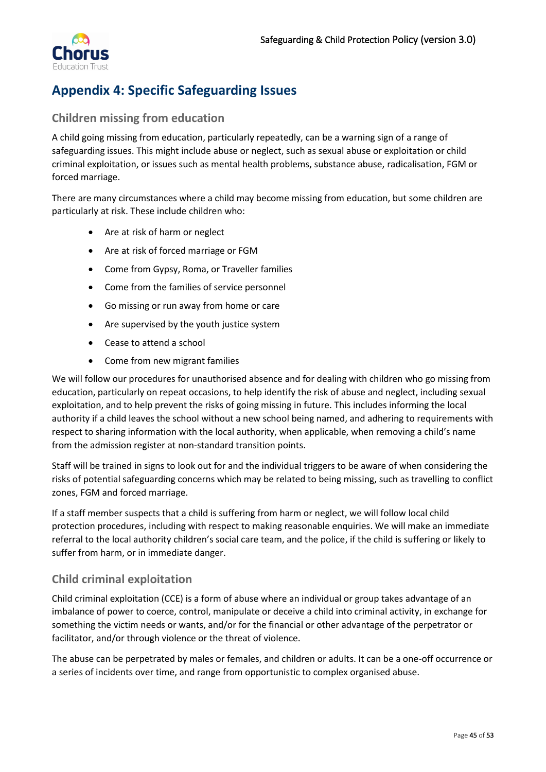# Appendix 4: Specific Safeguarding Issues

## Children missing from education

A child going missing from education, particularly repeatedly, can be a warning sign of a range of safeguarding issues. This might include abuse or neglect, such as sexual abuse or exploitation or child criminal exploitation, or issues such as mental health problems, substance abuse, radicalisation, FGM or forced marriage.

There are many circumstances where a child may become missing from education, but some children are particularly at risk. These include children who:

- Are at risk of harm or neglect
- Are at risk of forced marriage or FGM
- Come from Gypsy, Roma, or Traveller families
- Come from the families of service personnel
- Go missing or run away from home or care
- Are supervised by the youth justice system
- Cease to attend a school
- Come from new migrant families

We will follow our procedures for unauthorised absence and for dealing with children who go missing from education, particularly on repeat occasions, to help identify the risk of abuse and neglect, including sexual exploitation, and to help prevent the risks of going missing in future. This includes informing the local authority if a child leaves the school without a new school being named, and adhering to requirements with respect to sharing information with the local authority, when applicable, when removing a child's name from the admission register at non-standard transition points.

Staff will be trained in signs to look out for and the individual triggers to be aware of when considering the risks of potential safeguarding concerns which may be related to being missing, such as travelling to conflict zones, FGM and forced marriage.

If a staff member suspects that a child is suffering from harm or neglect, we will follow local child protection procedures, including with respect to making reasonable enquiries. We will make an immediate referral to the local authority children's social care team, and the police, if the child is suffering or likely to suffer from harm, or in immediate danger.

## Child criminal exploitation

Child criminal exploitation (CCE) is a form of abuse where an individual or group takes advantage of an imbalance of power to coerce, control, manipulate or deceive a child into criminal activity, in exchange for something the victim needs or wants, and/or for the financial or other advantage of the perpetrator or facilitator, and/or through violence or the threat of violence.

The abuse can be perpetrated by males or females, and children or adults. It can be a one-off occurrence or a series of incidents over time, and range from opportunistic to complex organised abuse.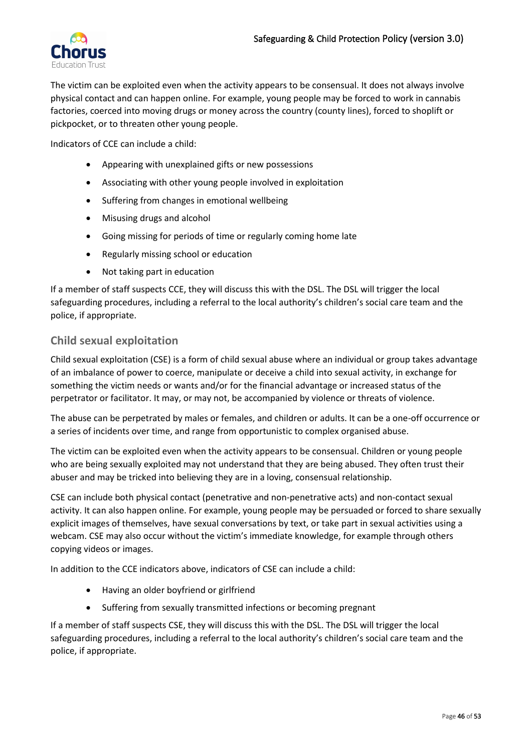The victim can be exploited even when the activity appears to be consensual. It does not always involve physical contact and can happen online. For example, young people may be forced to work in cannabis factories, coerced into moving drugs or money across the country (county lines), forced to shoplift or pickpocket, or to threaten other young people.

Indicators of CCE can include a child:

- Appearing with unexplained gifts or new possessions
- Associating with other young people involved in exploitation
- Suffering from changes in emotional wellbeing
- Misusing drugs and alcohol
- Going missing for periods of time or regularly coming home late
- Regularly missing school or education
- Not taking part in education

If a member of staff suspects CCE, they will discuss this with the DSL. The DSL will trigger the local safeguarding procedures, including a referral to the local authority's children's social care team and the police, if appropriate.

## Child sexual exploitation

Child sexual exploitation (CSE) is a form of child sexual abuse where an individual or group takes advantage of an imbalance of power to coerce, manipulate or deceive a child into sexual activity, in exchange for something the victim needs or wants and/or for the financial advantage or increased status of the perpetrator or facilitator. It may, or may not, be accompanied by violence or threats of violence.

The abuse can be perpetrated by males or females, and children or adults. It can be a one-off occurrence or a series of incidents over time, and range from opportunistic to complex organised abuse.

The victim can be exploited even when the activity appears to be consensual. Children or young people who are being sexually exploited may not understand that they are being abused. They often trust their abuser and may be tricked into believing they are in a loving, consensual relationship.

CSE can include both physical contact (penetrative and non-penetrative acts) and non-contact sexual activity. It can also happen online. For example, young people may be persuaded or forced to share sexually explicit images of themselves, have sexual conversations by text, or take part in sexual activities using a webcam. CSE may also occur without the victim's immediate knowledge, for example through others copying videos or images.

In addition to the CCE indicators above, indicators of CSE can include a child:

- Having an older boyfriend or girlfriend
- Suffering from sexually transmitted infections or becoming pregnant

If a member of staff suspects CSE, they will discuss this with the DSL. The DSL will trigger the local safeguarding procedures, including a referral to the local authority's children's social care team and the police, if appropriate.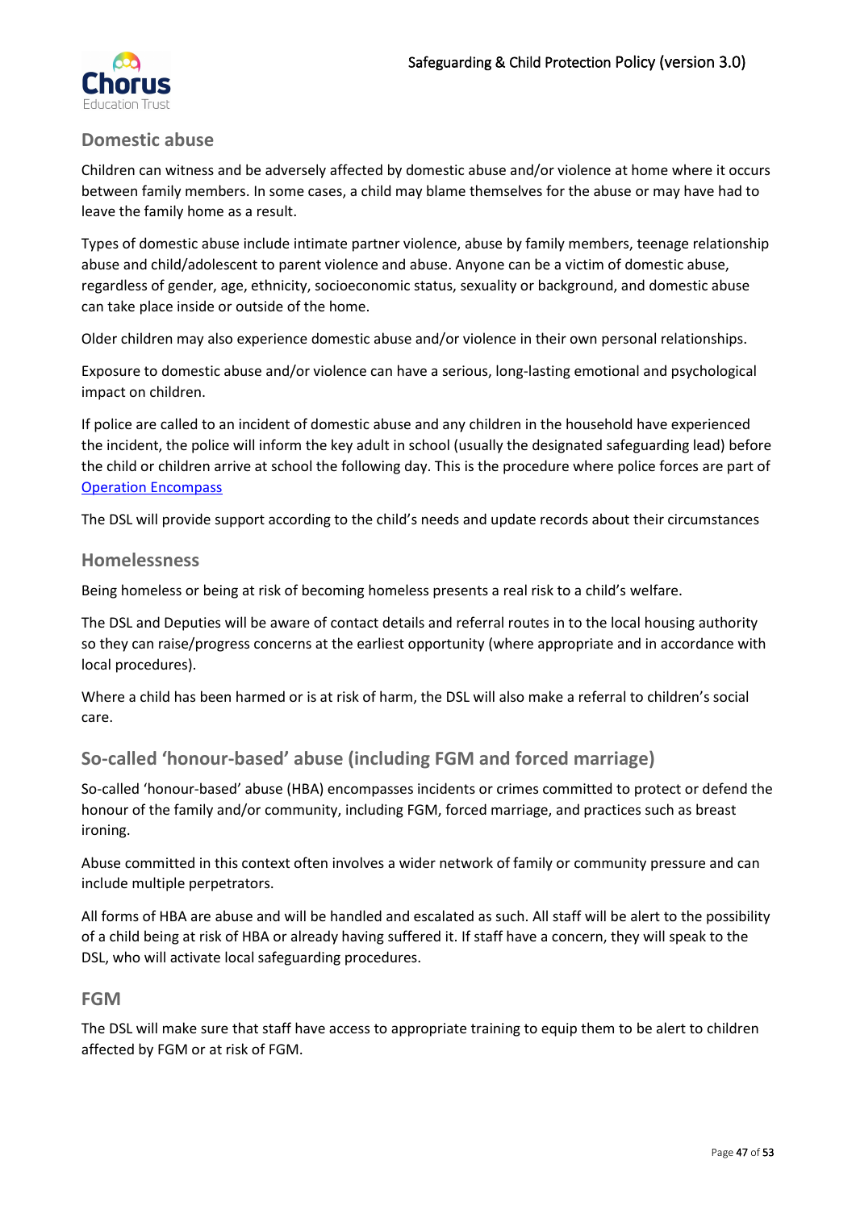## Domestic abuse

Children can witness and be adversely affected by domestic abuse and/or violence at home where it occurs between family members. In some cases, a child may blame themselves for the abuse or may have had to leave the family home as a result.

Types of domestic abuse include intimate partner violence, abuse by family members, teenage relationship abuse and child/adolescent to parent violence and abuse. Anyone can be a victim of domestic abuse, regardless of gender, age, ethnicity, socioeconomic status, sexuality or background, and domestic abuse can take place inside or outside of the home.

Older children may also experience domestic abuse and/or violence in their own personal relationships.

Exposure to domestic abuse and/or violence can have a serious, long-lasting emotional and psychological impact on children.

If police are called to an incident of domestic abuse and any children in the household have experienced the incident, the police will inform the key adult in school (usually the designated safeguarding lead) before the child or children arrive at school the following day. This is the procedure where police forces are part of [Operation Encompass]

The DSL will provide support according to the child's needs and update records about their circumstances

## Homelessness

Being homeless or being at risk of becoming homeless presents a real risk to a child's welfare.

The DSL and Deputies will be aware of contact details and referral routes in to the local housing authority so they can raise/progress concerns at the earliest opportunity (where appropriate and in accordance with local procedures).

Where a child has been harmed or is at risk of harm, the DSL will also make a referral to children's social care.

## So-called 'honour-based' abuse (including FGM and forced marriage)

So-called 'honour-based' abuse (HBA) encompasses incidents or crimes committed to protect or defend the honour of the family and/or community, including FGM, forced marriage, and practices such as breast ironing.

Abuse committed in this context often involves a wider network of family or community pressure and can include multiple perpetrators.

All forms of HBA are abuse and will be handled and escalated as such. All staff will be alert to the possibility of a child being at risk of HBA or already having suffered it. If staff have a concern, they will speak to the DSL, who will activate local safeguarding procedures.

### FGM

The DSL will make sure that staff have access to appropriate training to equip them to be alert to children affected by FGM or at risk of FGM.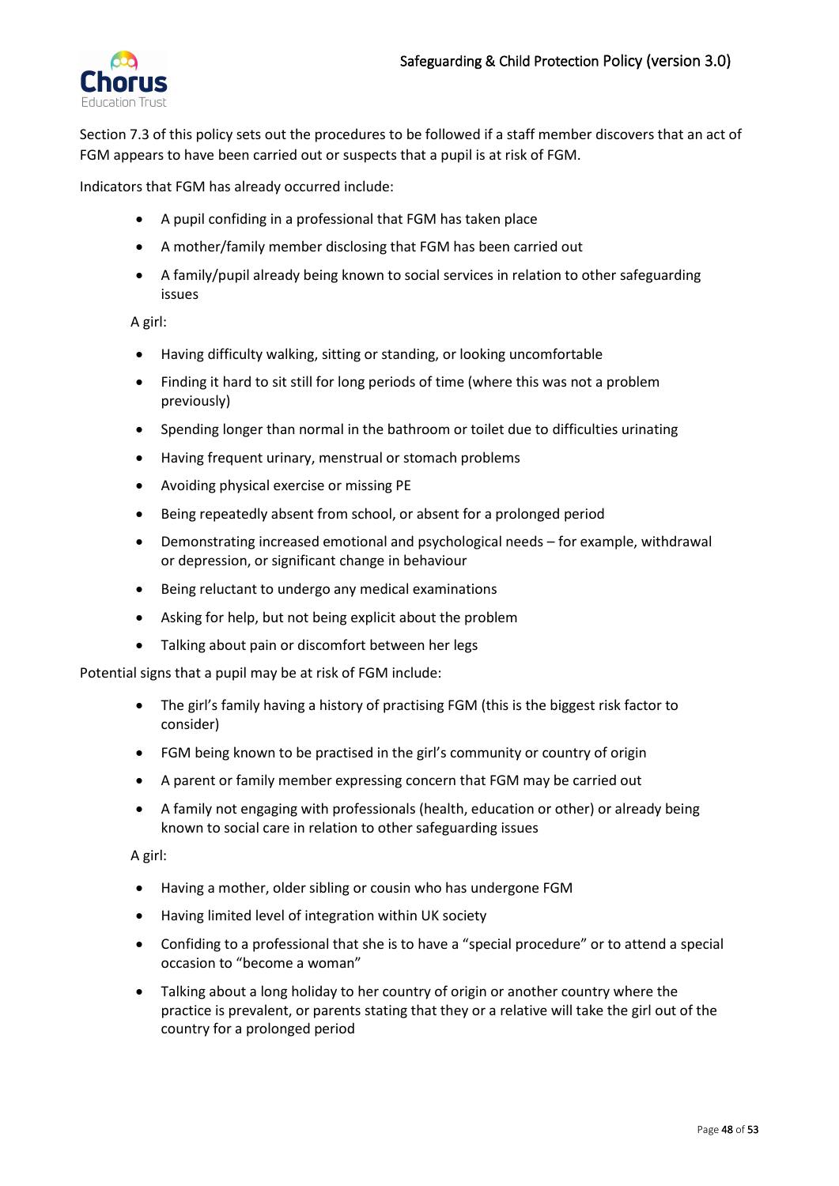Section 7.3 of this policy sets out the procedures to be followed if a staff member discovers that an act of FGM appears to have been carried out or suspects that a pupil is at risk of FGM.

Indicators that FGM has already occurred include:

- A pupil confiding in a professional that FGM has taken place
- A mother/family member disclosing that FGM has been carried out
- A family/pupil already being known to social services in relation to other safeguarding issues

A girl:

- Having difficulty walking, sitting or standing, or looking uncomfortable
- Finding it hard to sit still for long periods of time (where this was not a problem previously)
- Spending longer than normal in the bathroom or toilet due to difficulties urinating
- Having frequent urinary, menstrual or stomach problems
- Avoiding physical exercise or missing PE
- Being repeatedly absent from school, or absent for a prolonged period
- Demonstrating increased emotional and psychological needs – for example, withdrawal or depression, or significant change in behaviour
- Being reluctant to undergo any medical examinations
- Asking for help, but not being explicit about the problem
- Talking about pain or discomfort between her legs

Potential signs that a pupil may be at risk of FGM include:

- The girl's family having a history of practising FGM (this is the biggest risk factor to consider)
- FGM being known to be practised in the girl's community or country of origin
- A parent or family member expressing concern that FGM may be carried out
- A family not engaging with professionals (health, education or other) or already being known to social care in relation to other safeguarding issues

A girl:

- Having a mother, older sibling or cousin who has undergone FGM
- Having limited level of integration within UK society
- Confiding to a professional that she is to have a "special procedure" or to attend a special occasion to "become a woman"
- Talking about a long holiday to her country of origin or another country where the practice is prevalent, or parents stating that they or a relative will take the girl out of the country for a prolonged period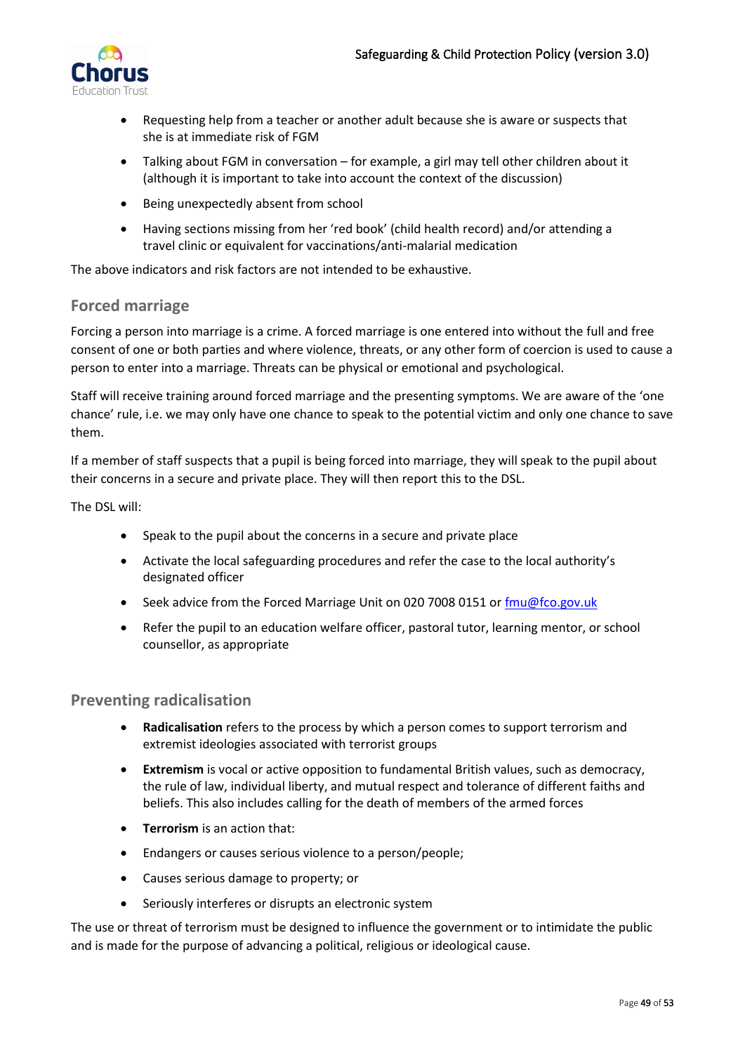- Requesting help from a teacher or another adult because she is aware or suspects that she is at immediate risk of FGM
- Talking about FGM in conversation – for example, a girl may tell other children about it (although it is important to take into account the context of the discussion)
- Being unexpectedly absent from school
- Having sections missing from her 'red book' (child health record) and/or attending a travel clinic or equivalent for vaccinations/anti-malarial medication

The above indicators and risk factors are not intended to be exhaustive.

## Forced marriage

Forcing a person into marriage is a crime. A forced marriage is one entered into without the full and free consent of one or both parties and where violence, threats, or any other form of coercion is used to cause a person to enter into a marriage. Threats can be physical or emotional and psychological.

Staff will receive training around forced marriage and the presenting symptoms. We are aware of the 'one chance' rule, i.e. we may only have one chance to speak to the potential victim and only one chance to save them.

If a member of staff suspects that a pupil is being forced into marriage, they will speak to the pupil about their concerns in a secure and private place. They will then report this to the DSL.

The DSL will:

- Speak to the pupil about the concerns in a secure and private place
- Activate the local safeguarding procedures and refer the case to the local authority's designated officer
- Seek advice from the Forced Marriage Unit on 020 7008 0151 or fmu@fco.gov.uk
- Refer the pupil to an education welfare officer, pastoral tutor, learning mentor, or school counsellor, as appropriate

## Preventing radicalisation

- **Radicalisation** refers to the process by which a person comes to support terrorism and extremist ideologies associated with terrorist groups
- **Extremism** is vocal or active opposition to fundamental British values, such as democracy, the rule of law, individual liberty, and mutual respect and tolerance of different faiths and beliefs. This also includes calling for the death of members of the armed forces
- **Terrorism** is an action that:
- Endangers or causes serious violence to a person/people;
- Causes serious damage to property; or
- Seriously interferes or disrupts an electronic system

The use or threat of terrorism must be designed to influence the government or to intimidate the public and is made for the purpose of advancing a political, religious or ideological cause.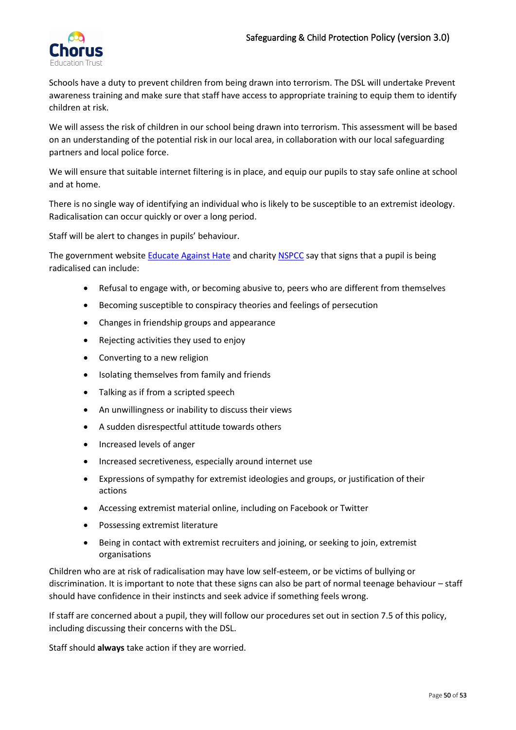Schools have a duty to prevent children from being drawn into terrorism. The DSL will undertake Prevent awareness training and make sure that staff have access to appropriate training to equip them to identify children at risk.

We will assess the risk of children in our school being drawn into terrorism. This assessment will be based on an understanding of the potential risk in our local area, in collaboration with our local safeguarding partners and local police force.

We will ensure that suitable internet filtering is in place, and equip our pupils to stay safe online at school and at home.

There is no single way of identifying an individual who is likely to be susceptible to an extremist ideology. Radicalisation can occur quickly or over a long period.

Staff will be alert to changes in pupils' behaviour.

The government website Educate Against Hate and charity NSPCC say that signs that a pupil is being radicalised can include:

- Refusal to engage with, or becoming abusive to, peers who are different from themselves
- Becoming susceptible to conspiracy theories and feelings of persecution
- Changes in friendship groups and appearance
- Rejecting activities they used to enjoy
- Converting to a new religion
- Isolating themselves from family and friends
- Talking as if from a scripted speech
- An unwillingness or inability to discuss their views
- A sudden disrespectful attitude towards others
- Increased levels of anger
- Increased secretiveness, especially around internet use
- Expressions of sympathy for extremist ideologies and groups, or justification of their actions
- Accessing extremist material online, including on Facebook or Twitter
- Possessing extremist literature
- Being in contact with extremist recruiters and joining, or seeking to join, extremist organisations

Children who are at risk of radicalisation may have low self-esteem, or be victims of bullying or discrimination. It is important to note that these signs can also be part of normal teenage behaviour – staff should have confidence in their instincts and seek advice if something feels wrong.

If staff are concerned about a pupil, they will follow our procedures set out in section 7.5 of this policy, including discussing their concerns with the DSL.

Staff should **always** take action if they are worried.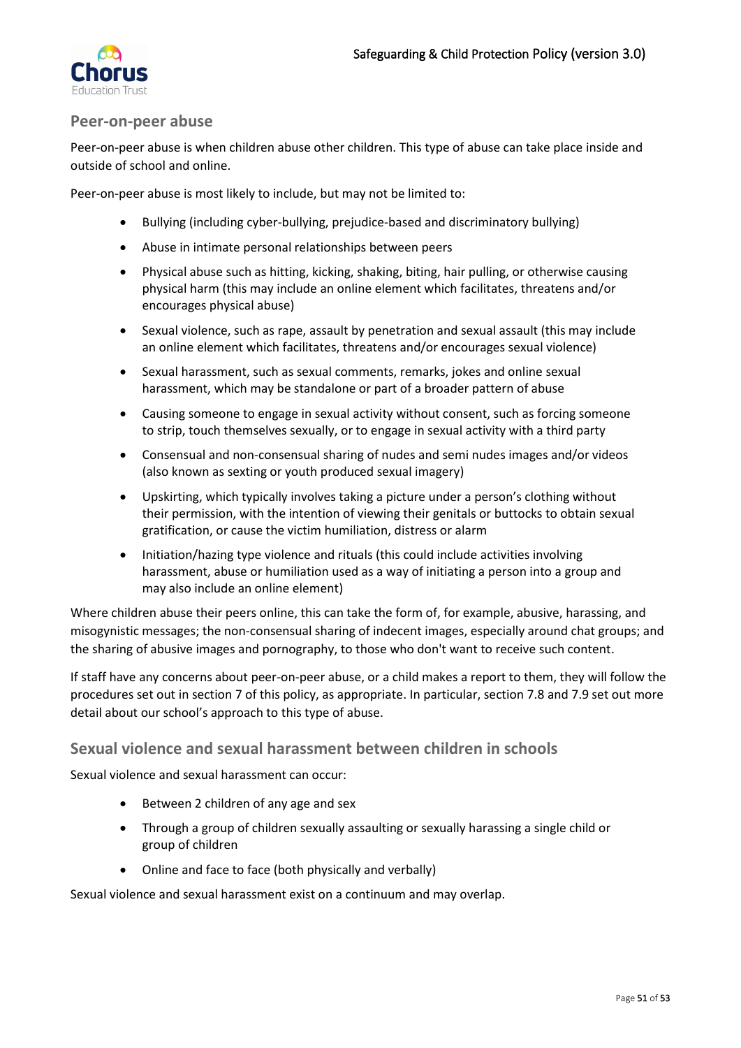## Peer-on-peer abuse

Peer-on-peer abuse is when children abuse other children. This type of abuse can take place inside and outside of school and online.

Peer-on-peer abuse is most likely to include, but may not be limited to:

- Bullying (including cyber-bullying, prejudice-based and discriminatory bullying)
- Abuse in intimate personal relationships between peers
- Physical abuse such as hitting, kicking, shaking, biting, hair pulling, or otherwise causing physical harm (this may include an online element which facilitates, threatens and/or encourages physical abuse)
- Sexual violence, such as rape, assault by penetration and sexual assault (this may include an online element which facilitates, threatens and/or encourages sexual violence)
- Sexual harassment, such as sexual comments, remarks, jokes and online sexual harassment, which may be standalone or part of a broader pattern of abuse
- Causing someone to engage in sexual activity without consent, such as forcing someone to strip, touch themselves sexually, or to engage in sexual activity with a third party
- Consensual and non-consensual sharing of nudes and semi nudes images and/or videos (also known as sexting or youth produced sexual imagery)
- Upskirting, which typically involves taking a picture under a person's clothing without their permission, with the intention of viewing their genitals or buttocks to obtain sexual gratification, or cause the victim humiliation, distress or alarm
- Initiation/hazing type violence and rituals (this could include activities involving harassment, abuse or humiliation used as a way of initiating a person into a group and may also include an online element)

Where children abuse their peers online, this can take the form of, for example, abusive, harassing, and misogynistic messages; the non-consensual sharing of indecent images, especially around chat groups; and the sharing of abusive images and pornography, to those who don't want to receive such content.

If staff have any concerns about peer-on-peer abuse, or a child makes a report to them, they will follow the procedures set out in section 7 of this policy, as appropriate. In particular, section 7.8 and 7.9 set out more detail about our school's approach to this type of abuse.

## Sexual violence and sexual harassment between children in schools

Sexual violence and sexual harassment can occur:

- Between 2 children of any age and sex
- Through a group of children sexually assaulting or sexually harassing a single child or group of children
- Online and face to face (both physically and verbally)

Sexual violence and sexual harassment exist on a continuum and may overlap.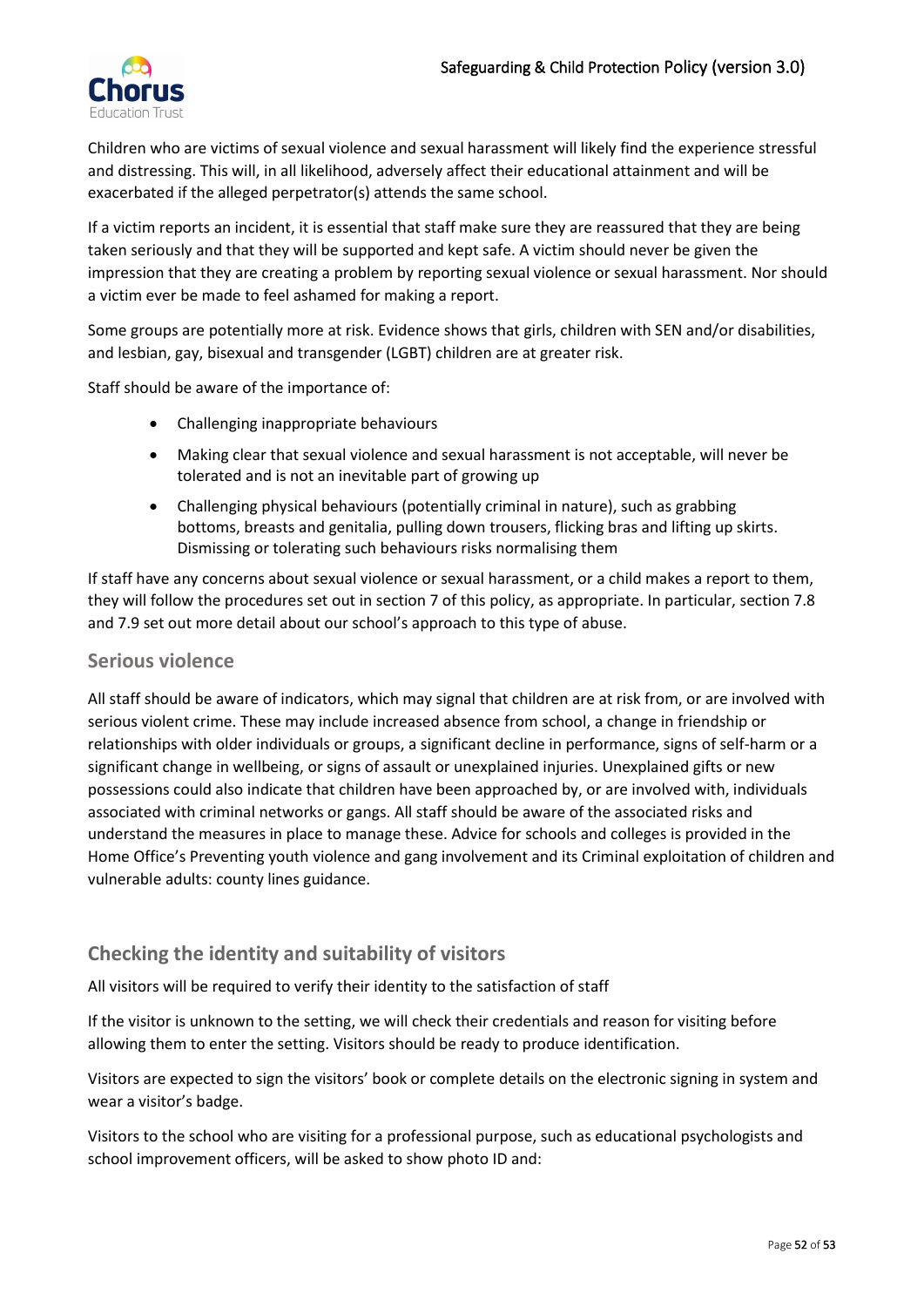Children who are victims of sexual violence and sexual harassment will likely find the experience stressful and distressing. This will, in all likelihood, adversely affect their educational attainment and will be exacerbated if the alleged perpetrator(s) attends the same school.

If a victim reports an incident, it is essential that staff make sure they are reassured that they are being taken seriously and that they will be supported and kept safe. A victim should never be given the impression that they are creating a problem by reporting sexual violence or sexual harassment. Nor should a victim ever be made to feel ashamed for making a report.

Some groups are potentially more at risk. Evidence shows that girls, children with SEN and/or disabilities, and lesbian, gay, bisexual and transgender (LGBT) children are at greater risk.

Staff should be aware of the importance of:

- Challenging inappropriate behaviours
- Making clear that sexual violence and sexual harassment is not acceptable, will never be tolerated and is not an inevitable part of growing up
- Challenging physical behaviours (potentially criminal in nature), such as grabbing bottoms, breasts and genitalia, pulling down trousers, flicking bras and lifting up skirts. Dismissing or tolerating such behaviours risks normalising them

If staff have any concerns about sexual violence or sexual harassment, or a child makes a report to them, they will follow the procedures set out in section 7 of this policy, as appropriate. In particular, section 7.8 and 7.9 set out more detail about our school's approach to this type of abuse.

## Serious violence

All staff should be aware of indicators, which may signal that children are at risk from, or are involved with serious violent crime. These may include increased absence from school, a change in friendship or relationships with older individuals or groups, a significant decline in performance, signs of self-harm or a significant change in wellbeing, or signs of assault or unexplained injuries. Unexplained gifts or new possessions could also indicate that children have been approached by, or are involved with, individuals associated with criminal networks or gangs. All staff should be aware of the associated risks and understand the measures in place to manage these. Advice for schools and colleges is provided in the Home Office's Preventing youth violence and gang involvement and its Criminal exploitation of children and vulnerable adults: county lines guidance.

## Checking the identity and suitability of visitors

All visitors will be required to verify their identity to the satisfaction of staff

If the visitor is unknown to the setting, we will check their credentials and reason for visiting before allowing them to enter the setting. Visitors should be ready to produce identification.

Visitors are expected to sign the visitors' book or complete details on the electronic signing in system and wear a visitor's badge.

Visitors to the school who are visiting for a professional purpose, such as educational psychologists and school improvement officers, will be asked to show photo ID and: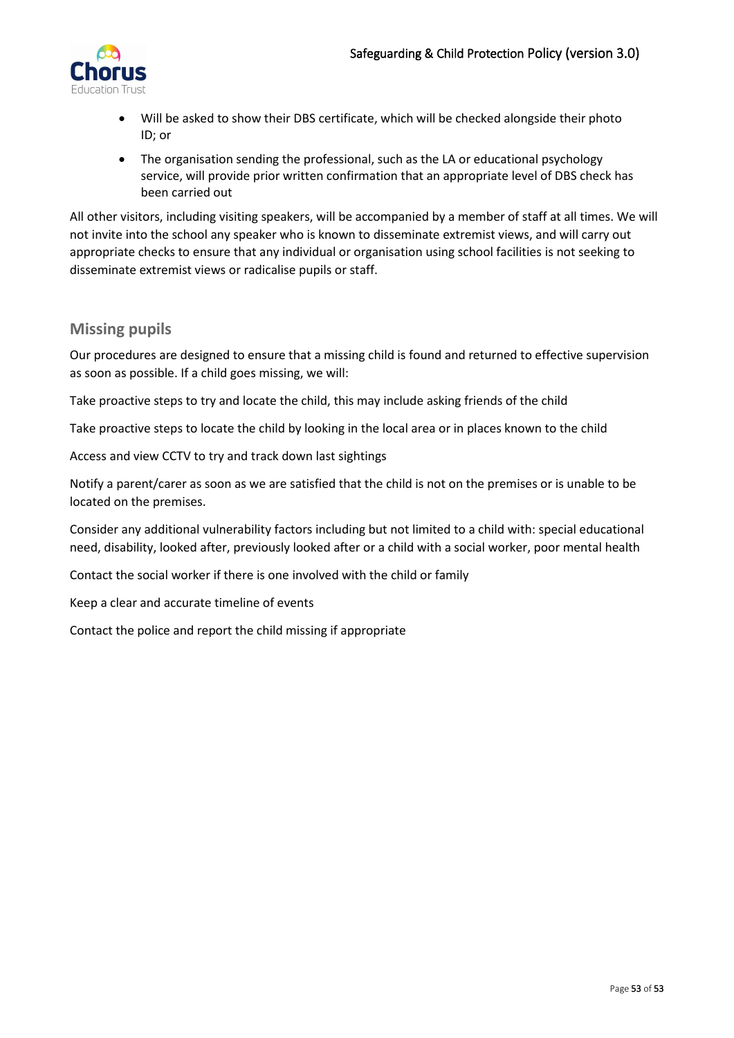- Will be asked to show their DBS certificate, which will be checked alongside their photo ID; or
- The organisation sending the professional, such as the LA or educational psychology service, will provide prior written confirmation that an appropriate level of DBS check has been carried out

All other visitors, including visiting speakers, will be accompanied by a member of staff at all times. We will not invite into the school any speaker who is known to disseminate extremist views, and will carry out appropriate checks to ensure that any individual or organisation using school facilities is not seeking to disseminate extremist views or radicalise pupils or staff.

## Missing pupils

Our procedures are designed to ensure that a missing child is found and returned to effective supervision as soon as possible. If a child goes missing, we will:

Take proactive steps to try and locate the child, this may include asking friends of the child

Take proactive steps to locate the child by looking in the local area or in places known to the child

Access and view CCTV to try and track down last sightings

Notify a parent/carer as soon as we are satisfied that the child is not on the premises or is unable to be located on the premises.

Consider any additional vulnerability factors including but not limited to a child with: special educational need, disability, looked after, previously looked after or a child with a social worker, poor mental health

Contact the social worker if there is one involved with the child or family

Keep a clear and accurate timeline of events

Contact the police and report the child missing if appropriate